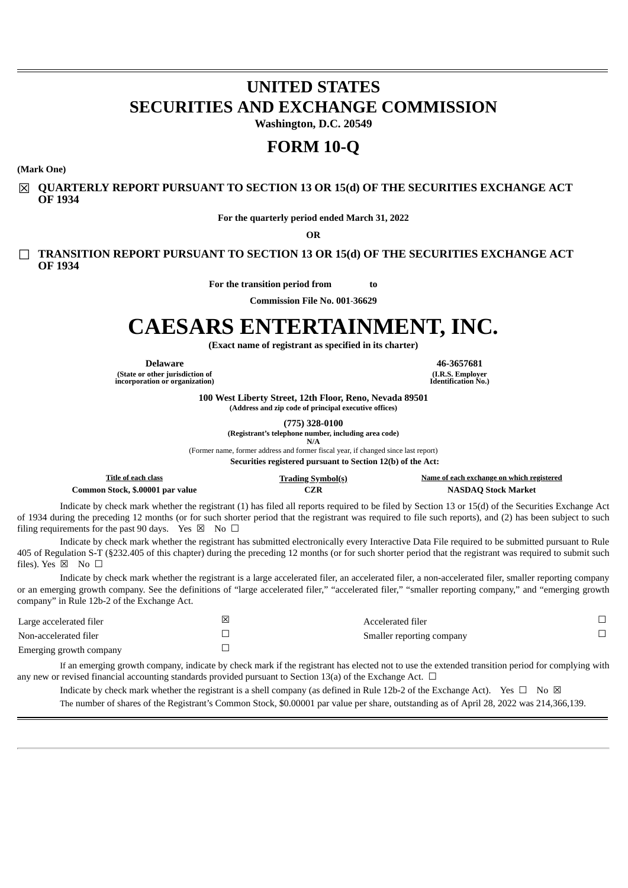# UNITED STATES
# SECURITIES AND EXCHANGE COMMISSION

**Washington, D.C. 20549**

# FORM 10-Q

**(Mark One)**

☒ **QUARTERLY REPORT PURSUANT TO SECTION 13 OR 15(d) OF THE SECURITIES EXCHANGE ACT OF 1934**

**For the quarterly period ended March 31, 2022**

**OR**

☐ **TRANSITION REPORT PURSUANT TO SECTION 13 OR 15(d) OF THE SECURITIES EXCHANGE ACT OF 1934**

**For the transition period from to**

**Commission File No. 001-36629**

# CAESARS ENTERTAINMENT, INC.

**(Exact name of registrant as specified in its charter)**

| **Delaware** | **46-3657681** |
|---|---|
| **(State or other jurisdiction of incorporation or organization)** | **(I.R.S. Employer Identification No.)** |

**100 West Liberty Street, 12th Floor, Reno, Nevada 89501**
**(Address and zip code of principal executive offices)**

**(775) 328-0100**
**(Registrant's telephone number, including area code)**

**N/A**
(Former name, former address and former fiscal year, if changed since last report)

**Securities registered pursuant to Section 12(b) of the Act:**

| Title of each class | Trading Symbol(s) | Name of each exchange on which registered |
|---|---|---|
| **Common Stock, $.00001 par value** | **CZR** | **NASDAQ Stock Market** |

Indicate by check mark whether the registrant (1) has filed all reports required to be filed by Section 13 or 15(d) of the Securities Exchange Act of 1934 during the preceding 12 months (or for such shorter period that the registrant was required to file such reports), and (2) has been subject to such filing requirements for the past 90 days. Yes ☒ No ☐

Indicate by check mark whether the registrant has submitted electronically every Interactive Data File required to be submitted pursuant to Rule 405 of Regulation S-T (§232.405 of this chapter) during the preceding 12 months (or for such shorter period that the registrant was required to submit such files). Yes ☒ No ☐

Indicate by check mark whether the registrant is a large accelerated filer, an accelerated filer, a non-accelerated filer, smaller reporting company or an emerging growth company. See the definitions of "large accelerated filer," "accelerated filer," "smaller reporting company," and "emerging growth company" in Rule 12b-2 of the Exchange Act.

| | | | |
|---|---|---|---|
| Large accelerated filer | ☒ | Accelerated filer | ☐ |
| Non-accelerated filer | ☐ | Smaller reporting company | ☐ |
| Emerging growth company | ☐ | | |

If an emerging growth company, indicate by check mark if the registrant has elected not to use the extended transition period for complying with any new or revised financial accounting standards provided pursuant to Section 13(a) of the Exchange Act. ☐

Indicate by check mark whether the registrant is a shell company (as defined in Rule 12b-2 of the Exchange Act). Yes ☐ No ☒

The number of shares of the Registrant's Common Stock, $0.00001 par value per share, outstanding as of April 28, 2022 was 214,366,139.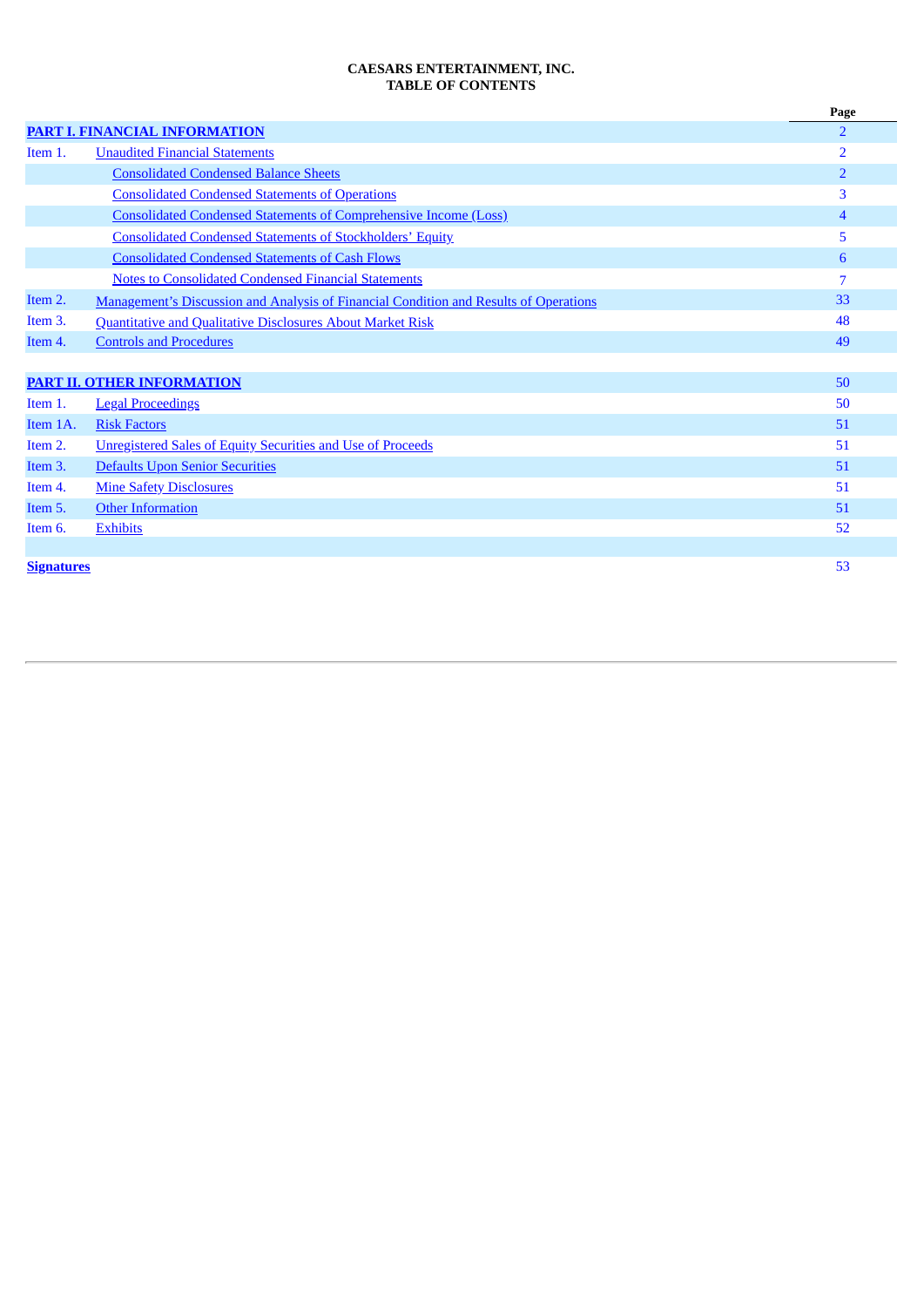**CAESARS ENTERTAINMENT, INC.**
**TABLE OF CONTENTS**

| | | Page |
|---|---|---|
| **PART I. FINANCIAL INFORMATION** | | 2 |
| Item 1. | Unaudited Financial Statements | 2 |
| | Consolidated Condensed Balance Sheets | 2 |
| | Consolidated Condensed Statements of Operations | 3 |
| | Consolidated Condensed Statements of Comprehensive Income (Loss) | 4 |
| | Consolidated Condensed Statements of Stockholders' Equity | 5 |
| | Consolidated Condensed Statements of Cash Flows | 6 |
| | Notes to Consolidated Condensed Financial Statements | 7 |
| Item 2. | Management's Discussion and Analysis of Financial Condition and Results of Operations | 33 |
| Item 3. | Quantitative and Qualitative Disclosures About Market Risk | 48 |
| Item 4. | Controls and Procedures | 49 |
| | | |
| **PART II. OTHER INFORMATION** | | 50 |
| Item 1. | Legal Proceedings | 50 |
| Item 1A. | Risk Factors | 51 |
| Item 2. | Unregistered Sales of Equity Securities and Use of Proceeds | 51 |
| Item 3. | Defaults Upon Senior Securities | 51 |
| Item 4. | Mine Safety Disclosures | 51 |
| Item 5. | Other Information | 51 |
| Item 6. | Exhibits | 52 |
| | | |
| **Signatures** | | 53 |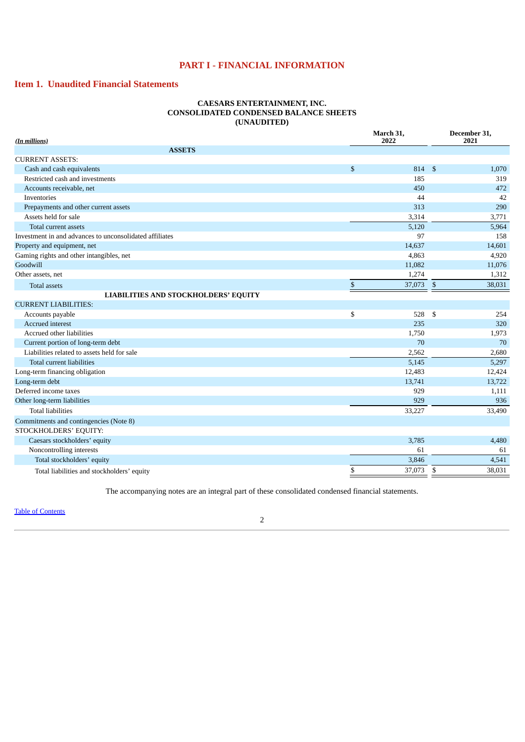# PART I - FINANCIAL INFORMATION

## Item 1. Unaudited Financial Statements

**CAESARS ENTERTAINMENT, INC.**
**CONSOLIDATED CONDENSED BALANCE SHEETS**
**(UNAUDITED)**

| *(In millions)* | March 31, 2022 | December 31, 2021 |
|---|---|---|
| **ASSETS** | | |
| CURRENT ASSETS: | | |
| Cash and cash equivalents | $ 814 | $ 1,070 |
| Restricted cash and investments | 185 | 319 |
| Accounts receivable, net | 450 | 472 |
| Inventories | 44 | 42 |
| Prepayments and other current assets | 313 | 290 |
| Assets held for sale | 3,314 | 3,771 |
| Total current assets | 5,120 | 5,964 |
| Investment in and advances to unconsolidated affiliates | 97 | 158 |
| Property and equipment, net | 14,637 | 14,601 |
| Gaming rights and other intangibles, net | 4,863 | 4,920 |
| Goodwill | 11,082 | 11,076 |
| Other assets, net | 1,274 | 1,312 |
| Total assets | $ 37,073 | $ 38,031 |
| **LIABILITIES AND STOCKHOLDERS' EQUITY** | | |
| CURRENT LIABILITIES: | | |
| Accounts payable | $ 528 | $ 254 |
| Accrued interest | 235 | 320 |
| Accrued other liabilities | 1,750 | 1,973 |
| Current portion of long-term debt | 70 | 70 |
| Liabilities related to assets held for sale | 2,562 | 2,680 |
| Total current liabilities | 5,145 | 5,297 |
| Long-term financing obligation | 12,483 | 12,424 |
| Long-term debt | 13,741 | 13,722 |
| Deferred income taxes | 929 | 1,111 |
| Other long-term liabilities | 929 | 936 |
| Total liabilities | 33,227 | 33,490 |
| Commitments and contingencies (Note 8) | | |
| STOCKHOLDERS' EQUITY: | | |
| Caesars stockholders' equity | 3,785 | 4,480 |
| Noncontrolling interests | 61 | 61 |
| Total stockholders' equity | 3,846 | 4,541 |
| Total liabilities and stockholders' equity | $ 37,073 | $ 38,031 |

The accompanying notes are an integral part of these consolidated condensed financial statements.

Table of Contents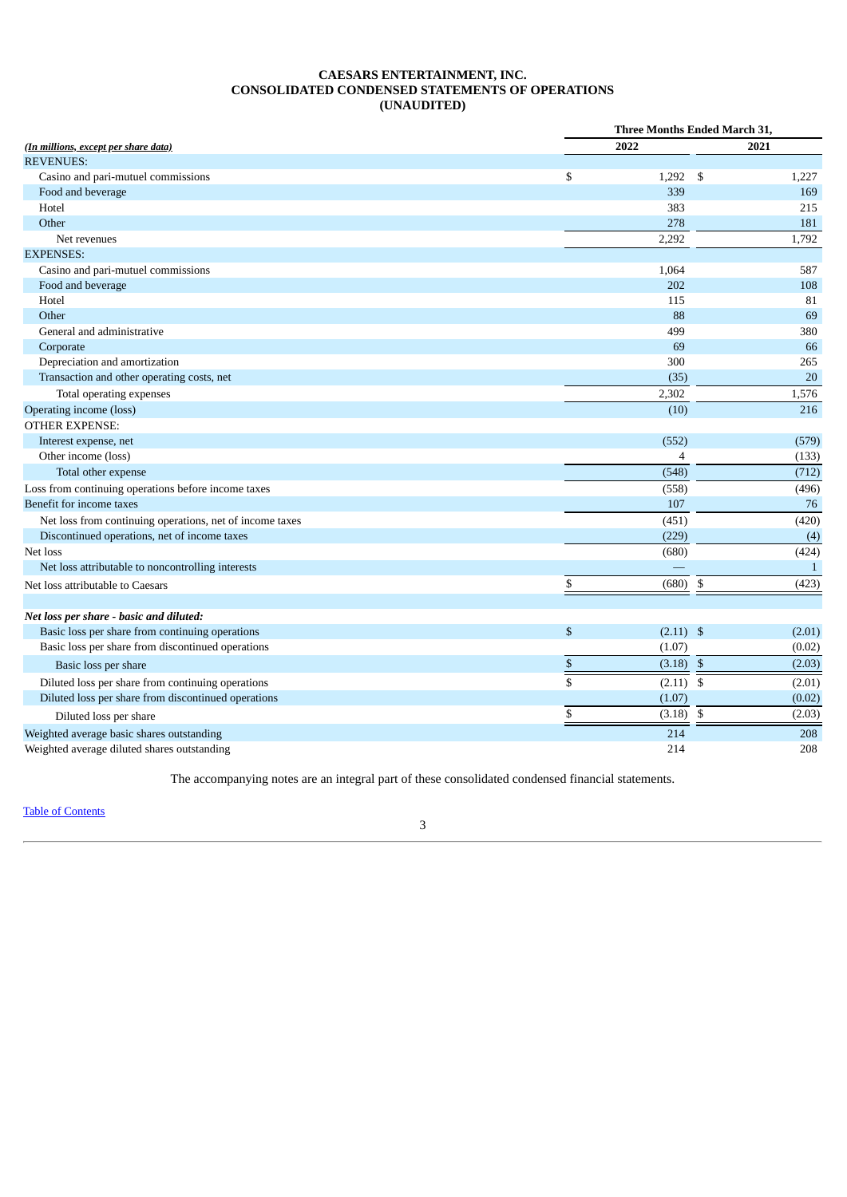# CAESARS ENTERTAINMENT, INC.
# CONSOLIDATED CONDENSED STATEMENTS OF OPERATIONS
# (UNAUDITED)

| *(In millions, except per share data)* | Three Months Ended March 31, 2022 | Three Months Ended March 31, 2021 |
|---|---|---|
| REVENUES: | | |
| Casino and pari-mutuel commissions | $ 1,292 | $ 1,227 |
| Food and beverage | 339 | 169 |
| Hotel | 383 | 215 |
| Other | 278 | 181 |
| Net revenues | 2,292 | 1,792 |
| EXPENSES: | | |
| Casino and pari-mutuel commissions | 1,064 | 587 |
| Food and beverage | 202 | 108 |
| Hotel | 115 | 81 |
| Other | 88 | 69 |
| General and administrative | 499 | 380 |
| Corporate | 69 | 66 |
| Depreciation and amortization | 300 | 265 |
| Transaction and other operating costs, net | (35) | 20 |
| Total operating expenses | 2,302 | 1,576 |
| Operating income (loss) | (10) | 216 |
| OTHER EXPENSE: | | |
| Interest expense, net | (552) | (579) |
| Other income (loss) | 4 | (133) |
| Total other expense | (548) | (712) |
| Loss from continuing operations before income taxes | (558) | (496) |
| Benefit for income taxes | 107 | 76 |
| Net loss from continuing operations, net of income taxes | (451) | (420) |
| Discontinued operations, net of income taxes | (229) | (4) |
| Net loss | (680) | (424) |
| Net loss attributable to noncontrolling interests | — | 1 |
| Net loss attributable to Caesars | $ (680) | $ (423) |
| | | |
| ***Net loss per share - basic and diluted:*** | | |
| Basic loss per share from continuing operations | $ (2.11) | $ (2.01) |
| Basic loss per share from discontinued operations | (1.07) | (0.02) |
| Basic loss per share | $ (3.18) | $ (2.03) |
| Diluted loss per share from continuing operations | $ (2.11) | $ (2.01) |
| Diluted loss per share from discontinued operations | (1.07) | (0.02) |
| Diluted loss per share | $ (3.18) | $ (2.03) |
| Weighted average basic shares outstanding | 214 | 208 |
| Weighted average diluted shares outstanding | 214 | 208 |

The accompanying notes are an integral part of these consolidated condensed financial statements.

Table of Contents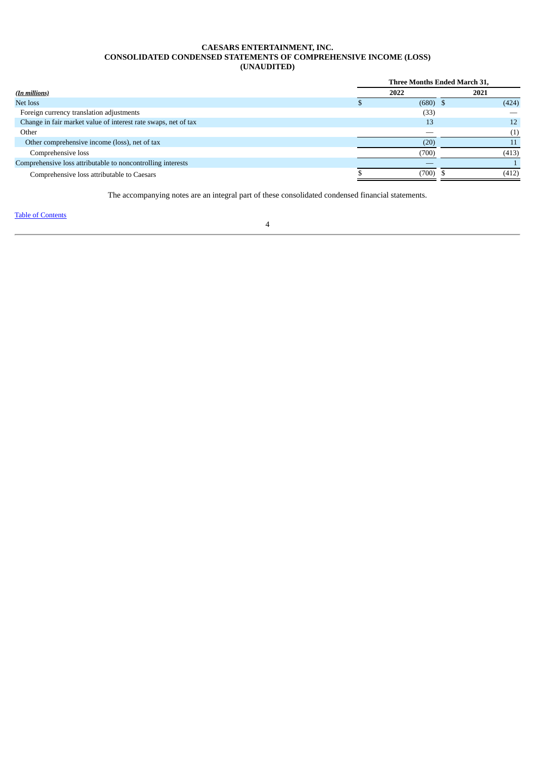**CAESARS ENTERTAINMENT, INC.**
**CONSOLIDATED CONDENSED STATEMENTS OF COMPREHENSIVE INCOME (LOSS)**
**(UNAUDITED)**

| *(In millions)* | Three Months Ended March 31, | |
|---|---|---|
| | 2022 | 2021 |
| Net loss | $ (680) | $ (424) |
| Foreign currency translation adjustments | (33) | — |
| Change in fair market value of interest rate swaps, net of tax | 13 | 12 |
| Other | — | (1) |
| Other comprehensive income (loss), net of tax | (20) | 11 |
| Comprehensive loss | (700) | (413) |
| Comprehensive loss attributable to noncontrolling interests | — | 1 |
| Comprehensive loss attributable to Caesars | $ (700) | $ (412) |

The accompanying notes are an integral part of these consolidated condensed financial statements.

Table of Contents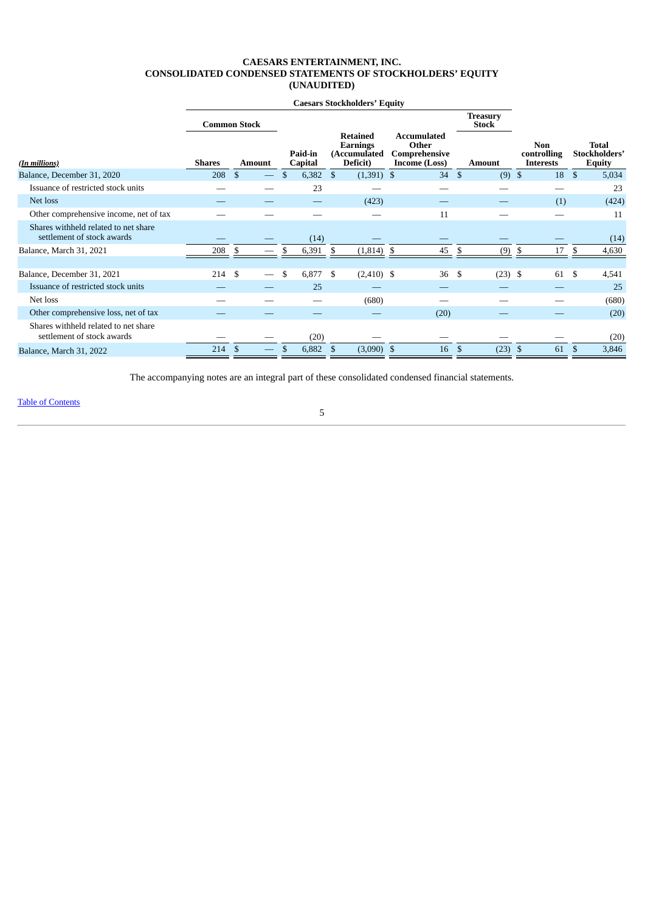# CAESARS ENTERTAINMENT, INC.
# CONSOLIDATED CONDENSED STATEMENTS OF STOCKHOLDERS' EQUITY
# (UNAUDITED)

| | Caesars Stockholders' Equity | | | | | | | |
|---|---|---|---|---|---|---|---|---|
| | Common Stock | | | | | Treasury Stock | | |
| *(In millions)* | Shares | Amount | Paid-in Capital | Retained Earnings (Accumulated Deficit) | Accumulated Other Comprehensive Income (Loss) | Amount | Non controlling Interests | Total Stockholders' Equity |
| Balance, December 31, 2020 | 208 | $ — | $ 6,382 | $ (1,391) | $ 34 | $ (9) | $ 18 | $ 5,034 |
| Issuance of restricted stock units | — | — | 23 | — | — | — | — | 23 |
| Net loss | — | — | — | (423) | — | — | (1) | (424) |
| Other comprehensive income, net of tax | — | — | — | — | 11 | — | — | 11 |
| Shares withheld related to net share settlement of stock awards | — | — | (14) | — | — | — | — | (14) |
| Balance, March 31, 2021 | 208 | $ — | $ 6,391 | $ (1,814) | $ 45 | $ (9) | $ 17 | $ 4,630 |
| | | | | | | | | |
| Balance, December 31, 2021 | 214 | $ — | $ 6,877 | $ (2,410) | $ 36 | $ (23) | $ 61 | $ 4,541 |
| Issuance of restricted stock units | — | — | 25 | — | — | — | — | 25 |
| Net loss | — | — | — | (680) | — | — | — | (680) |
| Other comprehensive loss, net of tax | — | — | — | — | (20) | — | — | (20) |
| Shares withheld related to net share settlement of stock awards | — | — | (20) | — | — | — | — | (20) |
| Balance, March 31, 2022 | 214 | $ — | $ 6,882 | $ (3,090) | $ 16 | $ (23) | $ 61 | $ 3,846 |

The accompanying notes are an integral part of these consolidated condensed financial statements.

Table of Contents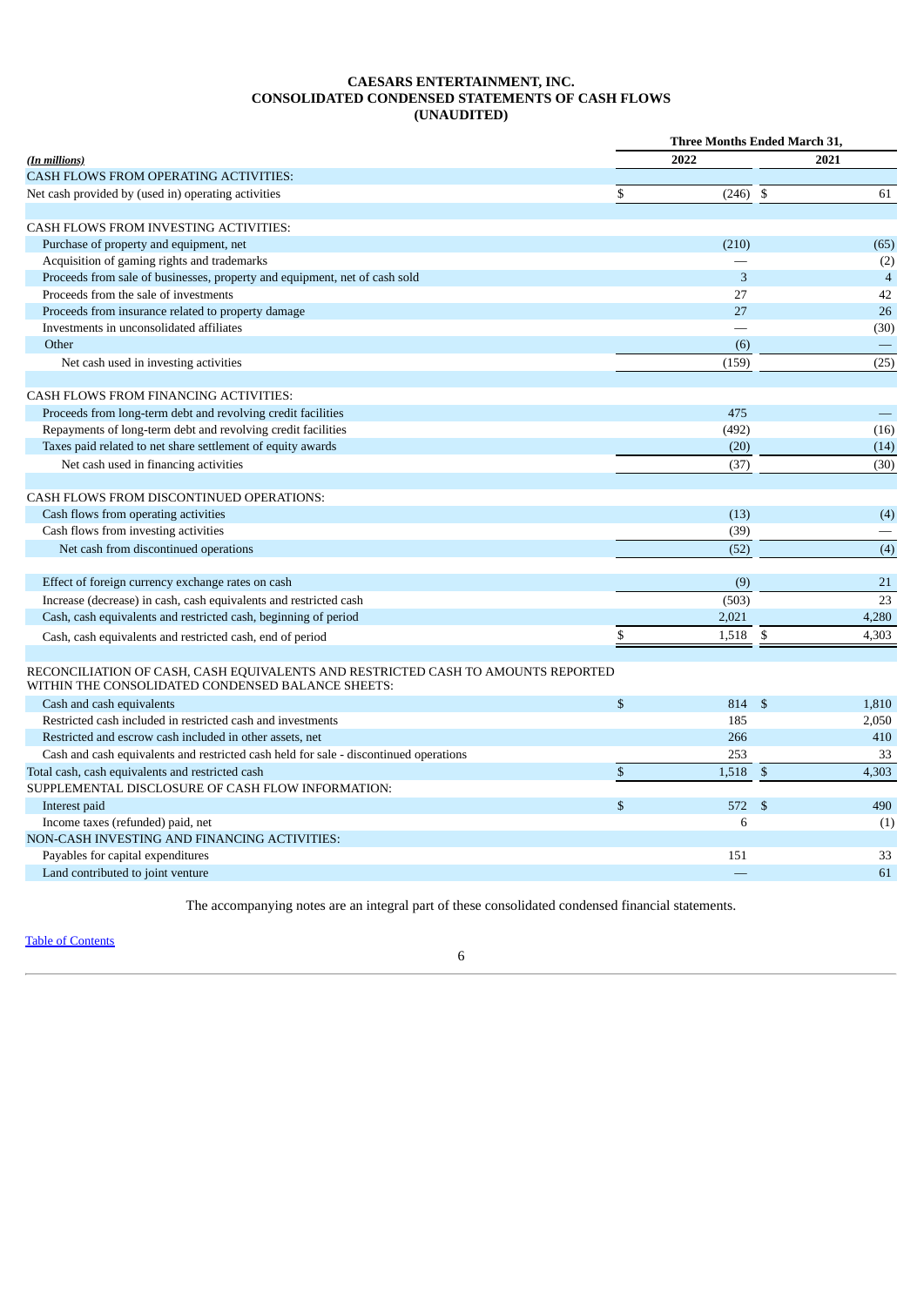**CAESARS ENTERTAINMENT, INC.**
**CONSOLIDATED CONDENSED STATEMENTS OF CASH FLOWS**
**(UNAUDITED)**

| *(In millions)* | Three Months Ended March 31, 2022 | Three Months Ended March 31, 2021 |
|---|---|---|
| CASH FLOWS FROM OPERATING ACTIVITIES: | | |
| Net cash provided by (used in) operating activities | $ (246) | $ 61 |
| CASH FLOWS FROM INVESTING ACTIVITIES: | | |
| Purchase of property and equipment, net | (210) | (65) |
| Acquisition of gaming rights and trademarks | — | (2) |
| Proceeds from sale of businesses, property and equipment, net of cash sold | 3 | 4 |
| Proceeds from the sale of investments | 27 | 42 |
| Proceeds from insurance related to property damage | 27 | 26 |
| Investments in unconsolidated affiliates | — | (30) |
| Other | (6) | — |
| Net cash used in investing activities | (159) | (25) |
| CASH FLOWS FROM FINANCING ACTIVITIES: | | |
| Proceeds from long-term debt and revolving credit facilities | 475 | — |
| Repayments of long-term debt and revolving credit facilities | (492) | (16) |
| Taxes paid related to net share settlement of equity awards | (20) | (14) |
| Net cash used in financing activities | (37) | (30) |
| CASH FLOWS FROM DISCONTINUED OPERATIONS: | | |
| Cash flows from operating activities | (13) | (4) |
| Cash flows from investing activities | (39) | — |
| Net cash from discontinued operations | (52) | (4) |
| Effect of foreign currency exchange rates on cash | (9) | 21 |
| Increase (decrease) in cash, cash equivalents and restricted cash | (503) | 23 |
| Cash, cash equivalents and restricted cash, beginning of period | 2,021 | 4,280 |
| Cash, cash equivalents and restricted cash, end of period | $ 1,518 | $ 4,303 |
| RECONCILIATION OF CASH, CASH EQUIVALENTS AND RESTRICTED CASH TO AMOUNTS REPORTED WITHIN THE CONSOLIDATED CONDENSED BALANCE SHEETS: | | |
| Cash and cash equivalents | $ 814 | $ 1,810 |
| Restricted cash included in restricted cash and investments | 185 | 2,050 |
| Restricted and escrow cash included in other assets, net | 266 | 410 |
| Cash and cash equivalents and restricted cash held for sale - discontinued operations | 253 | 33 |
| Total cash, cash equivalents and restricted cash | $ 1,518 | $ 4,303 |
| SUPPLEMENTAL DISCLOSURE OF CASH FLOW INFORMATION: | | |
| Interest paid | $ 572 | $ 490 |
| Income taxes (refunded) paid, net | 6 | (1) |
| NON-CASH INVESTING AND FINANCING ACTIVITIES: | | |
| Payables for capital expenditures | 151 | 33 |
| Land contributed to joint venture | — | 61 |

The accompanying notes are an integral part of these consolidated condensed financial statements.

Table of Contents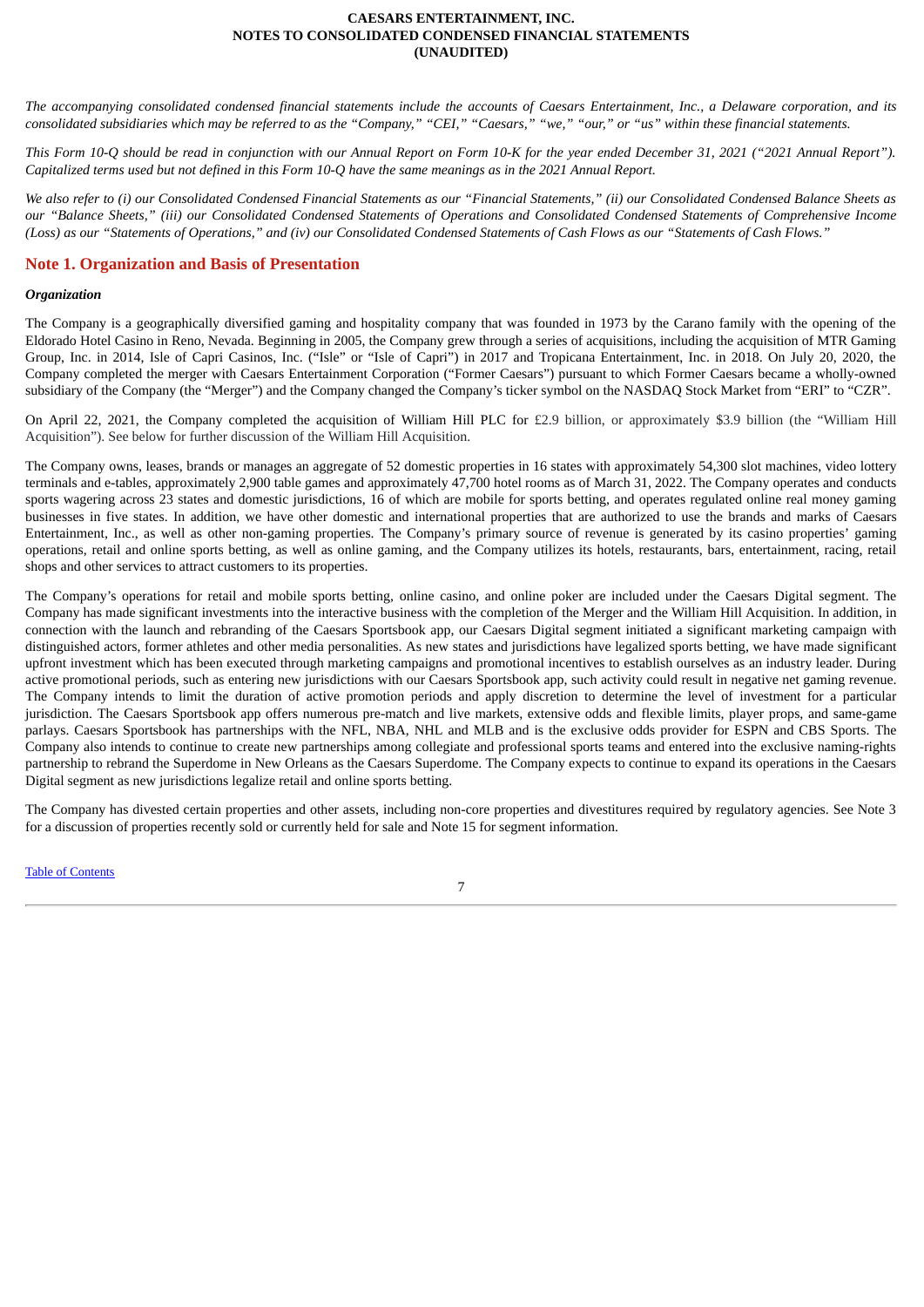**CAESARS ENTERTAINMENT, INC.**
**NOTES TO CONSOLIDATED CONDENSED FINANCIAL STATEMENTS**
**(UNAUDITED)**

*The accompanying consolidated condensed financial statements include the accounts of Caesars Entertainment, Inc., a Delaware corporation, and its consolidated subsidiaries which may be referred to as the "Company," "CEI," "Caesars," "we," "our," or "us" within these financial statements.*

*This Form 10-Q should be read in conjunction with our Annual Report on Form 10-K for the year ended December 31, 2021 ("2021 Annual Report"). Capitalized terms used but not defined in this Form 10-Q have the same meanings as in the 2021 Annual Report.*

*We also refer to (i) our Consolidated Condensed Financial Statements as our "Financial Statements," (ii) our Consolidated Condensed Balance Sheets as our "Balance Sheets," (iii) our Consolidated Condensed Statements of Operations and Consolidated Condensed Statements of Comprehensive Income (Loss) as our "Statements of Operations," and (iv) our Consolidated Condensed Statements of Cash Flows as our "Statements of Cash Flows."*

## Note 1. Organization and Basis of Presentation

***Organization***

The Company is a geographically diversified gaming and hospitality company that was founded in 1973 by the Carano family with the opening of the Eldorado Hotel Casino in Reno, Nevada. Beginning in 2005, the Company grew through a series of acquisitions, including the acquisition of MTR Gaming Group, Inc. in 2014, Isle of Capri Casinos, Inc. ("Isle" or "Isle of Capri") in 2017 and Tropicana Entertainment, Inc. in 2018. On July 20, 2020, the Company completed the merger with Caesars Entertainment Corporation ("Former Caesars") pursuant to which Former Caesars became a wholly-owned subsidiary of the Company (the "Merger") and the Company changed the Company's ticker symbol on the NASDAQ Stock Market from "ERI" to "CZR".

On April 22, 2021, the Company completed the acquisition of William Hill PLC for £2.9 billion, or approximately $3.9 billion (the "William Hill Acquisition"). See below for further discussion of the William Hill Acquisition.

The Company owns, leases, brands or manages an aggregate of 52 domestic properties in 16 states with approximately 54,300 slot machines, video lottery terminals and e-tables, approximately 2,900 table games and approximately 47,700 hotel rooms as of March 31, 2022. The Company operates and conducts sports wagering across 23 states and domestic jurisdictions, 16 of which are mobile for sports betting, and operates regulated online real money gaming businesses in five states. In addition, we have other domestic and international properties that are authorized to use the brands and marks of Caesars Entertainment, Inc., as well as other non-gaming properties. The Company's primary source of revenue is generated by its casino properties' gaming operations, retail and online sports betting, as well as online gaming, and the Company utilizes its hotels, restaurants, bars, entertainment, racing, retail shops and other services to attract customers to its properties.

The Company's operations for retail and mobile sports betting, online casino, and online poker are included under the Caesars Digital segment. The Company has made significant investments into the interactive business with the completion of the Merger and the William Hill Acquisition. In addition, in connection with the launch and rebranding of the Caesars Sportsbook app, our Caesars Digital segment initiated a significant marketing campaign with distinguished actors, former athletes and other media personalities. As new states and jurisdictions have legalized sports betting, we have made significant upfront investment which has been executed through marketing campaigns and promotional incentives to establish ourselves as an industry leader. During active promotional periods, such as entering new jurisdictions with our Caesars Sportsbook app, such activity could result in negative net gaming revenue. The Company intends to limit the duration of active promotion periods and apply discretion to determine the level of investment for a particular jurisdiction. The Caesars Sportsbook app offers numerous pre-match and live markets, extensive odds and flexible limits, player props, and same-game parlays. Caesars Sportsbook has partnerships with the NFL, NBA, NHL and MLB and is the exclusive odds provider for ESPN and CBS Sports. The Company also intends to continue to create new partnerships among collegiate and professional sports teams and entered into the exclusive naming-rights partnership to rebrand the Superdome in New Orleans as the Caesars Superdome. The Company expects to continue to expand its operations in the Caesars Digital segment as new jurisdictions legalize retail and online sports betting.

The Company has divested certain properties and other assets, including non-core properties and divestitures required by regulatory agencies. See Note 3 for a discussion of properties recently sold or currently held for sale and Note 15 for segment information.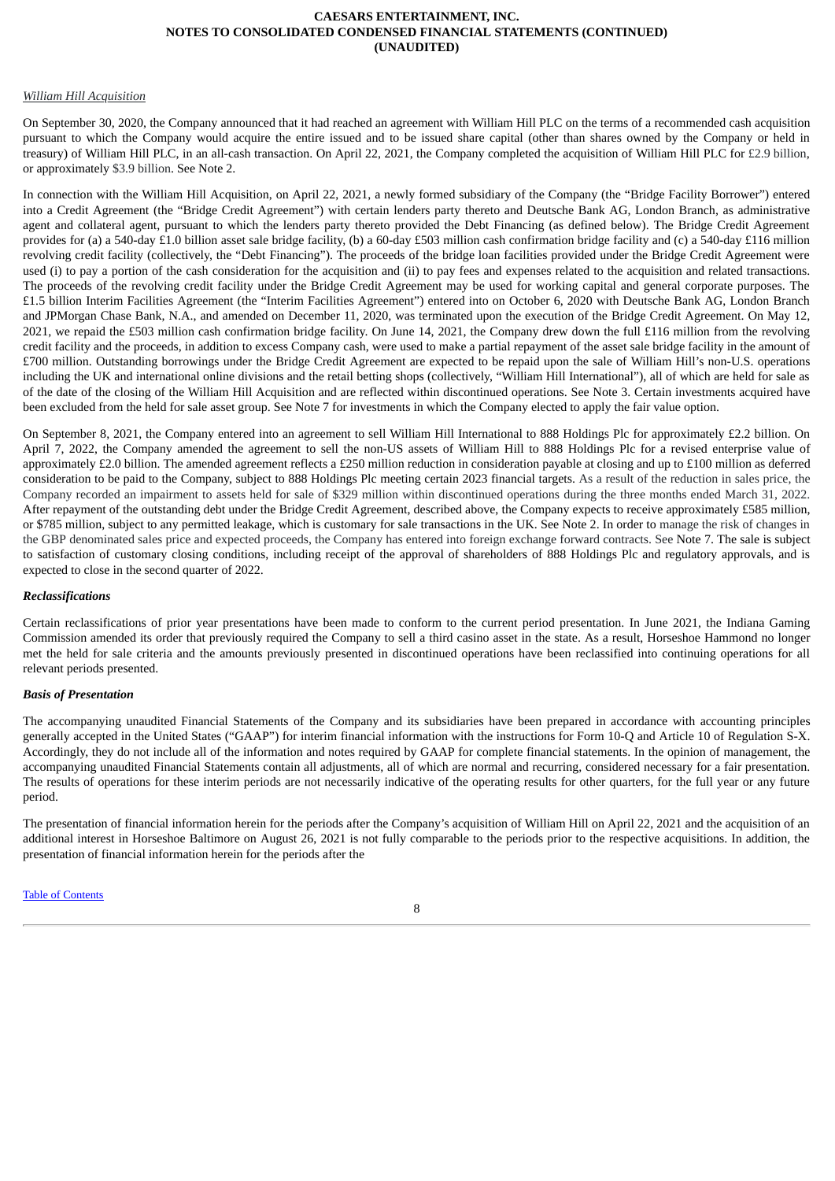*William Hill Acquisition*

On September 30, 2020, the Company announced that it had reached an agreement with William Hill PLC on the terms of a recommended cash acquisition pursuant to which the Company would acquire the entire issued and to be issued share capital (other than shares owned by the Company or held in treasury) of William Hill PLC, in an all-cash transaction. On April 22, 2021, the Company completed the acquisition of William Hill PLC for £2.9 billion, or approximately $3.9 billion. See Note 2.

In connection with the William Hill Acquisition, on April 22, 2021, a newly formed subsidiary of the Company (the "Bridge Facility Borrower") entered into a Credit Agreement (the "Bridge Credit Agreement") with certain lenders party thereto and Deutsche Bank AG, London Branch, as administrative agent and collateral agent, pursuant to which the lenders party thereto provided the Debt Financing (as defined below). The Bridge Credit Agreement provides for (a) a 540-day £1.0 billion asset sale bridge facility, (b) a 60-day £503 million cash confirmation bridge facility and (c) a 540-day £116 million revolving credit facility (collectively, the "Debt Financing"). The proceeds of the bridge loan facilities provided under the Bridge Credit Agreement were used (i) to pay a portion of the cash consideration for the acquisition and (ii) to pay fees and expenses related to the acquisition and related transactions. The proceeds of the revolving credit facility under the Bridge Credit Agreement may be used for working capital and general corporate purposes. The £1.5 billion Interim Facilities Agreement (the "Interim Facilities Agreement") entered into on October 6, 2020 with Deutsche Bank AG, London Branch and JPMorgan Chase Bank, N.A., and amended on December 11, 2020, was terminated upon the execution of the Bridge Credit Agreement. On May 12, 2021, we repaid the £503 million cash confirmation bridge facility. On June 14, 2021, the Company drew down the full £116 million from the revolving credit facility and the proceeds, in addition to excess Company cash, were used to make a partial repayment of the asset sale bridge facility in the amount of £700 million. Outstanding borrowings under the Bridge Credit Agreement are expected to be repaid upon the sale of William Hill's non-U.S. operations including the UK and international online divisions and the retail betting shops (collectively, "William Hill International"), all of which are held for sale as of the date of the closing of the William Hill Acquisition and are reflected within discontinued operations. See Note 3. Certain investments acquired have been excluded from the held for sale asset group. See Note 7 for investments in which the Company elected to apply the fair value option.

On September 8, 2021, the Company entered into an agreement to sell William Hill International to 888 Holdings Plc for approximately £2.2 billion. On April 7, 2022, the Company amended the agreement to sell the non-US assets of William Hill to 888 Holdings Plc for a revised enterprise value of approximately £2.0 billion. The amended agreement reflects a £250 million reduction in consideration payable at closing and up to £100 million as deferred consideration to be paid to the Company, subject to 888 Holdings Plc meeting certain 2023 financial targets. As a result of the reduction in sales price, the Company recorded an impairment to assets held for sale of $329 million within discontinued operations during the three months ended March 31, 2022. After repayment of the outstanding debt under the Bridge Credit Agreement, described above, the Company expects to receive approximately £585 million, or $785 million, subject to any permitted leakage, which is customary for sale transactions in the UK. See Note 2. In order to manage the risk of changes in the GBP denominated sales price and expected proceeds, the Company has entered into foreign exchange forward contracts. See Note 7. The sale is subject to satisfaction of customary closing conditions, including receipt of the approval of shareholders of 888 Holdings Plc and regulatory approvals, and is expected to close in the second quarter of 2022.

***Reclassifications***

Certain reclassifications of prior year presentations have been made to conform to the current period presentation. In June 2021, the Indiana Gaming Commission amended its order that previously required the Company to sell a third casino asset in the state. As a result, Horseshoe Hammond no longer met the held for sale criteria and the amounts previously presented in discontinued operations have been reclassified into continuing operations for all relevant periods presented.

***Basis of Presentation***

The accompanying unaudited Financial Statements of the Company and its subsidiaries have been prepared in accordance with accounting principles generally accepted in the United States ("GAAP") for interim financial information with the instructions for Form 10-Q and Article 10 of Regulation S-X. Accordingly, they do not include all of the information and notes required by GAAP for complete financial statements. In the opinion of management, the accompanying unaudited Financial Statements contain all adjustments, all of which are normal and recurring, considered necessary for a fair presentation. The results of operations for these interim periods are not necessarily indicative of the operating results for other quarters, for the full year or any future period.

The presentation of financial information herein for the periods after the Company's acquisition of William Hill on April 22, 2021 and the acquisition of an additional interest in Horseshoe Baltimore on August 26, 2021 is not fully comparable to the periods prior to the respective acquisitions. In addition, the presentation of financial information herein for the periods after the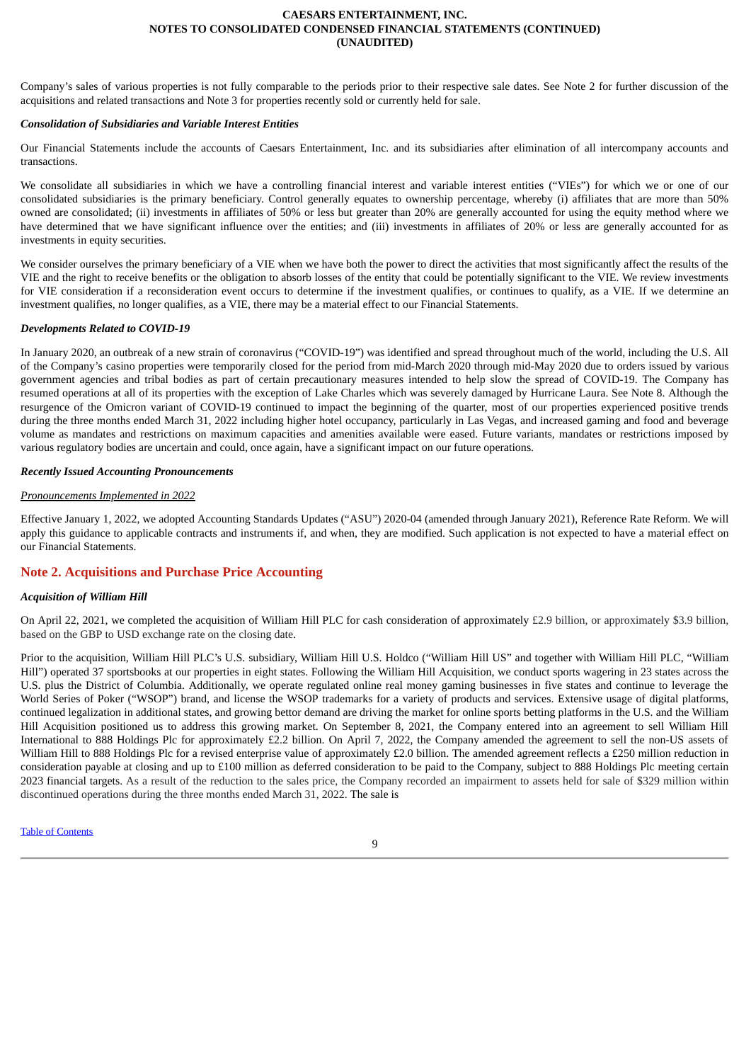Company's sales of various properties is not fully comparable to the periods prior to their respective sale dates. See Note 2 for further discussion of the acquisitions and related transactions and Note 3 for properties recently sold or currently held for sale.

***Consolidation of Subsidiaries and Variable Interest Entities***

Our Financial Statements include the accounts of Caesars Entertainment, Inc. and its subsidiaries after elimination of all intercompany accounts and transactions.

We consolidate all subsidiaries in which we have a controlling financial interest and variable interest entities ("VIEs") for which we or one of our consolidated subsidiaries is the primary beneficiary. Control generally equates to ownership percentage, whereby (i) affiliates that are more than 50% owned are consolidated; (ii) investments in affiliates of 50% or less but greater than 20% are generally accounted for using the equity method where we have determined that we have significant influence over the entities; and (iii) investments in affiliates of 20% or less are generally accounted for as investments in equity securities.

We consider ourselves the primary beneficiary of a VIE when we have both the power to direct the activities that most significantly affect the results of the VIE and the right to receive benefits or the obligation to absorb losses of the entity that could be potentially significant to the VIE. We review investments for VIE consideration if a reconsideration event occurs to determine if the investment qualifies, or continues to qualify, as a VIE. If we determine an investment qualifies, no longer qualifies, as a VIE, there may be a material effect to our Financial Statements.

***Developments Related to COVID-19***

In January 2020, an outbreak of a new strain of coronavirus ("COVID-19") was identified and spread throughout much of the world, including the U.S. All of the Company's casino properties were temporarily closed for the period from mid-March 2020 through mid-May 2020 due to orders issued by various government agencies and tribal bodies as part of certain precautionary measures intended to help slow the spread of COVID-19. The Company has resumed operations at all of its properties with the exception of Lake Charles which was severely damaged by Hurricane Laura. See Note 8. Although the resurgence of the Omicron variant of COVID-19 continued to impact the beginning of the quarter, most of our properties experienced positive trends during the three months ended March 31, 2022 including higher hotel occupancy, particularly in Las Vegas, and increased gaming and food and beverage volume as mandates and restrictions on maximum capacities and amenities available were eased. Future variants, mandates or restrictions imposed by various regulatory bodies are uncertain and could, once again, have a significant impact on our future operations.

***Recently Issued Accounting Pronouncements***

*Pronouncements Implemented in 2022*

Effective January 1, 2022, we adopted Accounting Standards Updates ("ASU") 2020-04 (amended through January 2021), Reference Rate Reform. We will apply this guidance to applicable contracts and instruments if, and when, they are modified. Such application is not expected to have a material effect on our Financial Statements.

## Note 2. Acquisitions and Purchase Price Accounting

***Acquisition of William Hill***

On April 22, 2021, we completed the acquisition of William Hill PLC for cash consideration of approximately £2.9 billion, or approximately $3.9 billion, based on the GBP to USD exchange rate on the closing date.

Prior to the acquisition, William Hill PLC's U.S. subsidiary, William Hill U.S. Holdco ("William Hill US" and together with William Hill PLC, "William Hill") operated 37 sportsbooks at our properties in eight states. Following the William Hill Acquisition, we conduct sports wagering in 23 states across the U.S. plus the District of Columbia. Additionally, we operate regulated online real money gaming businesses in five states and continue to leverage the World Series of Poker ("WSOP") brand, and license the WSOP trademarks for a variety of products and services. Extensive usage of digital platforms, continued legalization in additional states, and growing bettor demand are driving the market for online sports betting platforms in the U.S. and the William Hill Acquisition positioned us to address this growing market. On September 8, 2021, the Company entered into an agreement to sell William Hill International to 888 Holdings Plc for approximately £2.2 billion. On April 7, 2022, the Company amended the agreement to sell the non-US assets of William Hill to 888 Holdings Plc for a revised enterprise value of approximately £2.0 billion. The amended agreement reflects a £250 million reduction in consideration payable at closing and up to £100 million as deferred consideration to be paid to the Company, subject to 888 Holdings Plc meeting certain 2023 financial targets. As a result of the reduction to the sales price, the Company recorded an impairment to assets held for sale of $329 million within discontinued operations during the three months ended March 31, 2022. The sale is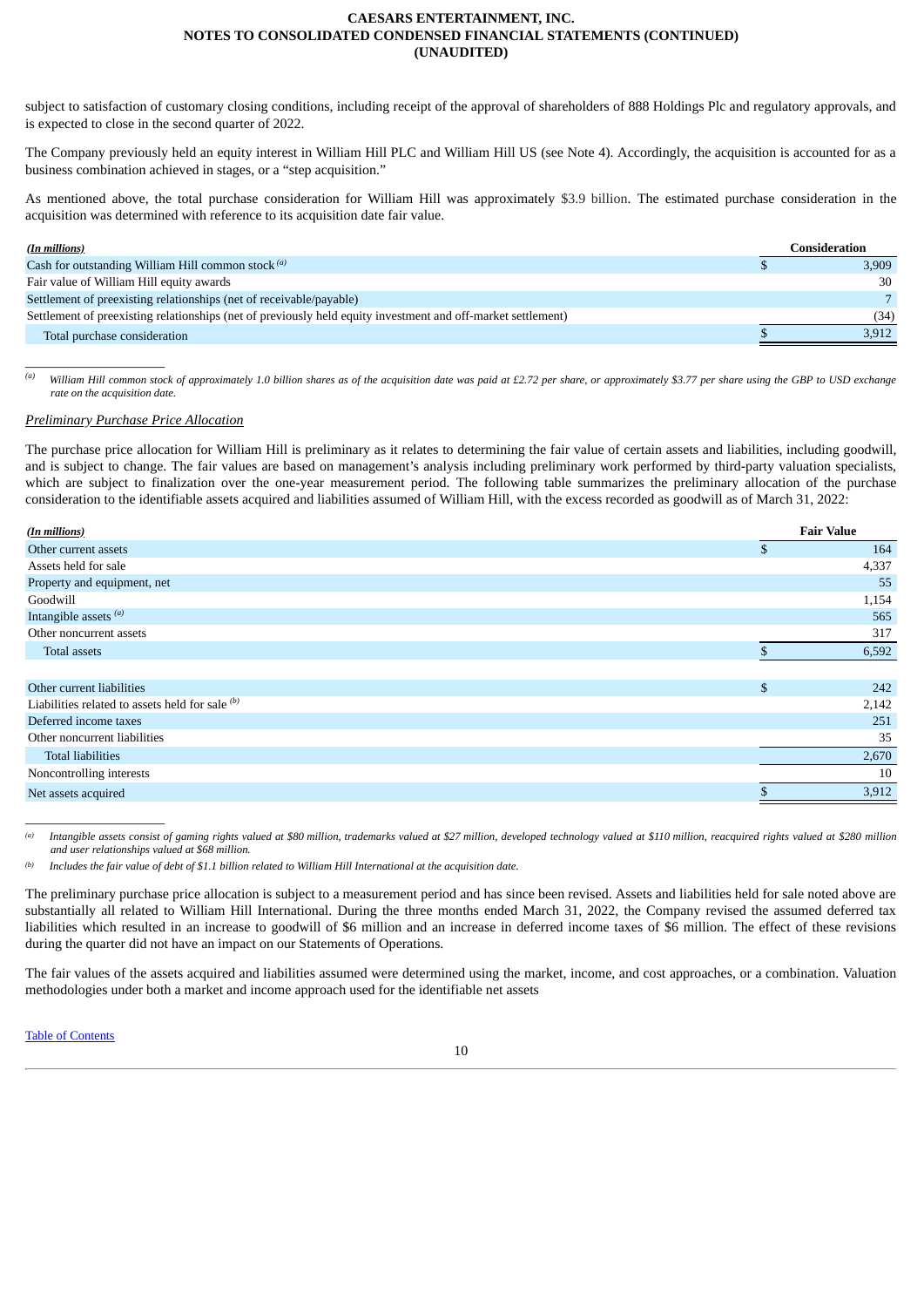subject to satisfaction of customary closing conditions, including receipt of the approval of shareholders of 888 Holdings Plc and regulatory approvals, and is expected to close in the second quarter of 2022.

The Company previously held an equity interest in William Hill PLC and William Hill US (see Note 4). Accordingly, the acquisition is accounted for as a business combination achieved in stages, or a "step acquisition."

As mentioned above, the total purchase consideration for William Hill was approximately $3.9 billion. The estimated purchase consideration in the acquisition was determined with reference to its acquisition date fair value.

| *(In millions)* | Consideration |
|---|---|
| Cash for outstanding William Hill common stock [(a)] | $ 3,909 |
| Fair value of William Hill equity awards | 30 |
| Settlement of preexisting relationships (net of receivable/payable) | 7 |
| Settlement of preexisting relationships (net of previously held equity investment and off-market settlement) | (34) |
| Total purchase consideration | $ 3,912 |

[(a)] *William Hill common stock of approximately 1.0 billion shares as of the acquisition date was paid at £2.72 per share, or approximately $3.77 per share using the GBP to USD exchange rate on the acquisition date.*

*Preliminary Purchase Price Allocation*

The purchase price allocation for William Hill is preliminary as it relates to determining the fair value of certain assets and liabilities, including goodwill, and is subject to change. The fair values are based on management's analysis including preliminary work performed by third-party valuation specialists, which are subject to finalization over the one-year measurement period. The following table summarizes the preliminary allocation of the purchase consideration to the identifiable assets acquired and liabilities assumed of William Hill, with the excess recorded as goodwill as of March 31, 2022:

| *(In millions)* | Fair Value |
|---|---|
| Other current assets | $ 164 |
| Assets held for sale | 4,337 |
| Property and equipment, net | 55 |
| Goodwill | 1,154 |
| Intangible assets [(a)] | 565 |
| Other noncurrent assets | 317 |
| Total assets | $ 6,592 |
| | |
| Other current liabilities | $ 242 |
| Liabilities related to assets held for sale [(b)] | 2,142 |
| Deferred income taxes | 251 |
| Other noncurrent liabilities | 35 |
| Total liabilities | 2,670 |
| Noncontrolling interests | 10 |
| Net assets acquired | $ 3,912 |

[(a)] *Intangible assets consist of gaming rights valued at $80 million, trademarks valued at $27 million, developed technology valued at $110 million, reacquired rights valued at $280 million and user relationships valued at $68 million.*

[(b)] *Includes the fair value of debt of $1.1 billion related to William Hill International at the acquisition date.*

The preliminary purchase price allocation is subject to a measurement period and has since been revised. Assets and liabilities held for sale noted above are substantially all related to William Hill International. During the three months ended March 31, 2022, the Company revised the assumed deferred tax liabilities which resulted in an increase to goodwill of $6 million and an increase in deferred income taxes of $6 million. The effect of these revisions during the quarter did not have an impact on our Statements of Operations.

The fair values of the assets acquired and liabilities assumed were determined using the market, income, and cost approaches, or a combination. Valuation methodologies under both a market and income approach used for the identifiable net assets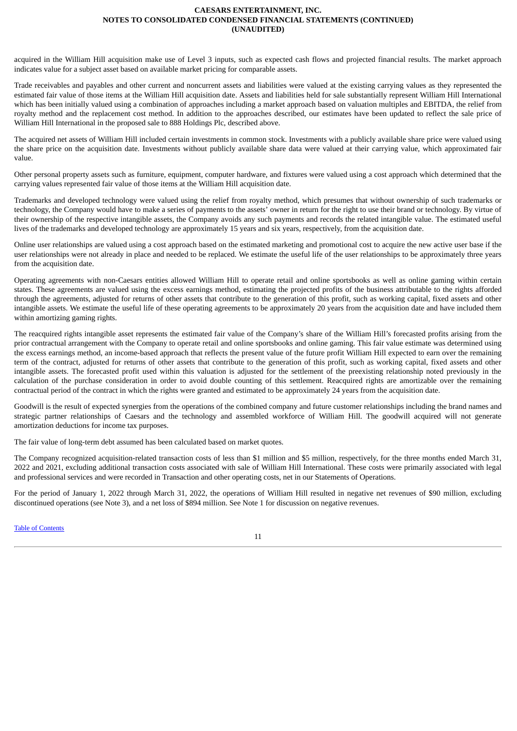acquired in the William Hill acquisition make use of Level 3 inputs, such as expected cash flows and projected financial results. The market approach indicates value for a subject asset based on available market pricing for comparable assets.

Trade receivables and payables and other current and noncurrent assets and liabilities were valued at the existing carrying values as they represented the estimated fair value of those items at the William Hill acquisition date. Assets and liabilities held for sale substantially represent William Hill International which has been initially valued using a combination of approaches including a market approach based on valuation multiples and EBITDA, the relief from royalty method and the replacement cost method. In addition to the approaches described, our estimates have been updated to reflect the sale price of William Hill International in the proposed sale to 888 Holdings Plc, described above.

The acquired net assets of William Hill included certain investments in common stock. Investments with a publicly available share price were valued using the share price on the acquisition date. Investments without publicly available share data were valued at their carrying value, which approximated fair value.

Other personal property assets such as furniture, equipment, computer hardware, and fixtures were valued using a cost approach which determined that the carrying values represented fair value of those items at the William Hill acquisition date.

Trademarks and developed technology were valued using the relief from royalty method, which presumes that without ownership of such trademarks or technology, the Company would have to make a series of payments to the assets' owner in return for the right to use their brand or technology. By virtue of their ownership of the respective intangible assets, the Company avoids any such payments and records the related intangible value. The estimated useful lives of the trademarks and developed technology are approximately 15 years and six years, respectively, from the acquisition date.

Online user relationships are valued using a cost approach based on the estimated marketing and promotional cost to acquire the new active user base if the user relationships were not already in place and needed to be replaced. We estimate the useful life of the user relationships to be approximately three years from the acquisition date.

Operating agreements with non-Caesars entities allowed William Hill to operate retail and online sportsbooks as well as online gaming within certain states. These agreements are valued using the excess earnings method, estimating the projected profits of the business attributable to the rights afforded through the agreements, adjusted for returns of other assets that contribute to the generation of this profit, such as working capital, fixed assets and other intangible assets. We estimate the useful life of these operating agreements to be approximately 20 years from the acquisition date and have included them within amortizing gaming rights.

The reacquired rights intangible asset represents the estimated fair value of the Company's share of the William Hill's forecasted profits arising from the prior contractual arrangement with the Company to operate retail and online sportsbooks and online gaming. This fair value estimate was determined using the excess earnings method, an income-based approach that reflects the present value of the future profit William Hill expected to earn over the remaining term of the contract, adjusted for returns of other assets that contribute to the generation of this profit, such as working capital, fixed assets and other intangible assets. The forecasted profit used within this valuation is adjusted for the settlement of the preexisting relationship noted previously in the calculation of the purchase consideration in order to avoid double counting of this settlement. Reacquired rights are amortizable over the remaining contractual period of the contract in which the rights were granted and estimated to be approximately 24 years from the acquisition date.

Goodwill is the result of expected synergies from the operations of the combined company and future customer relationships including the brand names and strategic partner relationships of Caesars and the technology and assembled workforce of William Hill. The goodwill acquired will not generate amortization deductions for income tax purposes.

The fair value of long-term debt assumed has been calculated based on market quotes.

The Company recognized acquisition-related transaction costs of less than $1 million and $5 million, respectively, for the three months ended March 31, 2022 and 2021, excluding additional transaction costs associated with sale of William Hill International. These costs were primarily associated with legal and professional services and were recorded in Transaction and other operating costs, net in our Statements of Operations.

For the period of January 1, 2022 through March 31, 2022, the operations of William Hill resulted in negative net revenues of $90 million, excluding discontinued operations (see Note 3), and a net loss of $894 million. See Note 1 for discussion on negative revenues.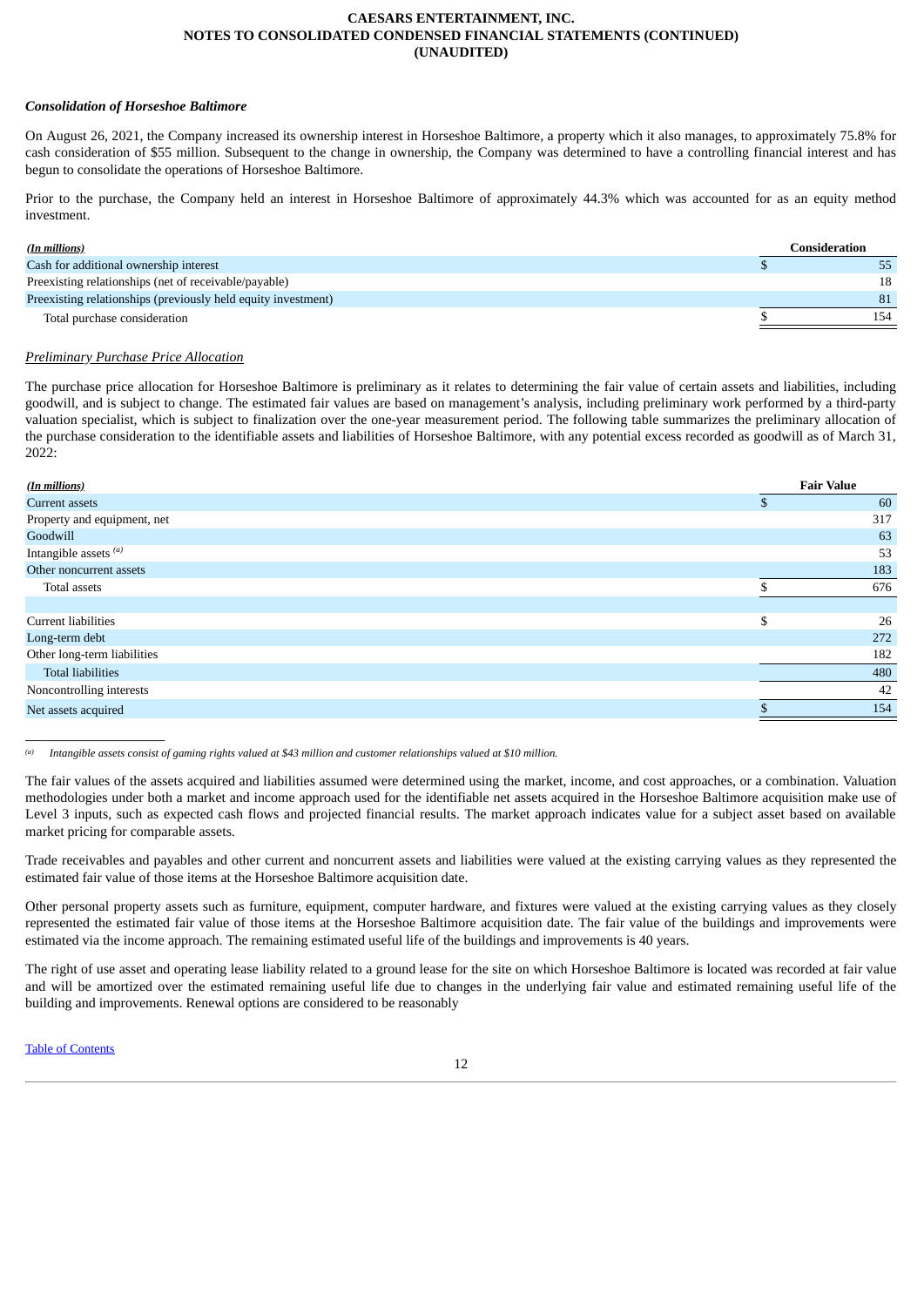### *Consolidation of Horseshoe Baltimore*

On August 26, 2021, the Company increased its ownership interest in Horseshoe Baltimore, a property which it also manages, to approximately 75.8% for cash consideration of $55 million. Subsequent to the change in ownership, the Company was determined to have a controlling financial interest and has begun to consolidate the operations of Horseshoe Baltimore.

Prior to the purchase, the Company held an interest in Horseshoe Baltimore of approximately 44.3% which was accounted for as an equity method investment.

| *(In millions)* | Consideration |
|---|---|
| Cash for additional ownership interest | $ 55 |
| Preexisting relationships (net of receivable/payable) | 18 |
| Preexisting relationships (previously held equity investment) | 81 |
| Total purchase consideration | $ 154 |

*Preliminary Purchase Price Allocation*

The purchase price allocation for Horseshoe Baltimore is preliminary as it relates to determining the fair value of certain assets and liabilities, including goodwill, and is subject to change. The estimated fair values are based on management's analysis, including preliminary work performed by a third-party valuation specialist, which is subject to finalization over the one-year measurement period. The following table summarizes the preliminary allocation of the purchase consideration to the identifiable assets and liabilities of Horseshoe Baltimore, with any potential excess recorded as goodwill as of March 31, 2022:

| *(In millions)* | Fair Value |
|---|---|
| Current assets | $ 60 |
| Property and equipment, net | 317 |
| Goodwill | 63 |
| Intangible assets [(a)] | 53 |
| Other noncurrent assets | 183 |
| Total assets | $ 676 |
| | |
| Current liabilities | $ 26 |
| Long-term debt | 272 |
| Other long-term liabilities | 182 |
| Total liabilities | 480 |
| Noncontrolling interests | 42 |
| Net assets acquired | $ 154 |

[(a)] *Intangible assets consist of gaming rights valued at $43 million and customer relationships valued at $10 million.*

The fair values of the assets acquired and liabilities assumed were determined using the market, income, and cost approaches, or a combination. Valuation methodologies under both a market and income approach used for the identifiable net assets acquired in the Horseshoe Baltimore acquisition make use of Level 3 inputs, such as expected cash flows and projected financial results. The market approach indicates value for a subject asset based on available market pricing for comparable assets.

Trade receivables and payables and other current and noncurrent assets and liabilities were valued at the existing carrying values as they represented the estimated fair value of those items at the Horseshoe Baltimore acquisition date.

Other personal property assets such as furniture, equipment, computer hardware, and fixtures were valued at the existing carrying values as they closely represented the estimated fair value of those items at the Horseshoe Baltimore acquisition date. The fair value of the buildings and improvements were estimated via the income approach. The remaining estimated useful life of the buildings and improvements is 40 years.

The right of use asset and operating lease liability related to a ground lease for the site on which Horseshoe Baltimore is located was recorded at fair value and will be amortized over the estimated remaining useful life due to changes in the underlying fair value and estimated remaining useful life of the building and improvements. Renewal options are considered to be reasonably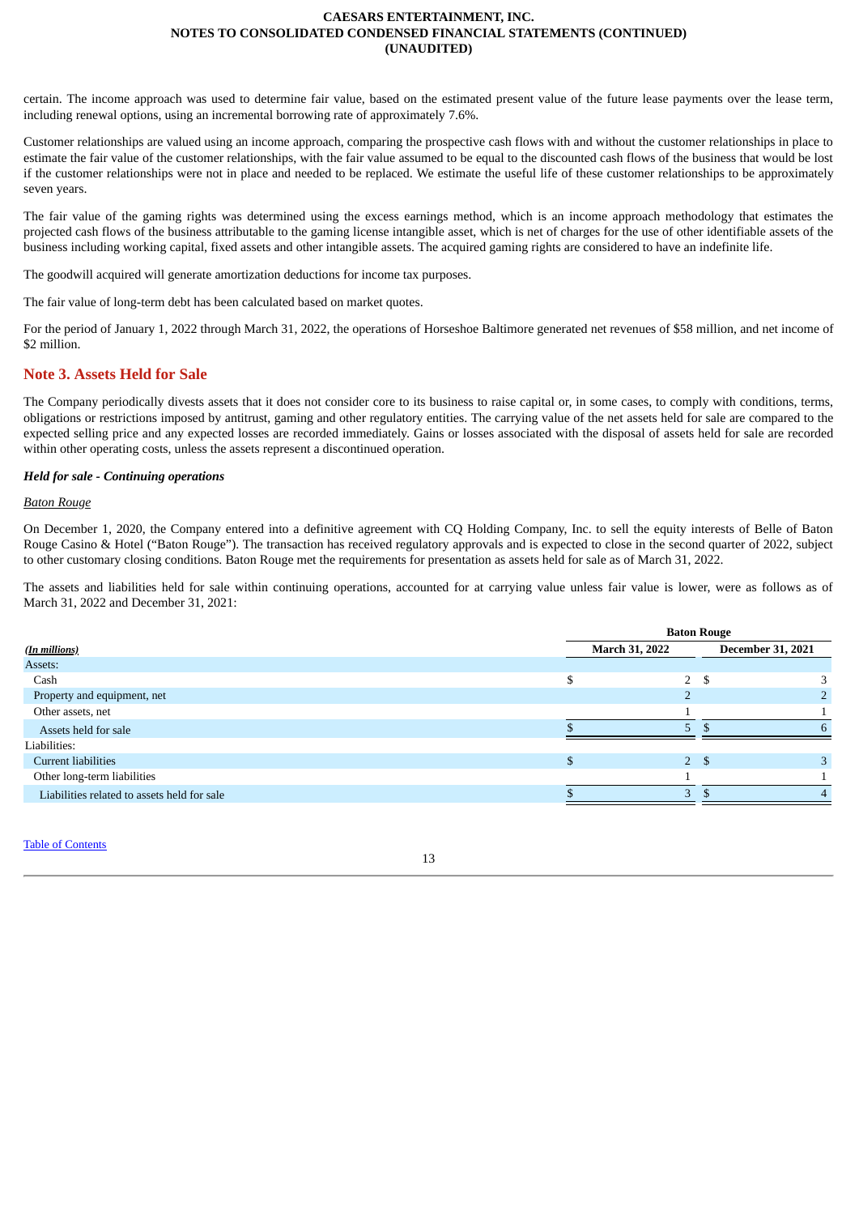certain. The income approach was used to determine fair value, based on the estimated present value of the future lease payments over the lease term, including renewal options, using an incremental borrowing rate of approximately 7.6%.

Customer relationships are valued using an income approach, comparing the prospective cash flows with and without the customer relationships in place to estimate the fair value of the customer relationships, with the fair value assumed to be equal to the discounted cash flows of the business that would be lost if the customer relationships were not in place and needed to be replaced. We estimate the useful life of these customer relationships to be approximately seven years.

The fair value of the gaming rights was determined using the excess earnings method, which is an income approach methodology that estimates the projected cash flows of the business attributable to the gaming license intangible asset, which is net of charges for the use of other identifiable assets of the business including working capital, fixed assets and other intangible assets. The acquired gaming rights are considered to have an indefinite life.

The goodwill acquired will generate amortization deductions for income tax purposes.

The fair value of long-term debt has been calculated based on market quotes.

For the period of January 1, 2022 through March 31, 2022, the operations of Horseshoe Baltimore generated net revenues of $58 million, and net income of $2 million.

## Note 3. Assets Held for Sale

The Company periodically divests assets that it does not consider core to its business to raise capital or, in some cases, to comply with conditions, terms, obligations or restrictions imposed by antitrust, gaming and other regulatory entities. The carrying value of the net assets held for sale are compared to the expected selling price and any expected losses are recorded immediately. Gains or losses associated with the disposal of assets held for sale are recorded within other operating costs, unless the assets represent a discontinued operation.

### *Held for sale - Continuing operations*

Baton Rouge

On December 1, 2020, the Company entered into a definitive agreement with CQ Holding Company, Inc. to sell the equity interests of Belle of Baton Rouge Casino & Hotel ("Baton Rouge"). The transaction has received regulatory approvals and is expected to close in the second quarter of 2022, subject to other customary closing conditions. Baton Rouge met the requirements for presentation as assets held for sale as of March 31, 2022.

The assets and liabilities held for sale within continuing operations, accounted for at carrying value unless fair value is lower, were as follows as of March 31, 2022 and December 31, 2021:

| | Baton Rouge | |
|---|---|---|
| *(In millions)* | March 31, 2022 | December 31, 2021 |
| Assets: | | |
| Cash | $ 2 | $ 3 |
| Property and equipment, net | 2 | 2 |
| Other assets, net | 1 | 1 |
| Assets held for sale | $ 5 | $ 6 |
| Liabilities: | | |
| Current liabilities | $ 2 | $ 3 |
| Other long-term liabilities | 1 | 1 |
| Liabilities related to assets held for sale | $ 3 | $ 4 |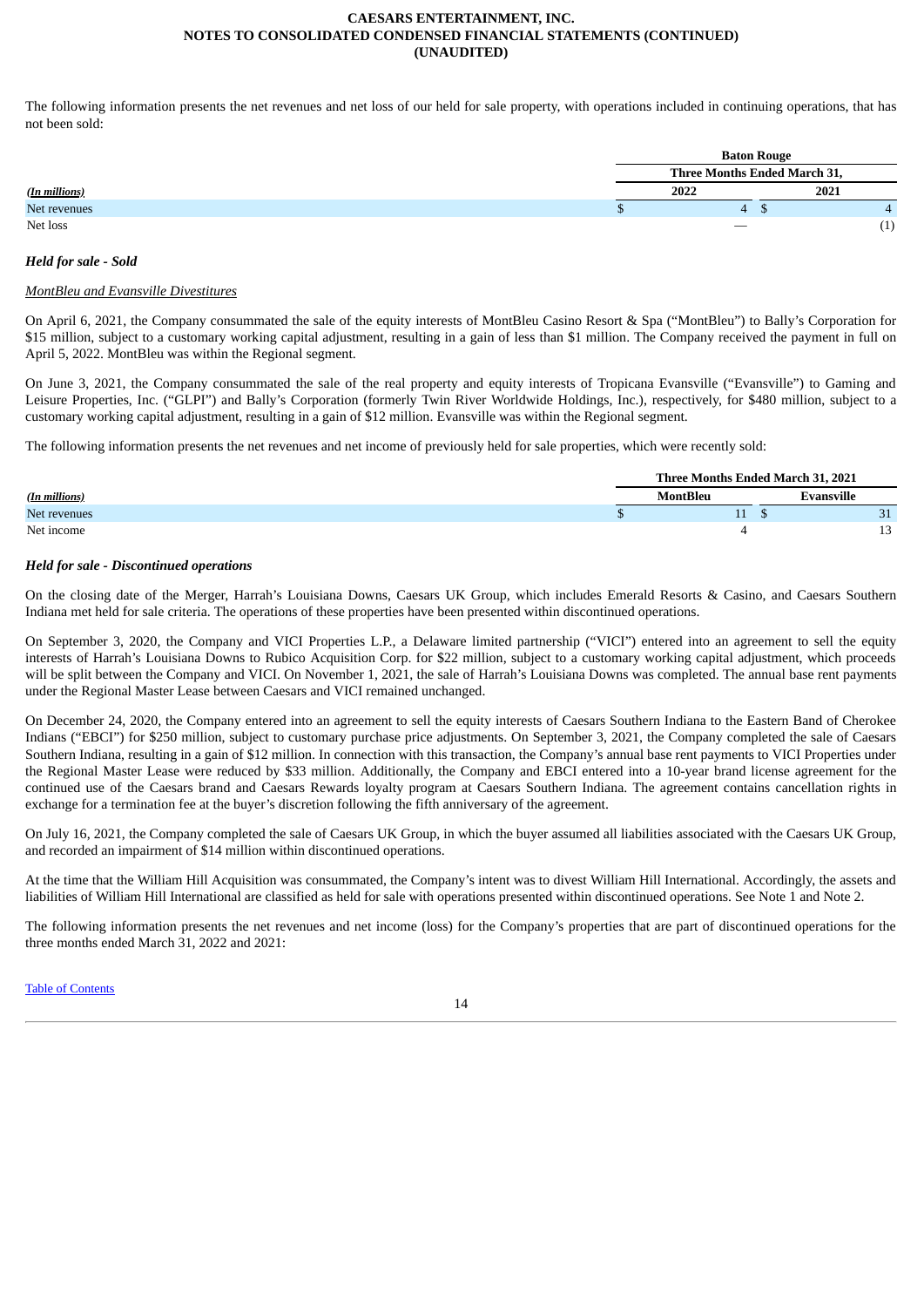The following information presents the net revenues and net loss of our held for sale property, with operations included in continuing operations, that has not been sold:

| | Baton Rouge | |
|---|---|---|
| | Three Months Ended March 31, | |
| *(In millions)* | 2022 | 2021 |
| Net revenues | $ 4 | $ 4 |
| Net loss | — | (1) |

### *Held for sale - Sold*

*MontBleu and Evansville Divestitures*

On April 6, 2021, the Company consummated the sale of the equity interests of MontBleu Casino Resort & Spa ("MontBleu") to Bally's Corporation for $15 million, subject to a customary working capital adjustment, resulting in a gain of less than $1 million. The Company received the payment in full on April 5, 2022. MontBleu was within the Regional segment.

On June 3, 2021, the Company consummated the sale of the real property and equity interests of Tropicana Evansville ("Evansville") to Gaming and Leisure Properties, Inc. ("GLPI") and Bally's Corporation (formerly Twin River Worldwide Holdings, Inc.), respectively, for $480 million, subject to a customary working capital adjustment, resulting in a gain of $12 million. Evansville was within the Regional segment.

The following information presents the net revenues and net income of previously held for sale properties, which were recently sold:

| | Three Months Ended March 31, 2021 | |
|---|---|---|
| *(In millions)* | MontBleu | Evansville |
| Net revenues | $ 11 | $ 31 |
| Net income | 4 | 13 |

### *Held for sale - Discontinued operations*

On the closing date of the Merger, Harrah's Louisiana Downs, Caesars UK Group, which includes Emerald Resorts & Casino, and Caesars Southern Indiana met held for sale criteria. The operations of these properties have been presented within discontinued operations.

On September 3, 2020, the Company and VICI Properties L.P., a Delaware limited partnership ("VICI") entered into an agreement to sell the equity interests of Harrah's Louisiana Downs to Rubico Acquisition Corp. for $22 million, subject to a customary working capital adjustment, which proceeds will be split between the Company and VICI. On November 1, 2021, the sale of Harrah's Louisiana Downs was completed. The annual base rent payments under the Regional Master Lease between Caesars and VICI remained unchanged.

On December 24, 2020, the Company entered into an agreement to sell the equity interests of Caesars Southern Indiana to the Eastern Band of Cherokee Indians ("EBCI") for $250 million, subject to customary purchase price adjustments. On September 3, 2021, the Company completed the sale of Caesars Southern Indiana, resulting in a gain of $12 million. In connection with this transaction, the Company's annual base rent payments to VICI Properties under the Regional Master Lease were reduced by $33 million. Additionally, the Company and EBCI entered into a 10-year brand license agreement for the continued use of the Caesars brand and Caesars Rewards loyalty program at Caesars Southern Indiana. The agreement contains cancellation rights in exchange for a termination fee at the buyer's discretion following the fifth anniversary of the agreement.

On July 16, 2021, the Company completed the sale of Caesars UK Group, in which the buyer assumed all liabilities associated with the Caesars UK Group, and recorded an impairment of $14 million within discontinued operations.

At the time that the William Hill Acquisition was consummated, the Company's intent was to divest William Hill International. Accordingly, the assets and liabilities of William Hill International are classified as held for sale with operations presented within discontinued operations. See Note 1 and Note 2.

The following information presents the net revenues and net income (loss) for the Company's properties that are part of discontinued operations for the three months ended March 31, 2022 and 2021: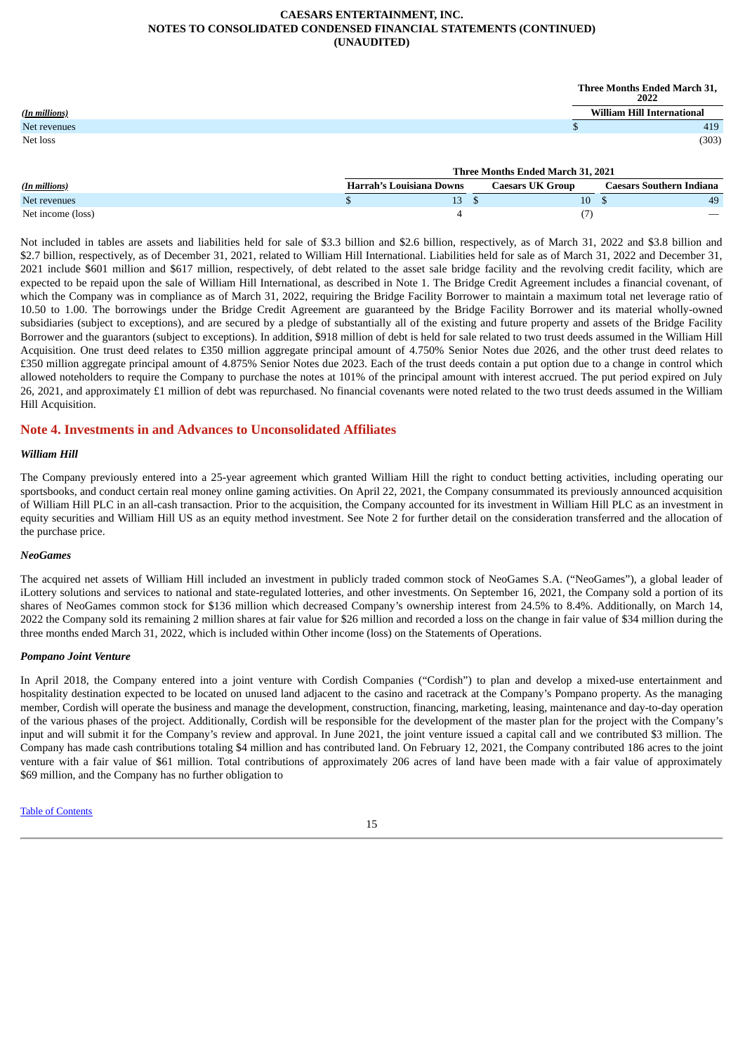| *(In millions)* | Three Months Ended March 31, 2022 |
|---|---|
| | William Hill International |
| Net revenues | $ 419 |
| Net loss | (303) |

| *(In millions)* | Three Months Ended March 31, 2021 | | |
|---|---|---|---|
| | Harrah's Louisiana Downs | Caesars UK Group | Caesars Southern Indiana |
| Net revenues | $ 13 | $ 10 | $ 49 |
| Net income (loss) | 4 | (7) | — |

Not included in tables are assets and liabilities held for sale of $3.3 billion and $2.6 billion, respectively, as of March 31, 2022 and $3.8 billion and $2.7 billion, respectively, as of December 31, 2021, related to William Hill International. Liabilities held for sale as of March 31, 2022 and December 31, 2021 include $601 million and $617 million, respectively, of debt related to the asset sale bridge facility and the revolving credit facility, which are expected to be repaid upon the sale of William Hill International, as described in Note 1. The Bridge Credit Agreement includes a financial covenant, of which the Company was in compliance as of March 31, 2022, requiring the Bridge Facility Borrower to maintain a maximum total net leverage ratio of 10.50 to 1.00. The borrowings under the Bridge Credit Agreement are guaranteed by the Bridge Facility Borrower and its material wholly-owned subsidiaries (subject to exceptions), and are secured by a pledge of substantially all of the existing and future property and assets of the Bridge Facility Borrower and the guarantors (subject to exceptions). In addition, $918 million of debt is held for sale related to two trust deeds assumed in the William Hill Acquisition. One trust deed relates to £350 million aggregate principal amount of 4.750% Senior Notes due 2026, and the other trust deed relates to £350 million aggregate principal amount of 4.875% Senior Notes due 2023. Each of the trust deeds contain a put option due to a change in control which allowed noteholders to require the Company to purchase the notes at 101% of the principal amount with interest accrued. The put period expired on July 26, 2021, and approximately £1 million of debt was repurchased. No financial covenants were noted related to the two trust deeds assumed in the William Hill Acquisition.

## Note 4. Investments in and Advances to Unconsolidated Affiliates

***William Hill***

The Company previously entered into a 25-year agreement which granted William Hill the right to conduct betting activities, including operating our sportsbooks, and conduct certain real money online gaming activities. On April 22, 2021, the Company consummated its previously announced acquisition of William Hill PLC in an all-cash transaction. Prior to the acquisition, the Company accounted for its investment in William Hill PLC as an investment in equity securities and William Hill US as an equity method investment. See Note 2 for further detail on the consideration transferred and the allocation of the purchase price.

***NeoGames***

The acquired net assets of William Hill included an investment in publicly traded common stock of NeoGames S.A. ("NeoGames"), a global leader of iLottery solutions and services to national and state-regulated lotteries, and other investments. On September 16, 2021, the Company sold a portion of its shares of NeoGames common stock for $136 million which decreased Company's ownership interest from 24.5% to 8.4%. Additionally, on March 14, 2022 the Company sold its remaining 2 million shares at fair value for $26 million and recorded a loss on the change in fair value of $34 million during the three months ended March 31, 2022, which is included within Other income (loss) on the Statements of Operations.

***Pompano Joint Venture***

In April 2018, the Company entered into a joint venture with Cordish Companies ("Cordish") to plan and develop a mixed-use entertainment and hospitality destination expected to be located on unused land adjacent to the casino and racetrack at the Company's Pompano property. As the managing member, Cordish will operate the business and manage the development, construction, financing, marketing, leasing, maintenance and day-to-day operation of the various phases of the project. Additionally, Cordish will be responsible for the development of the master plan for the project with the Company's input and will submit it for the Company's review and approval. In June 2021, the joint venture issued a capital call and we contributed $3 million. The Company has made cash contributions totaling $4 million and has contributed land. On February 12, 2021, the Company contributed 186 acres to the joint venture with a fair value of $61 million. Total contributions of approximately 206 acres of land have been made with a fair value of approximately $69 million, and the Company has no further obligation to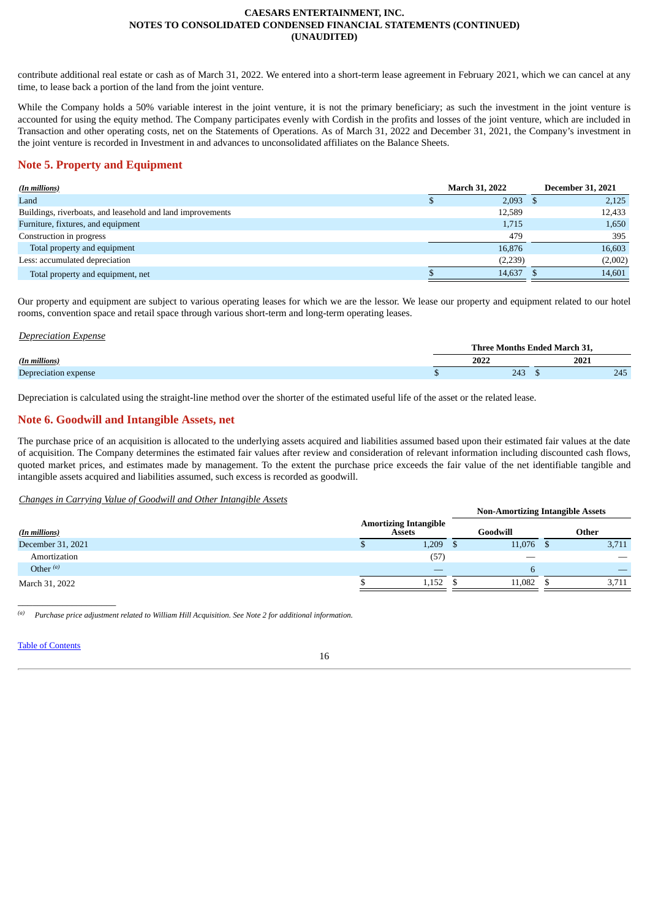contribute additional real estate or cash as of March 31, 2022. We entered into a short-term lease agreement in February 2021, which we can cancel at any time, to lease back a portion of the land from the joint venture.

While the Company holds a 50% variable interest in the joint venture, it is not the primary beneficiary; as such the investment in the joint venture is accounted for using the equity method. The Company participates evenly with Cordish in the profits and losses of the joint venture, which are included in Transaction and other operating costs, net on the Statements of Operations. As of March 31, 2022 and December 31, 2021, the Company's investment in the joint venture is recorded in Investment in and advances to unconsolidated affiliates on the Balance Sheets.

## Note 5. Property and Equipment

| *(In millions)* | March 31, 2022 | December 31, 2021 |
|---|---|---|
| Land | $ 2,093 | $ 2,125 |
| Buildings, riverboats, and leasehold and land improvements | 12,589 | 12,433 |
| Furniture, fixtures, and equipment | 1,715 | 1,650 |
| Construction in progress | 479 | 395 |
| Total property and equipment | 16,876 | 16,603 |
| Less: accumulated depreciation | (2,239) | (2,002) |
| Total property and equipment, net | $ 14,637 | $ 14,601 |

Our property and equipment are subject to various operating leases for which we are the lessor. We lease our property and equipment related to our hotel rooms, convention space and retail space through various short-term and long-term operating leases.

*Depreciation Expense*

| | Three Months Ended March 31, | |
|---|---|---|
| *(In millions)* | 2022 | 2021 |
| Depreciation expense | $ 243 | $ 245 |

Depreciation is calculated using the straight-line method over the shorter of the estimated useful life of the asset or the related lease.

## Note 6. Goodwill and Intangible Assets, net

The purchase price of an acquisition is allocated to the underlying assets acquired and liabilities assumed based upon their estimated fair values at the date of acquisition. The Company determines the estimated fair values after review and consideration of relevant information including discounted cash flows, quoted market prices, and estimates made by management. To the extent the purchase price exceeds the fair value of the net identifiable tangible and intangible assets acquired and liabilities assumed, such excess is recorded as goodwill.

*Changes in Carrying Value of Goodwill and Other Intangible Assets*

| | | Non-Amortizing Intangible Assets | |
|---|---|---|---|
| *(In millions)* | Amortizing Intangible Assets | Goodwill | Other |
| December 31, 2021 | $ 1,209 | $ 11,076 | $ 3,711 |
| Amortization | (57) | — | — |
| Other [(a)] | — | 6 | — |
| March 31, 2022 | $ 1,152 | $ 11,082 | $ 3,711 |

[(a)] *Purchase price adjustment related to William Hill Acquisition. See Note 2 for additional information.*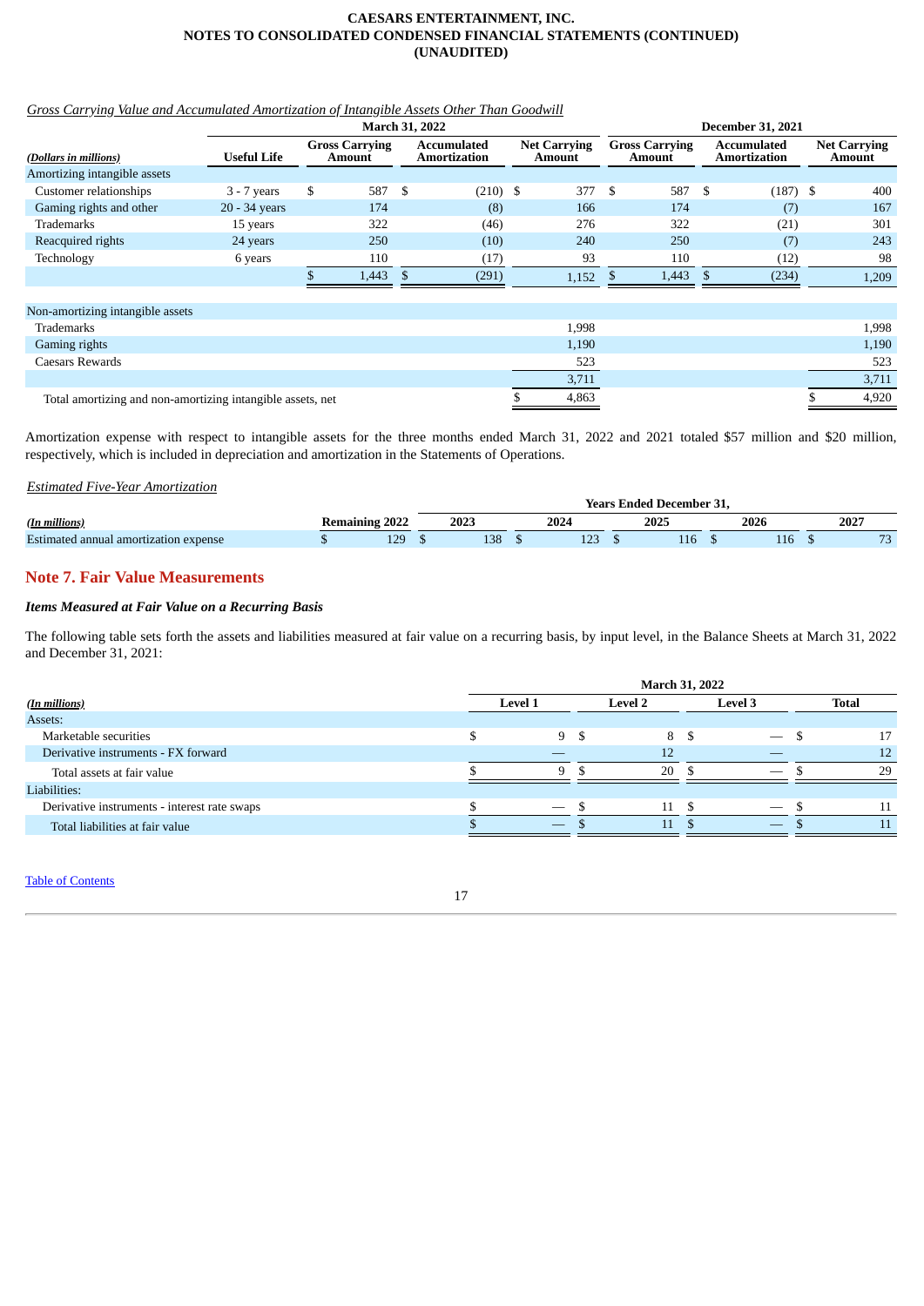*Gross Carrying Value and Accumulated Amortization of Intangible Assets Other Than Goodwill*

| *(Dollars in millions)* | Useful Life | March 31, 2022 Gross Carrying Amount | March 31, 2022 Accumulated Amortization | March 31, 2022 Net Carrying Amount | December 31, 2021 Gross Carrying Amount | December 31, 2021 Accumulated Amortization | December 31, 2021 Net Carrying Amount |
|---|---|---|---|---|---|---|---|
| Amortizing intangible assets | | | | | | | |
| Customer relationships | 3 - 7 years | $ 587 | $ (210) | $ 377 | $ 587 | $ (187) | $ 400 |
| Gaming rights and other | 20 - 34 years | 174 | (8) | 166 | 174 | (7) | 167 |
| Trademarks | 15 years | 322 | (46) | 276 | 322 | (21) | 301 |
| Reacquired rights | 24 years | 250 | (10) | 240 | 250 | (7) | 243 |
| Technology | 6 years | 110 | (17) | 93 | 110 | (12) | 98 |
| | | $ 1,443 | $ (291) | 1,152 | $ 1,443 | $ (234) | 1,209 |
| | | | | | | | |
| Non-amortizing intangible assets | | | | | | | |
| Trademarks | | | | 1,998 | | | 1,998 |
| Gaming rights | | | | 1,190 | | | 1,190 |
| Caesars Rewards | | | | 523 | | | 523 |
| | | | | 3,711 | | | 3,711 |
| Total amortizing and non-amortizing intangible assets, net | | | | $ 4,863 | | | $ 4,920 |

Amortization expense with respect to intangible assets for the three months ended March 31, 2022 and 2021 totaled $57 million and $20 million, respectively, which is included in depreciation and amortization in the Statements of Operations.

*Estimated Five-Year Amortization*

| | | Years Ended December 31, | | | | |
|---|---|---|---|---|---|---|
| *(In millions)* | Remaining 2022 | 2023 | 2024 | 2025 | 2026 | 2027 |
| Estimated annual amortization expense | $ 129 | $ 138 | $ 123 | $ 116 | $ 116 | $ 73 |

## Note 7. Fair Value Measurements

### *Items Measured at Fair Value on a Recurring Basis*

The following table sets forth the assets and liabilities measured at fair value on a recurring basis, by input level, in the Balance Sheets at March 31, 2022 and December 31, 2021:

| | March 31, 2022 | | | |
|---|---|---|---|---|
| *(In millions)* | Level 1 | Level 2 | Level 3 | Total |
| Assets: | | | | |
| Marketable securities | $ 9 | $ 8 | $ — | $ 17 |
| Derivative instruments - FX forward | — | 12 | — | 12 |
| Total assets at fair value | $ 9 | $ 20 | $ — | $ 29 |
| Liabilities: | | | | |
| Derivative instruments - interest rate swaps | $ — | $ 11 | $ — | $ 11 |
| Total liabilities at fair value | $ — | $ 11 | $ — | $ 11 |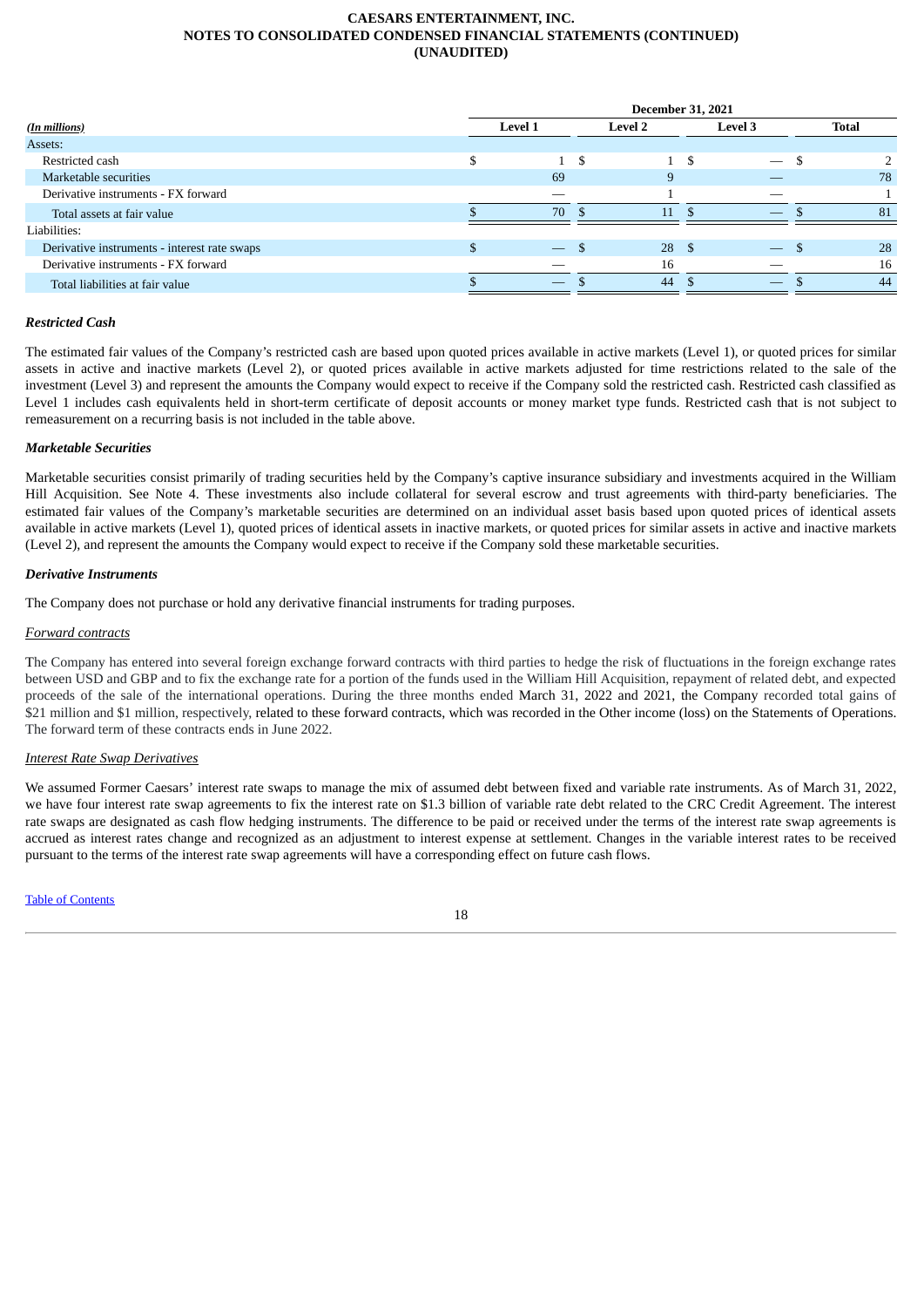| (In millions) | December 31, 2021 | | | |
|---|---|---|---|---|
| | Level 1 | Level 2 | Level 3 | Total |
| Assets: | | | | |
| Restricted cash | $ 1 | $ 1 | $ — | $ 2 |
| Marketable securities | 69 | 9 | — | 78 |
| Derivative instruments - FX forward | — | 1 | — | 1 |
| Total assets at fair value | $ 70 | $ 11 | $ — | $ 81 |
| Liabilities: | | | | |
| Derivative instruments - interest rate swaps | $ — | $ 28 | $ — | $ 28 |
| Derivative instruments - FX forward | — | 16 | — | 16 |
| Total liabilities at fair value | $ — | $ 44 | $ — | $ 44 |

### *Restricted Cash*

The estimated fair values of the Company's restricted cash are based upon quoted prices available in active markets (Level 1), or quoted prices for similar assets in active and inactive markets (Level 2), or quoted prices available in active markets adjusted for time restrictions related to the sale of the investment (Level 3) and represent the amounts the Company would expect to receive if the Company sold the restricted cash. Restricted cash classified as Level 1 includes cash equivalents held in short-term certificate of deposit accounts or money market type funds. Restricted cash that is not subject to remeasurement on a recurring basis is not included in the table above.

### *Marketable Securities*

Marketable securities consist primarily of trading securities held by the Company's captive insurance subsidiary and investments acquired in the William Hill Acquisition. See Note 4. These investments also include collateral for several escrow and trust agreements with third-party beneficiaries. The estimated fair values of the Company's marketable securities are determined on an individual asset basis based upon quoted prices of identical assets available in active markets (Level 1), quoted prices of identical assets in inactive markets, or quoted prices for similar assets in active and inactive markets (Level 2), and represent the amounts the Company would expect to receive if the Company sold these marketable securities.

### *Derivative Instruments*

The Company does not purchase or hold any derivative financial instruments for trading purposes.

#### Forward contracts

The Company has entered into several foreign exchange forward contracts with third parties to hedge the risk of fluctuations in the foreign exchange rates between USD and GBP and to fix the exchange rate for a portion of the funds used in the William Hill Acquisition, repayment of related debt, and expected proceeds of the sale of the international operations. During the three months ended March 31, 2022 and 2021, the Company recorded total gains of $21 million and $1 million, respectively, related to these forward contracts, which was recorded in the Other income (loss) on the Statements of Operations. The forward term of these contracts ends in June 2022.

#### Interest Rate Swap Derivatives

We assumed Former Caesars' interest rate swaps to manage the mix of assumed debt between fixed and variable rate instruments. As of March 31, 2022, we have four interest rate swap agreements to fix the interest rate on $1.3 billion of variable rate debt related to the CRC Credit Agreement. The interest rate swaps are designated as cash flow hedging instruments. The difference to be paid or received under the terms of the interest rate swap agreements is accrued as interest rates change and recognized as an adjustment to interest expense at settlement. Changes in the variable interest rates to be received pursuant to the terms of the interest rate swap agreements will have a corresponding effect on future cash flows.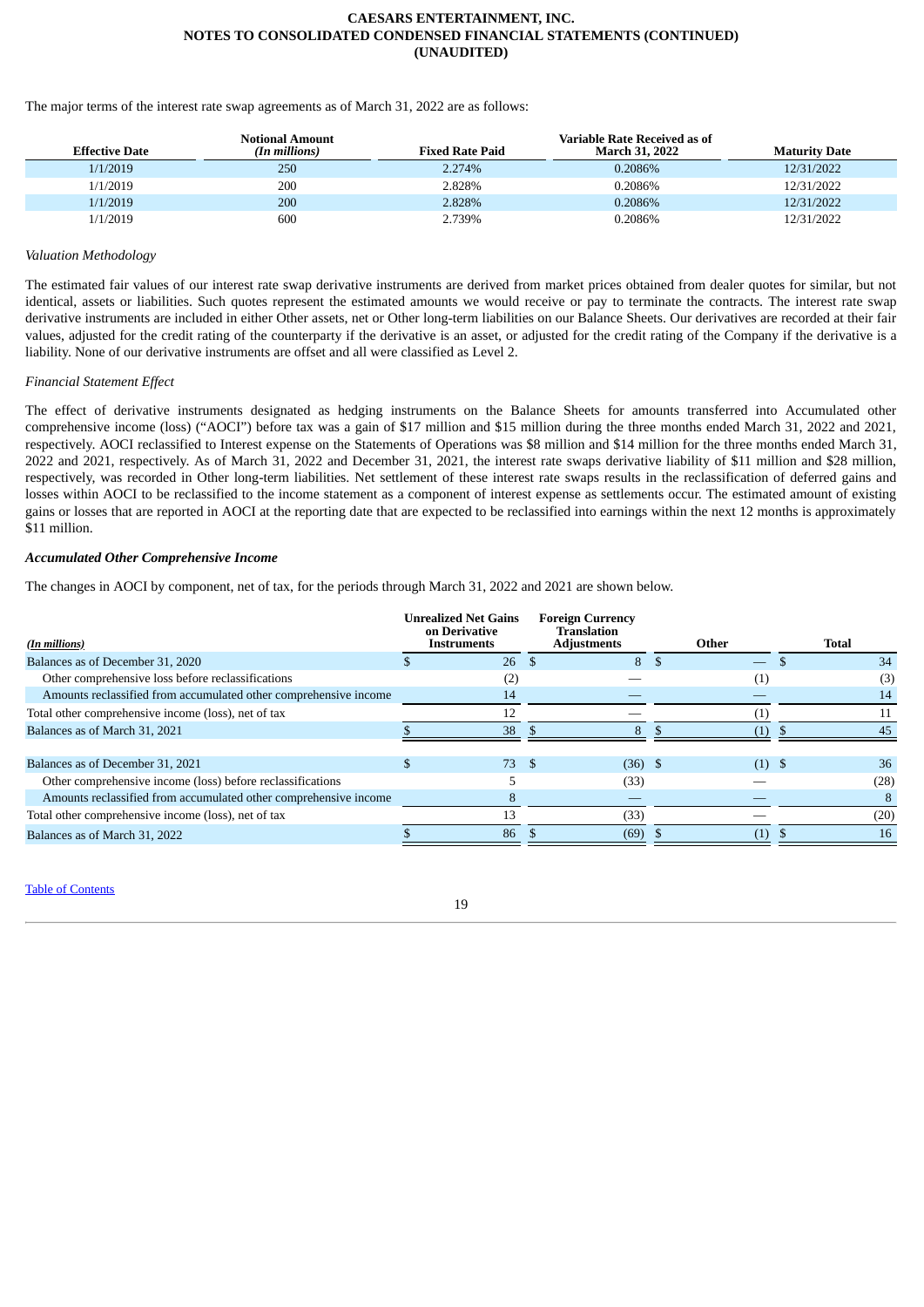The major terms of the interest rate swap agreements as of March 31, 2022 are as follows:

| Effective Date | Notional Amount *(In millions)* | Fixed Rate Paid | Variable Rate Received as of March 31, 2022 | Maturity Date |
|---|---|---|---|---|
| 1/1/2019 | 250 | 2.274% | 0.2086% | 12/31/2022 |
| 1/1/2019 | 200 | 2.828% | 0.2086% | 12/31/2022 |
| 1/1/2019 | 200 | 2.828% | 0.2086% | 12/31/2022 |
| 1/1/2019 | 600 | 2.739% | 0.2086% | 12/31/2022 |

*Valuation Methodology*

The estimated fair values of our interest rate swap derivative instruments are derived from market prices obtained from dealer quotes for similar, but not identical, assets or liabilities. Such quotes represent the estimated amounts we would receive or pay to terminate the contracts. The interest rate swap derivative instruments are included in either Other assets, net or Other long-term liabilities on our Balance Sheets. Our derivatives are recorded at their fair values, adjusted for the credit rating of the counterparty if the derivative is an asset, or adjusted for the credit rating of the Company if the derivative is a liability. None of our derivative instruments are offset and all were classified as Level 2.

*Financial Statement Effect*

The effect of derivative instruments designated as hedging instruments on the Balance Sheets for amounts transferred into Accumulated other comprehensive income (loss) ("AOCI") before tax was a gain of $17 million and $15 million during the three months ended March 31, 2022 and 2021, respectively. AOCI reclassified to Interest expense on the Statements of Operations was $8 million and $14 million for the three months ended March 31, 2022 and 2021, respectively. As of March 31, 2022 and December 31, 2021, the interest rate swaps derivative liability of $11 million and $28 million, respectively, was recorded in Other long-term liabilities. Net settlement of these interest rate swaps results in the reclassification of deferred gains and losses within AOCI to be reclassified to the income statement as a component of interest expense as settlements occur. The estimated amount of existing gains or losses that are reported in AOCI at the reporting date that are expected to be reclassified into earnings within the next 12 months is approximately $11 million.

***Accumulated Other Comprehensive Income***

The changes in AOCI by component, net of tax, for the periods through March 31, 2022 and 2021 are shown below.

| *(In millions)* | Unrealized Net Gains on Derivative Instruments | Foreign Currency Translation Adjustments | Other | Total |
|---|---|---|---|---|
| Balances as of December 31, 2020 | $ 26 | $ 8 | $ — | $ 34 |
| Other comprehensive loss before reclassifications | (2) | — | (1) | (3) |
| Amounts reclassified from accumulated other comprehensive income | 14 | — | — | 14 |
| Total other comprehensive income (loss), net of tax | 12 | — | (1) | 11 |
| Balances as of March 31, 2021 | $ 38 | $ 8 | $ (1) | $ 45 |
| | | | | |
| Balances as of December 31, 2021 | $ 73 | $ (36) | $ (1) | $ 36 |
| Other comprehensive income (loss) before reclassifications | 5 | (33) | — | (28) |
| Amounts reclassified from accumulated other comprehensive income | 8 | — | — | 8 |
| Total other comprehensive income (loss), net of tax | 13 | (33) | — | (20) |
| Balances as of March 31, 2022 | $ 86 | $ (69) | $ (1) | $ 16 |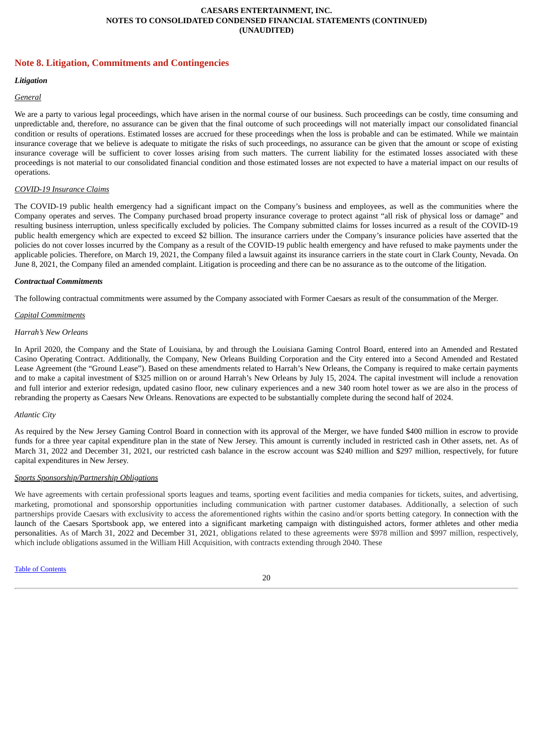## Note 8. Litigation, Commitments and Contingencies

### *Litigation*

*General*

We are a party to various legal proceedings, which have arisen in the normal course of our business. Such proceedings can be costly, time consuming and unpredictable and, therefore, no assurance can be given that the final outcome of such proceedings will not materially impact our consolidated financial condition or results of operations. Estimated losses are accrued for these proceedings when the loss is probable and can be estimated. While we maintain insurance coverage that we believe is adequate to mitigate the risks of such proceedings, no assurance can be given that the amount or scope of existing insurance coverage will be sufficient to cover losses arising from such matters. The current liability for the estimated losses associated with these proceedings is not material to our consolidated financial condition and those estimated losses are not expected to have a material impact on our results of operations.

*COVID-19 Insurance Claims*

The COVID-19 public health emergency had a significant impact on the Company's business and employees, as well as the communities where the Company operates and serves. The Company purchased broad property insurance coverage to protect against "all risk of physical loss or damage" and resulting business interruption, unless specifically excluded by policies. The Company submitted claims for losses incurred as a result of the COVID-19 public health emergency which are expected to exceed $2 billion. The insurance carriers under the Company's insurance policies have asserted that the policies do not cover losses incurred by the Company as a result of the COVID-19 public health emergency and have refused to make payments under the applicable policies. Therefore, on March 19, 2021, the Company filed a lawsuit against its insurance carriers in the state court in Clark County, Nevada. On June 8, 2021, the Company filed an amended complaint. Litigation is proceeding and there can be no assurance as to the outcome of the litigation.

### *Contractual Commitments*

The following contractual commitments were assumed by the Company associated with Former Caesars as result of the consummation of the Merger.

*Capital Commitments*

*Harrah's New Orleans*

In April 2020, the Company and the State of Louisiana, by and through the Louisiana Gaming Control Board, entered into an Amended and Restated Casino Operating Contract. Additionally, the Company, New Orleans Building Corporation and the City entered into a Second Amended and Restated Lease Agreement (the "Ground Lease"). Based on these amendments related to Harrah's New Orleans, the Company is required to make certain payments and to make a capital investment of $325 million on or around Harrah's New Orleans by July 15, 2024. The capital investment will include a renovation and full interior and exterior redesign, updated casino floor, new culinary experiences and a new 340 room hotel tower as we are also in the process of rebranding the property as Caesars New Orleans. Renovations are expected to be substantially complete during the second half of 2024.

*Atlantic City*

As required by the New Jersey Gaming Control Board in connection with its approval of the Merger, we have funded $400 million in escrow to provide funds for a three year capital expenditure plan in the state of New Jersey. This amount is currently included in restricted cash in Other assets, net. As of March 31, 2022 and December 31, 2021, our restricted cash balance in the escrow account was $240 million and $297 million, respectively, for future capital expenditures in New Jersey.

*Sports Sponsorship/Partnership Obligations*

We have agreements with certain professional sports leagues and teams, sporting event facilities and media companies for tickets, suites, and advertising, marketing, promotional and sponsorship opportunities including communication with partner customer databases. Additionally, a selection of such partnerships provide Caesars with exclusivity to access the aforementioned rights within the casino and/or sports betting category. In connection with the launch of the Caesars Sportsbook app, we entered into a significant marketing campaign with distinguished actors, former athletes and other media personalities. As of March 31, 2022 and December 31, 2021, obligations related to these agreements were $978 million and $997 million, respectively, which include obligations assumed in the William Hill Acquisition, with contracts extending through 2040. These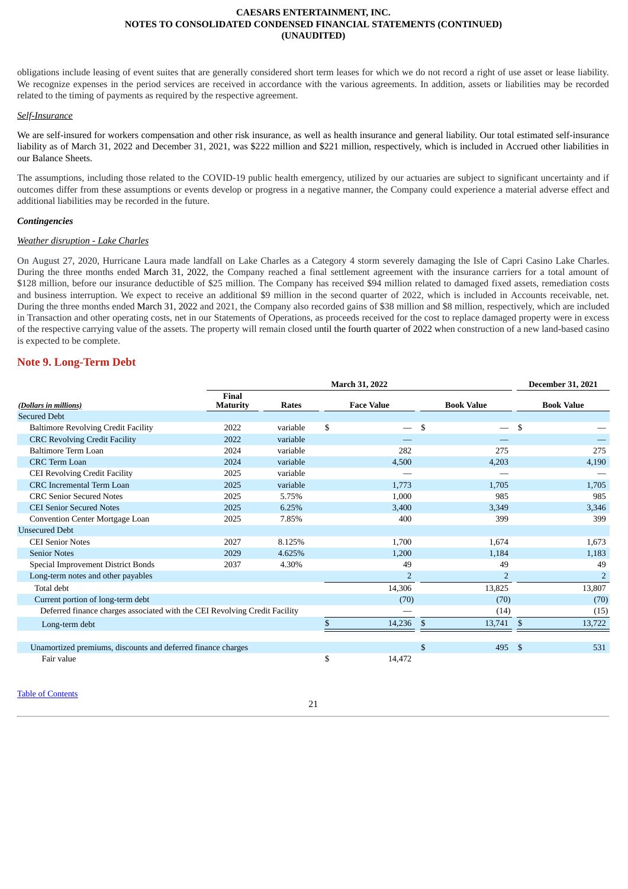obligations include leasing of event suites that are generally considered short term leases for which we do not record a right of use asset or lease liability. We recognize expenses in the period services are received in accordance with the various agreements. In addition, assets or liabilities may be recorded related to the timing of payments as required by the respective agreement.

*Self-Insurance*

We are self-insured for workers compensation and other risk insurance, as well as health insurance and general liability. Our total estimated self-insurance liability as of March 31, 2022 and December 31, 2021, was $222 million and $221 million, respectively, which is included in Accrued other liabilities in our Balance Sheets.

The assumptions, including those related to the COVID-19 public health emergency, utilized by our actuaries are subject to significant uncertainty and if outcomes differ from these assumptions or events develop or progress in a negative manner, the Company could experience a material adverse effect and additional liabilities may be recorded in the future.

***Contingencies***

*Weather disruption - Lake Charles*

On August 27, 2020, Hurricane Laura made landfall on Lake Charles as a Category 4 storm severely damaging the Isle of Capri Casino Lake Charles. During the three months ended March 31, 2022, the Company reached a final settlement agreement with the insurance carriers for a total amount of $128 million, before our insurance deductible of $25 million. The Company has received $94 million related to damaged fixed assets, remediation costs and business interruption. We expect to receive an additional $9 million in the second quarter of 2022, which is included in Accounts receivable, net. During the three months ended March 31, 2022 and 2021, the Company also recorded gains of $38 million and $8 million, respectively, which are included in Transaction and other operating costs, net in our Statements of Operations, as proceeds received for the cost to replace damaged property were in excess of the respective carrying value of the assets. The property will remain closed until the fourth quarter of 2022 when construction of a new land-based casino is expected to be complete.

## Note 9. Long-Term Debt

| | | | March 31, 2022 | | December 31, 2021 |
|---|---|---|---|---|---|
| *(Dollars in millions)* | Final Maturity | Rates | Face Value | Book Value | Book Value |
| Secured Debt | | | | | |
| Baltimore Revolving Credit Facility | 2022 | variable | $ — | $ — | $ — |
| CRC Revolving Credit Facility | 2022 | variable | — | — | — |
| Baltimore Term Loan | 2024 | variable | 282 | 275 | 275 |
| CRC Term Loan | 2024 | variable | 4,500 | 4,203 | 4,190 |
| CEI Revolving Credit Facility | 2025 | variable | — | — | — |
| CRC Incremental Term Loan | 2025 | variable | 1,773 | 1,705 | 1,705 |
| CRC Senior Secured Notes | 2025 | 5.75% | 1,000 | 985 | 985 |
| CEI Senior Secured Notes | 2025 | 6.25% | 3,400 | 3,349 | 3,346 |
| Convention Center Mortgage Loan | 2025 | 7.85% | 400 | 399 | 399 |
| Unsecured Debt | | | | | |
| CEI Senior Notes | 2027 | 8.125% | 1,700 | 1,674 | 1,673 |
| Senior Notes | 2029 | 4.625% | 1,200 | 1,184 | 1,183 |
| Special Improvement District Bonds | 2037 | 4.30% | 49 | 49 | 49 |
| Long-term notes and other payables | | | 2 | 2 | 2 |
| Total debt | | | 14,306 | 13,825 | 13,807 |
| Current portion of long-term debt | | | (70) | (70) | (70) |
| Deferred finance charges associated with the CEI Revolving Credit Facility | | | — | (14) | (15) |
| Long-term debt | | | $ 14,236 | $ 13,741 | $ 13,722 |
| | | | | | |
| Unamortized premiums, discounts and deferred finance charges | | | | $ 495 | $ 531 |
| Fair value | | | $ 14,472 | | |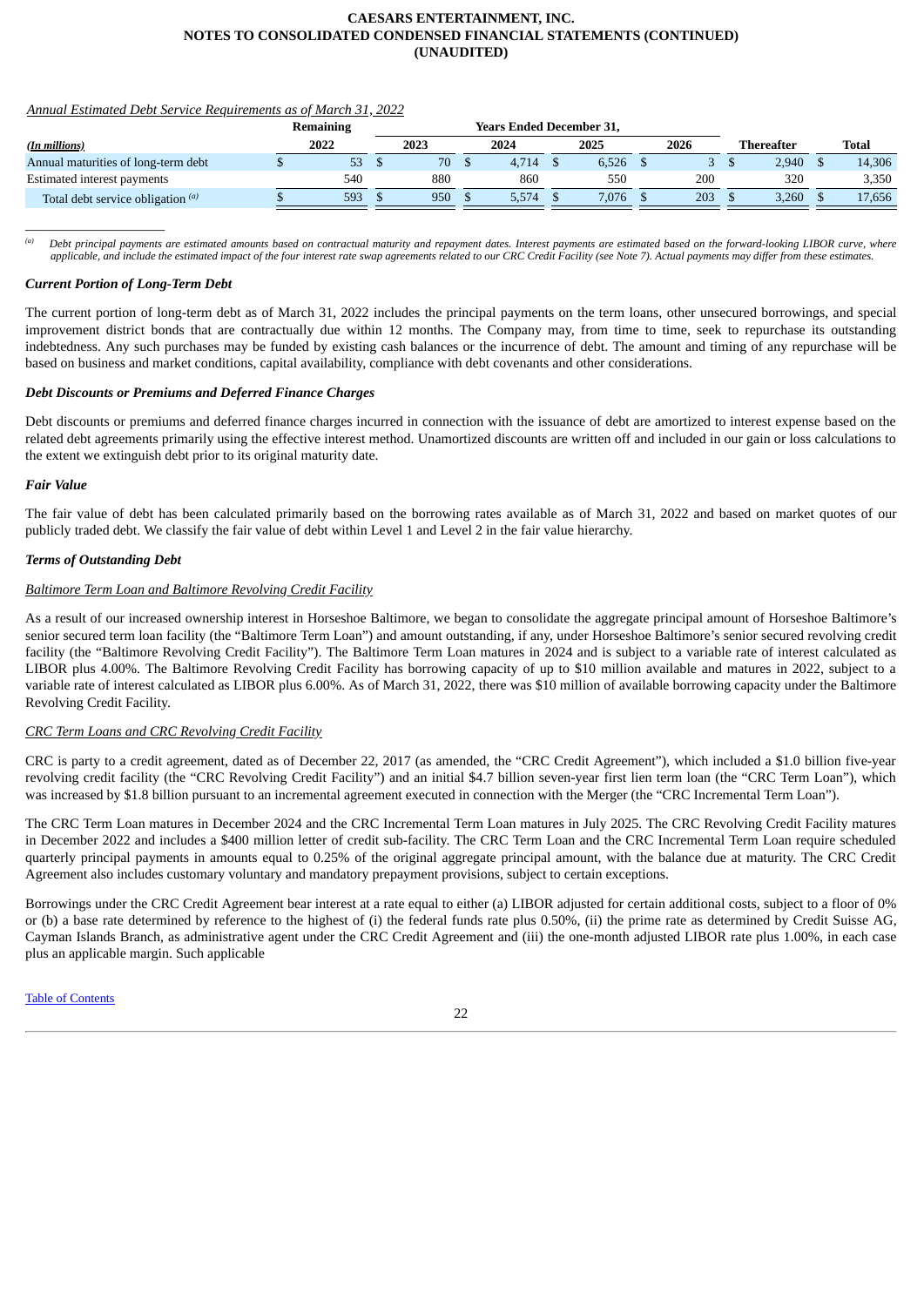*Annual Estimated Debt Service Requirements as of March 31, 2022*

| *(In millions)* | Remaining 2022 | Years Ended December 31, 2023 | 2024 | 2025 | 2026 | Thereafter | Total |
|---|---|---|---|---|---|---|---|
| Annual maturities of long-term debt | $ 53 | $ 70 | $ 4,714 | $ 6,526 | $ 3 | $ 2,940 | $ 14,306 |
| Estimated interest payments | 540 | 880 | 860 | 550 | 200 | 320 | 3,350 |
| Total debt service obligation [(a)] | $ 593 | $ 950 | $ 5,574 | $ 7,076 | $ 203 | $ 3,260 | $ 17,656 |

[(a)] *Debt principal payments are estimated amounts based on contractual maturity and repayment dates. Interest payments are estimated based on the forward-looking LIBOR curve, where applicable, and include the estimated impact of the four interest rate swap agreements related to our CRC Credit Facility (see Note 7). Actual payments may differ from these estimates.*

### *Current Portion of Long-Term Debt*

The current portion of long-term debt as of March 31, 2022 includes the principal payments on the term loans, other unsecured borrowings, and special improvement district bonds that are contractually due within 12 months. The Company may, from time to time, seek to repurchase its outstanding indebtedness. Any such purchases may be funded by existing cash balances or the incurrence of debt. The amount and timing of any repurchase will be based on business and market conditions, capital availability, compliance with debt covenants and other considerations.

### *Debt Discounts or Premiums and Deferred Finance Charges*

Debt discounts or premiums and deferred finance charges incurred in connection with the issuance of debt are amortized to interest expense based on the related debt agreements primarily using the effective interest method. Unamortized discounts are written off and included in our gain or loss calculations to the extent we extinguish debt prior to its original maturity date.

### *Fair Value*

The fair value of debt has been calculated primarily based on the borrowing rates available as of March 31, 2022 and based on market quotes of our publicly traded debt. We classify the fair value of debt within Level 1 and Level 2 in the fair value hierarchy.

### *Terms of Outstanding Debt*

*Baltimore Term Loan and Baltimore Revolving Credit Facility*

As a result of our increased ownership interest in Horseshoe Baltimore, we began to consolidate the aggregate principal amount of Horseshoe Baltimore's senior secured term loan facility (the "Baltimore Term Loan") and amount outstanding, if any, under Horseshoe Baltimore's senior secured revolving credit facility (the "Baltimore Revolving Credit Facility"). The Baltimore Term Loan matures in 2024 and is subject to a variable rate of interest calculated as LIBOR plus 4.00%. The Baltimore Revolving Credit Facility has borrowing capacity of up to $10 million available and matures in 2022, subject to a variable rate of interest calculated as LIBOR plus 6.00%. As of March 31, 2022, there was $10 million of available borrowing capacity under the Baltimore Revolving Credit Facility.

*CRC Term Loans and CRC Revolving Credit Facility*

CRC is party to a credit agreement, dated as of December 22, 2017 (as amended, the "CRC Credit Agreement"), which included a $1.0 billion five-year revolving credit facility (the "CRC Revolving Credit Facility") and an initial $4.7 billion seven-year first lien term loan (the "CRC Term Loan"), which was increased by $1.8 billion pursuant to an incremental agreement executed in connection with the Merger (the "CRC Incremental Term Loan").

The CRC Term Loan matures in December 2024 and the CRC Incremental Term Loan matures in July 2025. The CRC Revolving Credit Facility matures in December 2022 and includes a $400 million letter of credit sub-facility. The CRC Term Loan and the CRC Incremental Term Loan require scheduled quarterly principal payments in amounts equal to 0.25% of the original aggregate principal amount, with the balance due at maturity. The CRC Credit Agreement also includes customary voluntary and mandatory prepayment provisions, subject to certain exceptions.

Borrowings under the CRC Credit Agreement bear interest at a rate equal to either (a) LIBOR adjusted for certain additional costs, subject to a floor of 0% or (b) a base rate determined by reference to the highest of (i) the federal funds rate plus 0.50%, (ii) the prime rate as determined by Credit Suisse AG, Cayman Islands Branch, as administrative agent under the CRC Credit Agreement and (iii) the one-month adjusted LIBOR rate plus 1.00%, in each case plus an applicable margin. Such applicable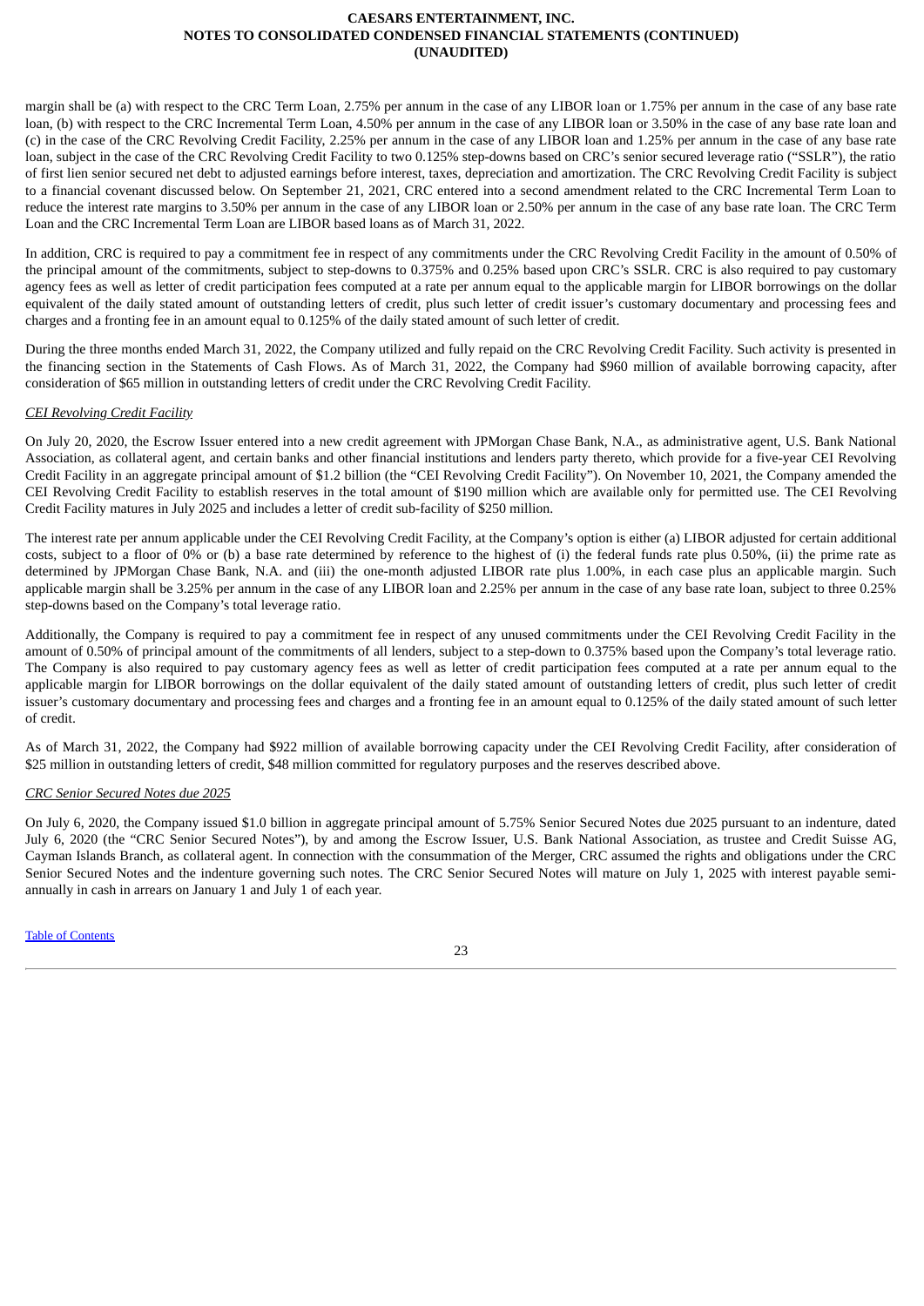margin shall be (a) with respect to the CRC Term Loan, 2.75% per annum in the case of any LIBOR loan or 1.75% per annum in the case of any base rate loan, (b) with respect to the CRC Incremental Term Loan, 4.50% per annum in the case of any LIBOR loan or 3.50% in the case of any base rate loan and (c) in the case of the CRC Revolving Credit Facility, 2.25% per annum in the case of any LIBOR loan and 1.25% per annum in the case of any base rate loan, subject in the case of the CRC Revolving Credit Facility to two 0.125% step-downs based on CRC's senior secured leverage ratio ("SSLR"), the ratio of first lien senior secured net debt to adjusted earnings before interest, taxes, depreciation and amortization. The CRC Revolving Credit Facility is subject to a financial covenant discussed below. On September 21, 2021, CRC entered into a second amendment related to the CRC Incremental Term Loan to reduce the interest rate margins to 3.50% per annum in the case of any LIBOR loan or 2.50% per annum in the case of any base rate loan. The CRC Term Loan and the CRC Incremental Term Loan are LIBOR based loans as of March 31, 2022.

In addition, CRC is required to pay a commitment fee in respect of any commitments under the CRC Revolving Credit Facility in the amount of 0.50% of the principal amount of the commitments, subject to step-downs to 0.375% and 0.25% based upon CRC's SSLR. CRC is also required to pay customary agency fees as well as letter of credit participation fees computed at a rate per annum equal to the applicable margin for LIBOR borrowings on the dollar equivalent of the daily stated amount of outstanding letters of credit, plus such letter of credit issuer's customary documentary and processing fees and charges and a fronting fee in an amount equal to 0.125% of the daily stated amount of such letter of credit.

During the three months ended March 31, 2022, the Company utilized and fully repaid on the CRC Revolving Credit Facility. Such activity is presented in the financing section in the Statements of Cash Flows. As of March 31, 2022, the Company had $960 million of available borrowing capacity, after consideration of $65 million in outstanding letters of credit under the CRC Revolving Credit Facility.

*CEI Revolving Credit Facility*

On July 20, 2020, the Escrow Issuer entered into a new credit agreement with JPMorgan Chase Bank, N.A., as administrative agent, U.S. Bank National Association, as collateral agent, and certain banks and other financial institutions and lenders party thereto, which provide for a five-year CEI Revolving Credit Facility in an aggregate principal amount of $1.2 billion (the "CEI Revolving Credit Facility"). On November 10, 2021, the Company amended the CEI Revolving Credit Facility to establish reserves in the total amount of $190 million which are available only for permitted use. The CEI Revolving Credit Facility matures in July 2025 and includes a letter of credit sub-facility of $250 million.

The interest rate per annum applicable under the CEI Revolving Credit Facility, at the Company's option is either (a) LIBOR adjusted for certain additional costs, subject to a floor of 0% or (b) a base rate determined by reference to the highest of (i) the federal funds rate plus 0.50%, (ii) the prime rate as determined by JPMorgan Chase Bank, N.A. and (iii) the one-month adjusted LIBOR rate plus 1.00%, in each case plus an applicable margin. Such applicable margin shall be 3.25% per annum in the case of any LIBOR loan and 2.25% per annum in the case of any base rate loan, subject to three 0.25% step-downs based on the Company's total leverage ratio.

Additionally, the Company is required to pay a commitment fee in respect of any unused commitments under the CEI Revolving Credit Facility in the amount of 0.50% of principal amount of the commitments of all lenders, subject to a step-down to 0.375% based upon the Company's total leverage ratio. The Company is also required to pay customary agency fees as well as letter of credit participation fees computed at a rate per annum equal to the applicable margin for LIBOR borrowings on the dollar equivalent of the daily stated amount of outstanding letters of credit, plus such letter of credit issuer's customary documentary and processing fees and charges and a fronting fee in an amount equal to 0.125% of the daily stated amount of such letter of credit.

As of March 31, 2022, the Company had $922 million of available borrowing capacity under the CEI Revolving Credit Facility, after consideration of $25 million in outstanding letters of credit, $48 million committed for regulatory purposes and the reserves described above.

*CRC Senior Secured Notes due 2025*

On July 6, 2020, the Company issued $1.0 billion in aggregate principal amount of 5.75% Senior Secured Notes due 2025 pursuant to an indenture, dated July 6, 2020 (the "CRC Senior Secured Notes"), by and among the Escrow Issuer, U.S. Bank National Association, as trustee and Credit Suisse AG, Cayman Islands Branch, as collateral agent. In connection with the consummation of the Merger, CRC assumed the rights and obligations under the CRC Senior Secured Notes and the indenture governing such notes. The CRC Senior Secured Notes will mature on July 1, 2025 with interest payable semi-annually in cash in arrears on January 1 and July 1 of each year.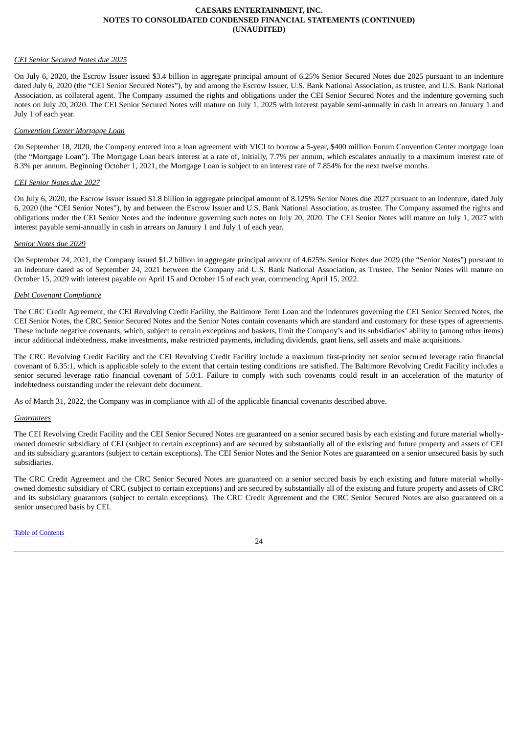*CEI Senior Secured Notes due 2025*

On July 6, 2020, the Escrow Issuer issued $3.4 billion in aggregate principal amount of 6.25% Senior Secured Notes due 2025 pursuant to an indenture dated July 6, 2020 (the "CEI Senior Secured Notes"), by and among the Escrow Issuer, U.S. Bank National Association, as trustee, and U.S. Bank National Association, as collateral agent. The Company assumed the rights and obligations under the CEI Senior Secured Notes and the indenture governing such notes on July 20, 2020. The CEI Senior Secured Notes will mature on July 1, 2025 with interest payable semi-annually in cash in arrears on January 1 and July 1 of each year.

*Convention Center Mortgage Loan*

On September 18, 2020, the Company entered into a loan agreement with VICI to borrow a 5-year, $400 million Forum Convention Center mortgage loan (the "Mortgage Loan"). The Mortgage Loan bears interest at a rate of, initially, 7.7% per annum, which escalates annually to a maximum interest rate of 8.3% per annum. Beginning October 1, 2021, the Mortgage Loan is subject to an interest rate of 7.854% for the next twelve months.

*CEI Senior Notes due 2027*

On July 6, 2020, the Escrow Issuer issued $1.8 billion in aggregate principal amount of 8.125% Senior Notes due 2027 pursuant to an indenture, dated July 6, 2020 (the "CEI Senior Notes"), by and between the Escrow Issuer and U.S. Bank National Association, as trustee. The Company assumed the rights and obligations under the CEI Senior Notes and the indenture governing such notes on July 20, 2020. The CEI Senior Notes will mature on July 1, 2027 with interest payable semi-annually in cash in arrears on January 1 and July 1 of each year.

*Senior Notes due 2029*

On September 24, 2021, the Company issued $1.2 billion in aggregate principal amount of 4.625% Senior Notes due 2029 (the "Senior Notes") pursuant to an indenture dated as of September 24, 2021 between the Company and U.S. Bank National Association, as Trustee. The Senior Notes will mature on October 15, 2029 with interest payable on April 15 and October 15 of each year, commencing April 15, 2022.

*Debt Covenant Compliance*

The CRC Credit Agreement, the CEI Revolving Credit Facility, the Baltimore Term Loan and the indentures governing the CEI Senior Secured Notes, the CEI Senior Notes, the CRC Senior Secured Notes and the Senior Notes contain covenants which are standard and customary for these types of agreements. These include negative covenants, which, subject to certain exceptions and baskets, limit the Company's and its subsidiaries' ability to (among other items) incur additional indebtedness, make investments, make restricted payments, including dividends, grant liens, sell assets and make acquisitions.

The CRC Revolving Credit Facility and the CEI Revolving Credit Facility include a maximum first-priority net senior secured leverage ratio financial covenant of 6.35:1, which is applicable solely to the extent that certain testing conditions are satisfied. The Baltimore Revolving Credit Facility includes a senior secured leverage ratio financial covenant of 5.0:1. Failure to comply with such covenants could result in an acceleration of the maturity of indebtedness outstanding under the relevant debt document.

As of March 31, 2022, the Company was in compliance with all of the applicable financial covenants described above.

*Guarantees*

The CEI Revolving Credit Facility and the CEI Senior Secured Notes are guaranteed on a senior secured basis by each existing and future material wholly-owned domestic subsidiary of CEI (subject to certain exceptions) and are secured by substantially all of the existing and future property and assets of CEI and its subsidiary guarantors (subject to certain exceptions). The CEI Senior Notes and the Senior Notes are guaranteed on a senior unsecured basis by such subsidiaries.

The CRC Credit Agreement and the CRC Senior Secured Notes are guaranteed on a senior secured basis by each existing and future material wholly-owned domestic subsidiary of CRC (subject to certain exceptions) and are secured by substantially all of the existing and future property and assets of CRC and its subsidiary guarantors (subject to certain exceptions). The CRC Credit Agreement and the CRC Senior Secured Notes are also guaranteed on a senior unsecured basis by CEI.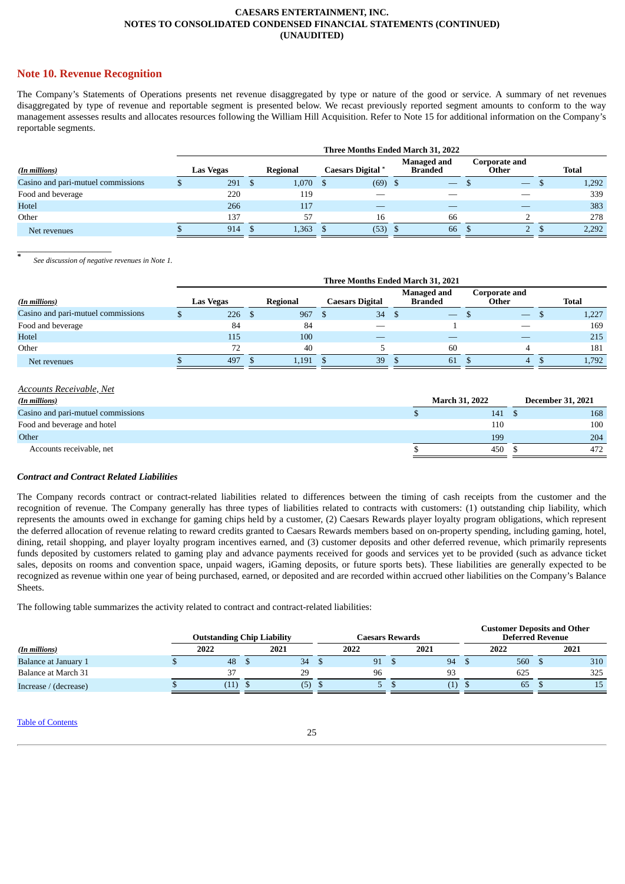## Note 10. Revenue Recognition

The Company's Statements of Operations presents net revenue disaggregated by type or nature of the good or service. A summary of net revenues disaggregated by type of revenue and reportable segment is presented below. We recast previously reported segment amounts to conform to the way management assesses results and allocates resources following the William Hill Acquisition. Refer to Note 15 for additional information on the Company's reportable segments.

| | Three Months Ended March 31, 2022 | | | | | |
|---|---|---|---|---|---|---|
| *(In millions)* | Las Vegas | Regional | Caesars Digital * | Managed and Branded | Corporate and Other | Total |
| Casino and pari-mutuel commissions | $ 291 | $ 1,070 | $ (69) | $ — | $ — | $ 1,292 |
| Food and beverage | 220 | 119 | — | — | — | 339 |
| Hotel | 266 | 117 | — | — | — | 383 |
| Other | 137 | 57 | 16 | 66 | 2 | 278 |
| Net revenues | $ 914 | $ 1,363 | $ (53) | $ 66 | $ 2 | $ 2,292 |

\* *See discussion of negative revenues in Note 1.*

| | Three Months Ended March 31, 2021 | | | | | |
|---|---|---|---|---|---|---|
| *(In millions)* | Las Vegas | Regional | Caesars Digital | Managed and Branded | Corporate and Other | Total |
| Casino and pari-mutuel commissions | $ 226 | $ 967 | $ 34 | $ — | $ — | $ 1,227 |
| Food and beverage | 84 | 84 | — | 1 | — | 169 |
| Hotel | 115 | 100 | — | — | — | 215 |
| Other | 72 | 40 | 5 | 60 | 4 | 181 |
| Net revenues | $ 497 | $ 1,191 | $ 39 | $ 61 | $ 4 | $ 1,792 |

*Accounts Receivable, Net*

| *(In millions)* | March 31, 2022 | December 31, 2021 |
|---|---|---|
| Casino and pari-mutuel commissions | $ 141 | $ 168 |
| Food and beverage and hotel | 110 | 100 |
| Other | 199 | 204 |
| Accounts receivable, net | $ 450 | $ 472 |

### *Contract and Contract Related Liabilities*

The Company records contract or contract-related liabilities related to differences between the timing of cash receipts from the customer and the recognition of revenue. The Company generally has three types of liabilities related to contracts with customers: (1) outstanding chip liability, which represents the amounts owed in exchange for gaming chips held by a customer, (2) Caesars Rewards player loyalty program obligations, which represent the deferred allocation of revenue relating to reward credits granted to Caesars Rewards members based on on-property spending, including gaming, hotel, dining, retail shopping, and player loyalty program incentives earned, and (3) customer deposits and other deferred revenue, which primarily represents funds deposited by customers related to gaming play and advance payments received for goods and services yet to be provided (such as advance ticket sales, deposits on rooms and convention space, unpaid wagers, iGaming deposits, or future sports bets). These liabilities are generally expected to be recognized as revenue within one year of being purchased, earned, or deposited and are recorded within accrued other liabilities on the Company's Balance Sheets.

The following table summarizes the activity related to contract and contract-related liabilities:

| | Outstanding Chip Liability | | Caesars Rewards | | Customer Deposits and Other Deferred Revenue | |
|---|---|---|---|---|---|---|
| *(In millions)* | 2022 | 2021 | 2022 | 2021 | 2022 | 2021 |
| Balance at January 1 | $ 48 | $ 34 | $ 91 | $ 94 | $ 560 | $ 310 |
| Balance at March 31 | 37 | 29 | 96 | 93 | 625 | 325 |
| Increase / (decrease) | $ (11) | $ (5) | $ 5 | $ (1) | $ 65 | $ 15 |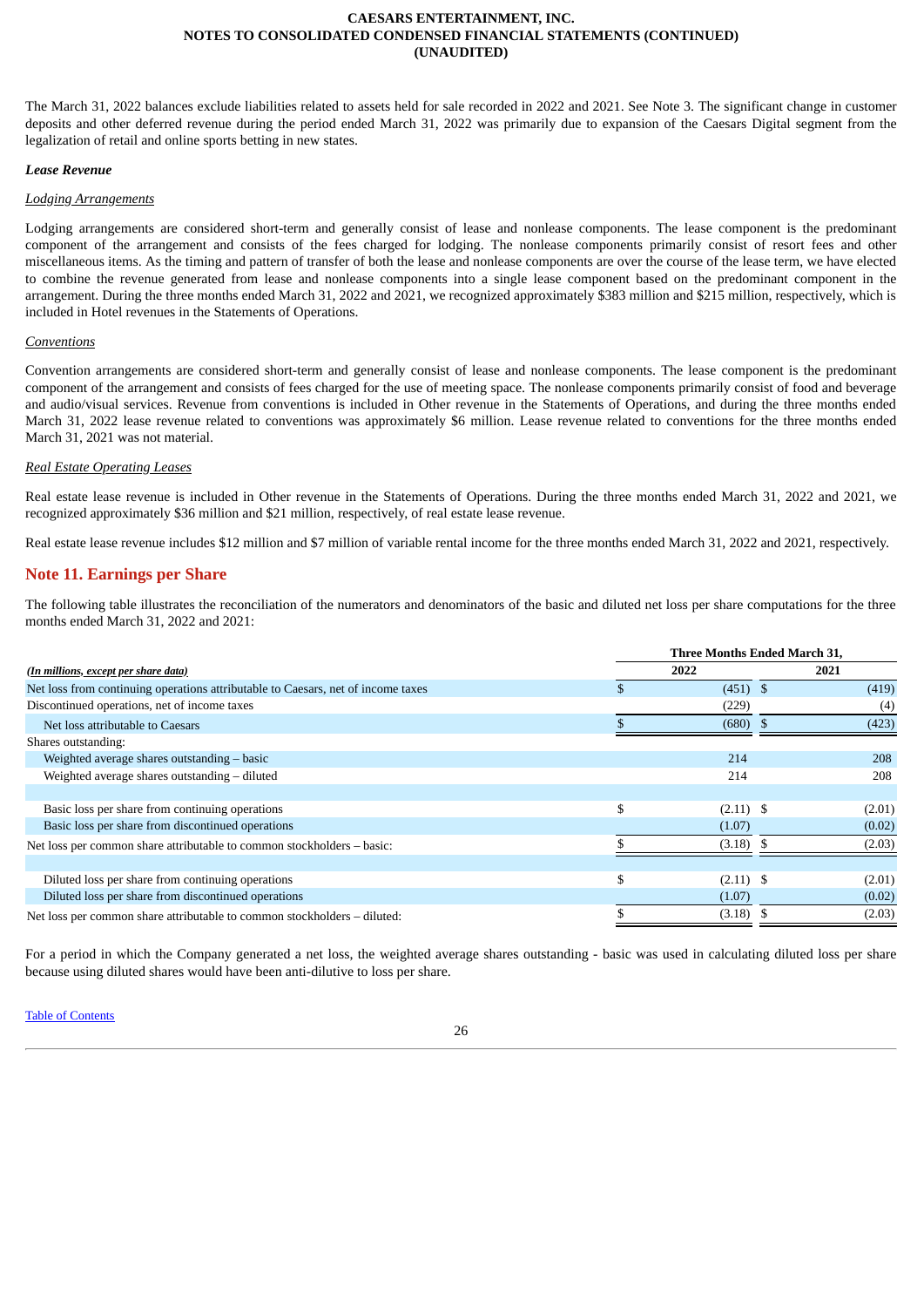The March 31, 2022 balances exclude liabilities related to assets held for sale recorded in 2022 and 2021. See Note 3. The significant change in customer deposits and other deferred revenue during the period ended March 31, 2022 was primarily due to expansion of the Caesars Digital segment from the legalization of retail and online sports betting in new states.

***Lease Revenue***

*Lodging Arrangements*

Lodging arrangements are considered short-term and generally consist of lease and nonlease components. The lease component is the predominant component of the arrangement and consists of the fees charged for lodging. The nonlease components primarily consist of resort fees and other miscellaneous items. As the timing and pattern of transfer of both the lease and nonlease components are over the course of the lease term, we have elected to combine the revenue generated from lease and nonlease components into a single lease component based on the predominant component in the arrangement. During the three months ended March 31, 2022 and 2021, we recognized approximately $383 million and $215 million, respectively, which is included in Hotel revenues in the Statements of Operations.

*Conventions*

Convention arrangements are considered short-term and generally consist of lease and nonlease components. The lease component is the predominant component of the arrangement and consists of fees charged for the use of meeting space. The nonlease components primarily consist of food and beverage and audio/visual services. Revenue from conventions is included in Other revenue in the Statements of Operations, and during the three months ended March 31, 2022 lease revenue related to conventions was approximately $6 million. Lease revenue related to conventions for the three months ended March 31, 2021 was not material.

*Real Estate Operating Leases*

Real estate lease revenue is included in Other revenue in the Statements of Operations. During the three months ended March 31, 2022 and 2021, we recognized approximately $36 million and $21 million, respectively, of real estate lease revenue.

Real estate lease revenue includes $12 million and $7 million of variable rental income for the three months ended March 31, 2022 and 2021, respectively.

## Note 11. Earnings per Share

The following table illustrates the reconciliation of the numerators and denominators of the basic and diluted net loss per share computations for the three months ended March 31, 2022 and 2021:

| *(In millions, except per share data)* | Three Months Ended March 31, 2022 | Three Months Ended March 31, 2021 |
|---|---|---|
| Net loss from continuing operations attributable to Caesars, net of income taxes | $ (451) | $ (419) |
| Discontinued operations, net of income taxes | (229) | (4) |
| Net loss attributable to Caesars | $ (680) | $ (423) |
| Shares outstanding: | | |
| Weighted average shares outstanding – basic | 214 | 208 |
| Weighted average shares outstanding – diluted | 214 | 208 |
| | | |
| Basic loss per share from continuing operations | $ (2.11) | $ (2.01) |
| Basic loss per share from discontinued operations | (1.07) | (0.02) |
| Net loss per common share attributable to common stockholders – basic: | $ (3.18) | $ (2.03) |
| | | |
| Diluted loss per share from continuing operations | $ (2.11) | $ (2.01) |
| Diluted loss per share from discontinued operations | (1.07) | (0.02) |
| Net loss per common share attributable to common stockholders – diluted: | $ (3.18) | $ (2.03) |

For a period in which the Company generated a net loss, the weighted average shares outstanding - basic was used in calculating diluted loss per share because using diluted shares would have been anti-dilutive to loss per share.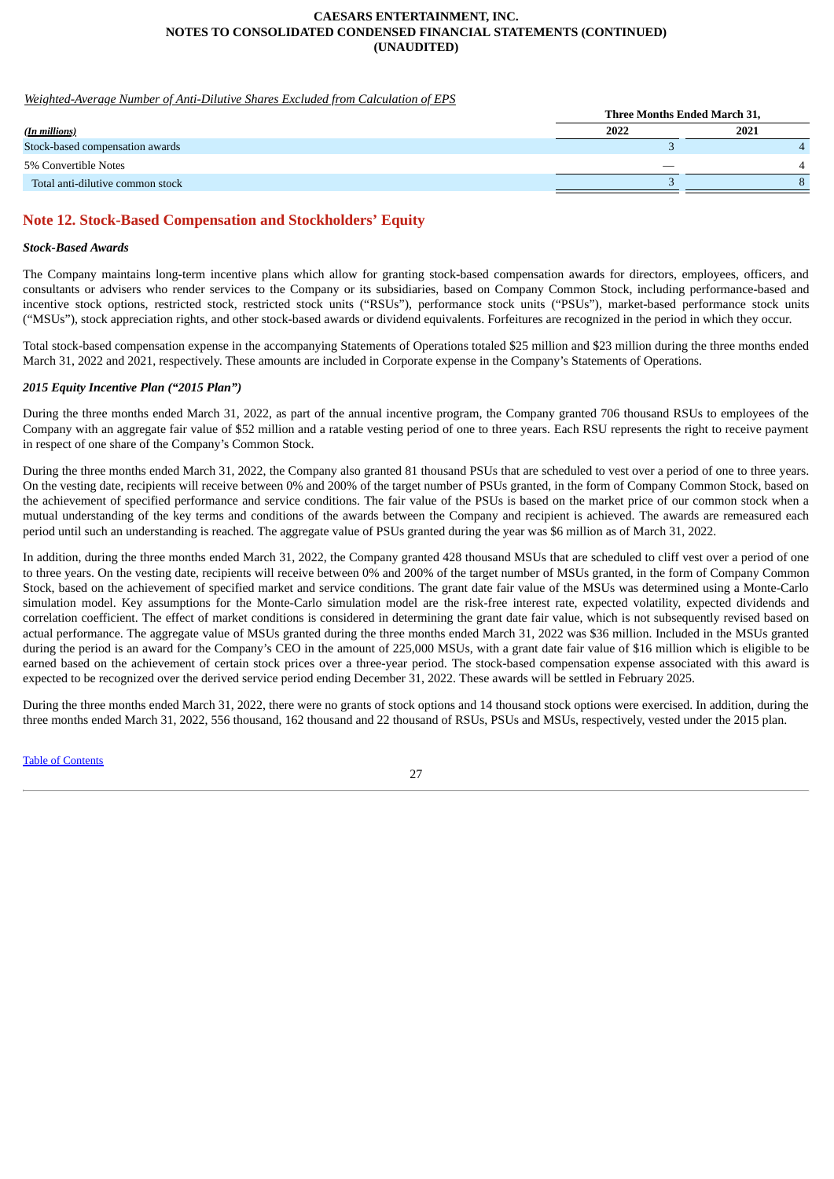*Weighted-Average Number of Anti-Dilutive Shares Excluded from Calculation of EPS*

| | Three Months Ended March 31, | |
|---|---|---|
| ***(In millions)*** | **2022** | **2021** |
| Stock-based compensation awards | 3 | 4 |
| 5% Convertible Notes | — | 4 |
| Total anti-dilutive common stock | 3 | 8 |

## Note 12. Stock-Based Compensation and Stockholders' Equity

***Stock-Based Awards***

The Company maintains long-term incentive plans which allow for granting stock-based compensation awards for directors, employees, officers, and consultants or advisers who render services to the Company or its subsidiaries, based on Company Common Stock, including performance-based and incentive stock options, restricted stock, restricted stock units ("RSUs"), performance stock units ("PSUs"), market-based performance stock units ("MSUs"), stock appreciation rights, and other stock-based awards or dividend equivalents. Forfeitures are recognized in the period in which they occur.

Total stock-based compensation expense in the accompanying Statements of Operations totaled $25 million and $23 million during the three months ended March 31, 2022 and 2021, respectively. These amounts are included in Corporate expense in the Company's Statements of Operations.

***2015 Equity Incentive Plan ("2015 Plan")***

During the three months ended March 31, 2022, as part of the annual incentive program, the Company granted 706 thousand RSUs to employees of the Company with an aggregate fair value of $52 million and a ratable vesting period of one to three years. Each RSU represents the right to receive payment in respect of one share of the Company's Common Stock.

During the three months ended March 31, 2022, the Company also granted 81 thousand PSUs that are scheduled to vest over a period of one to three years. On the vesting date, recipients will receive between 0% and 200% of the target number of PSUs granted, in the form of Company Common Stock, based on the achievement of specified performance and service conditions. The fair value of the PSUs is based on the market price of our common stock when a mutual understanding of the key terms and conditions of the awards between the Company and recipient is achieved. The awards are remeasured each period until such an understanding is reached. The aggregate value of PSUs granted during the year was $6 million as of March 31, 2022.

In addition, during the three months ended March 31, 2022, the Company granted 428 thousand MSUs that are scheduled to cliff vest over a period of one to three years. On the vesting date, recipients will receive between 0% and 200% of the target number of MSUs granted, in the form of Company Common Stock, based on the achievement of specified market and service conditions. The grant date fair value of the MSUs was determined using a Monte-Carlo simulation model. Key assumptions for the Monte-Carlo simulation model are the risk-free interest rate, expected volatility, expected dividends and correlation coefficient. The effect of market conditions is considered in determining the grant date fair value, which is not subsequently revised based on actual performance. The aggregate value of MSUs granted during the three months ended March 31, 2022 was $36 million. Included in the MSUs granted during the period is an award for the Company's CEO in the amount of 225,000 MSUs, with a grant date fair value of $16 million which is eligible to be earned based on the achievement of certain stock prices over a three-year period. The stock-based compensation expense associated with this award is expected to be recognized over the derived service period ending December 31, 2022. These awards will be settled in February 2025.

During the three months ended March 31, 2022, there were no grants of stock options and 14 thousand stock options were exercised. In addition, during the three months ended March 31, 2022, 556 thousand, 162 thousand and 22 thousand of RSUs, PSUs and MSUs, respectively, vested under the 2015 plan.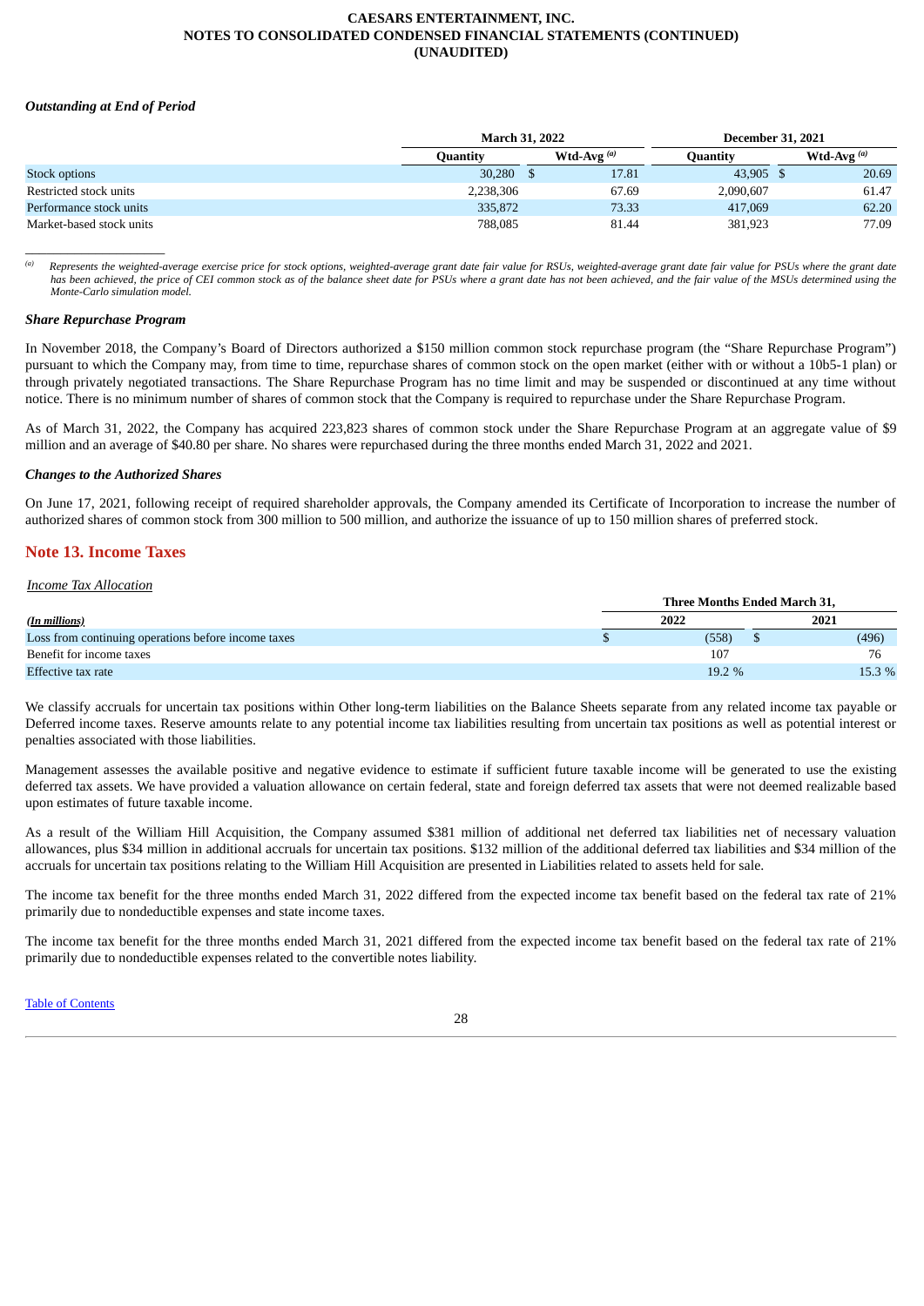*Outstanding at End of Period*

| | March 31, 2022 | | December 31, 2021 | |
|---|---|---|---|---|
| | Quantity | Wtd-Avg [(a)] | Quantity | Wtd-Avg [(a)] |
| Stock options | 30,280 | $ 17.81 | 43,905 | $ 20.69 |
| Restricted stock units | 2,238,306 | 67.69 | 2,090,607 | 61.47 |
| Performance stock units | 335,872 | 73.33 | 417,069 | 62.20 |
| Market-based stock units | 788,085 | 81.44 | 381,923 | 77.09 |

[(a)] *Represents the weighted-average exercise price for stock options, weighted-average grant date fair value for RSUs, weighted-average grant date fair value for PSUs where the grant date has been achieved, the price of CEI common stock as of the balance sheet date for PSUs where a grant date has not been achieved, and the fair value of the MSUs determined using the Monte-Carlo simulation model.*

***Share Repurchase Program***

In November 2018, the Company's Board of Directors authorized a $150 million common stock repurchase program (the "Share Repurchase Program") pursuant to which the Company may, from time to time, repurchase shares of common stock on the open market (either with or without a 10b5-1 plan) or through privately negotiated transactions. The Share Repurchase Program has no time limit and may be suspended or discontinued at any time without notice. There is no minimum number of shares of common stock that the Company is required to repurchase under the Share Repurchase Program.

As of March 31, 2022, the Company has acquired 223,823 shares of common stock under the Share Repurchase Program at an aggregate value of $9 million and an average of $40.80 per share. No shares were repurchased during the three months ended March 31, 2022 and 2021.

***Changes to the Authorized Shares***

On June 17, 2021, following receipt of required shareholder approvals, the Company amended its Certificate of Incorporation to increase the number of authorized shares of common stock from 300 million to 500 million, and authorize the issuance of up to 150 million shares of preferred stock.

## Note 13. Income Taxes

*Income Tax Allocation*

| | Three Months Ended March 31, | |
|---|---|---|
| ***(In millions)*** | 2022 | 2021 |
| Loss from continuing operations before income taxes | $ (558) | $ (496) |
| Benefit for income taxes | 107 | 76 |
| Effective tax rate | 19.2 % | 15.3 % |

We classify accruals for uncertain tax positions within Other long-term liabilities on the Balance Sheets separate from any related income tax payable or Deferred income taxes. Reserve amounts relate to any potential income tax liabilities resulting from uncertain tax positions as well as potential interest or penalties associated with those liabilities.

Management assesses the available positive and negative evidence to estimate if sufficient future taxable income will be generated to use the existing deferred tax assets. We have provided a valuation allowance on certain federal, state and foreign deferred tax assets that were not deemed realizable based upon estimates of future taxable income.

As a result of the William Hill Acquisition, the Company assumed $381 million of additional net deferred tax liabilities net of necessary valuation allowances, plus $34 million in additional accruals for uncertain tax positions. $132 million of the additional deferred tax liabilities and $34 million of the accruals for uncertain tax positions relating to the William Hill Acquisition are presented in Liabilities related to assets held for sale.

The income tax benefit for the three months ended March 31, 2022 differed from the expected income tax benefit based on the federal tax rate of 21% primarily due to nondeductible expenses and state income taxes.

The income tax benefit for the three months ended March 31, 2021 differed from the expected income tax benefit based on the federal tax rate of 21% primarily due to nondeductible expenses related to the convertible notes liability.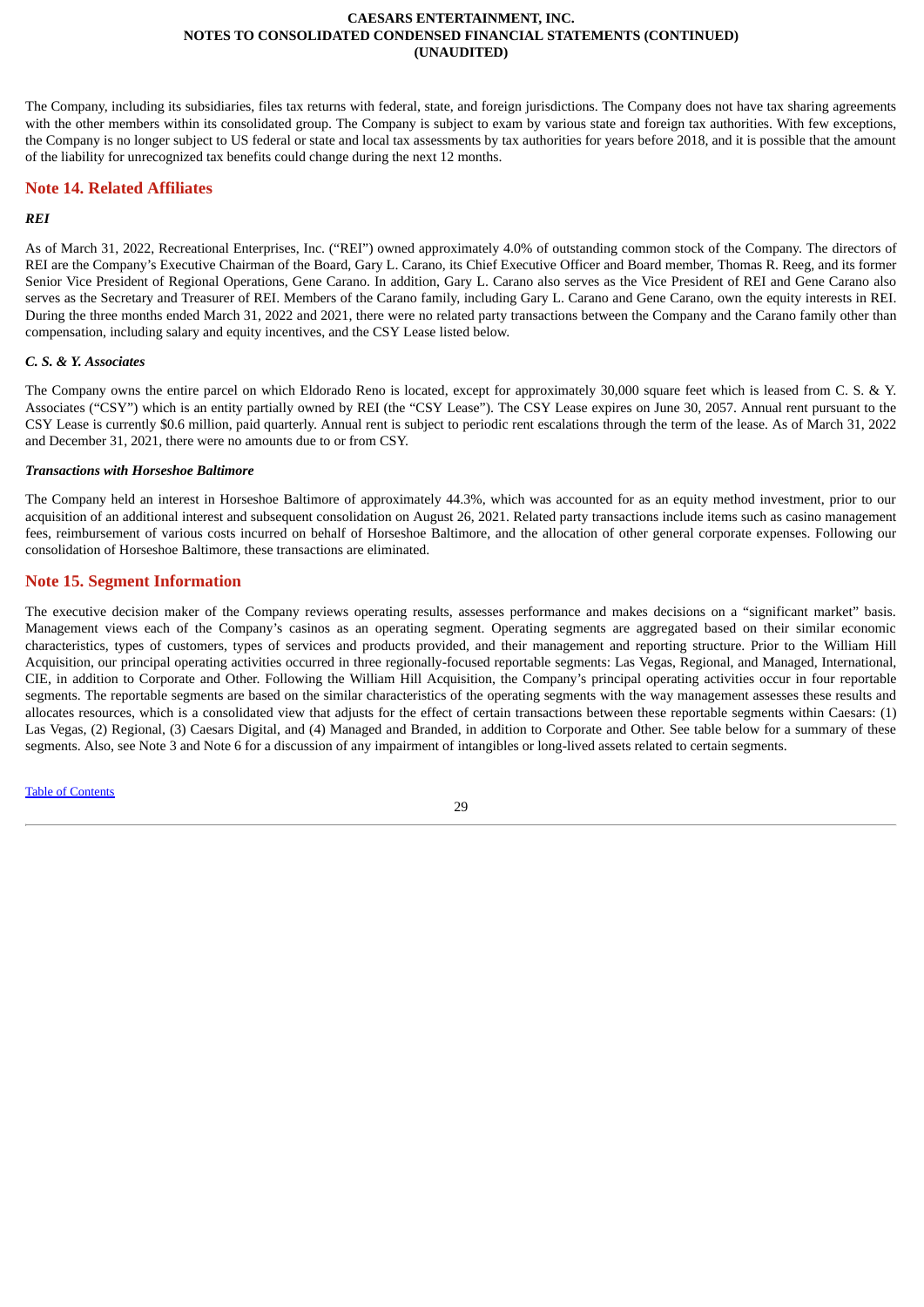The Company, including its subsidiaries, files tax returns with federal, state, and foreign jurisdictions. The Company does not have tax sharing agreements with the other members within its consolidated group. The Company is subject to exam by various state and foreign tax authorities. With few exceptions, the Company is no longer subject to US federal or state and local tax assessments by tax authorities for years before 2018, and it is possible that the amount of the liability for unrecognized tax benefits could change during the next 12 months.

## Note 14. Related Affiliates

***REI***

As of March 31, 2022, Recreational Enterprises, Inc. ("REI") owned approximately 4.0% of outstanding common stock of the Company. The directors of REI are the Company's Executive Chairman of the Board, Gary L. Carano, its Chief Executive Officer and Board member, Thomas R. Reeg, and its former Senior Vice President of Regional Operations, Gene Carano. In addition, Gary L. Carano also serves as the Vice President of REI and Gene Carano also serves as the Secretary and Treasurer of REI. Members of the Carano family, including Gary L. Carano and Gene Carano, own the equity interests in REI. During the three months ended March 31, 2022 and 2021, there were no related party transactions between the Company and the Carano family other than compensation, including salary and equity incentives, and the CSY Lease listed below.

***C. S. & Y. Associates***

The Company owns the entire parcel on which Eldorado Reno is located, except for approximately 30,000 square feet which is leased from C. S. & Y. Associates ("CSY") which is an entity partially owned by REI (the "CSY Lease"). The CSY Lease expires on June 30, 2057. Annual rent pursuant to the CSY Lease is currently $0.6 million, paid quarterly. Annual rent is subject to periodic rent escalations through the term of the lease. As of March 31, 2022 and December 31, 2021, there were no amounts due to or from CSY.

***Transactions with Horseshoe Baltimore***

The Company held an interest in Horseshoe Baltimore of approximately 44.3%, which was accounted for as an equity method investment, prior to our acquisition of an additional interest and subsequent consolidation on August 26, 2021. Related party transactions include items such as casino management fees, reimbursement of various costs incurred on behalf of Horseshoe Baltimore, and the allocation of other general corporate expenses. Following our consolidation of Horseshoe Baltimore, these transactions are eliminated.

## Note 15. Segment Information

The executive decision maker of the Company reviews operating results, assesses performance and makes decisions on a "significant market" basis. Management views each of the Company's casinos as an operating segment. Operating segments are aggregated based on their similar economic characteristics, types of customers, types of services and products provided, and their management and reporting structure. Prior to the William Hill Acquisition, our principal operating activities occurred in three regionally-focused reportable segments: Las Vegas, Regional, and Managed, International, CIE, in addition to Corporate and Other. Following the William Hill Acquisition, the Company's principal operating activities occur in four reportable segments. The reportable segments are based on the similar characteristics of the operating segments with the way management assesses these results and allocates resources, which is a consolidated view that adjusts for the effect of certain transactions between these reportable segments within Caesars: (1) Las Vegas, (2) Regional, (3) Caesars Digital, and (4) Managed and Branded, in addition to Corporate and Other. See table below for a summary of these segments. Also, see Note 3 and Note 6 for a discussion of any impairment of intangibles or long-lived assets related to certain segments.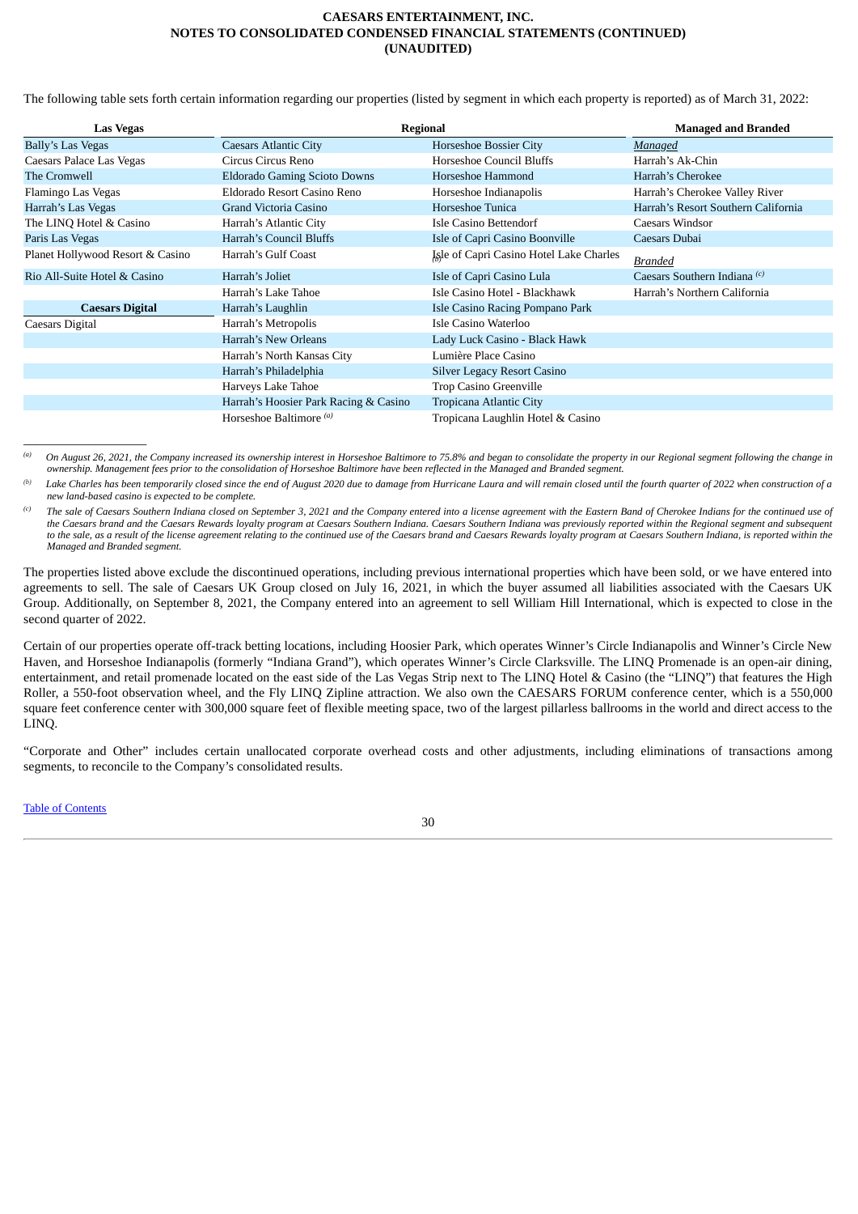The following table sets forth certain information regarding our properties (listed by segment in which each property is reported) as of March 31, 2022:

| Las Vegas | Regional | | Managed and Branded |
|---|---|---|---|
| Bally's Las Vegas | Caesars Atlantic City | Horseshoe Bossier City | *Managed* |
| Caesars Palace Las Vegas | Circus Circus Reno | Horseshoe Council Bluffs | Harrah's Ak-Chin |
| The Cromwell | Eldorado Gaming Scioto Downs | Horseshoe Hammond | Harrah's Cherokee |
| Flamingo Las Vegas | Eldorado Resort Casino Reno | Horseshoe Indianapolis | Harrah's Cherokee Valley River |
| Harrah's Las Vegas | Grand Victoria Casino | Horseshoe Tunica | Harrah's Resort Southern California |
| The LINQ Hotel & Casino | Harrah's Atlantic City | Isle Casino Bettendorf | Caesars Windsor |
| Paris Las Vegas | Harrah's Council Bluffs | Isle of Capri Casino Boonville | Caesars Dubai |
| Planet Hollywood Resort & Casino | Harrah's Gulf Coast | Isle of Capri Casino Hotel Lake Charles [(b)] | *Branded* |
| Rio All-Suite Hotel & Casino | Harrah's Joliet | Isle of Capri Casino Lula | Caesars Southern Indiana [(c)] |
| | Harrah's Lake Tahoe | Isle Casino Hotel - Blackhawk | Harrah's Northern California |
| **Caesars Digital** | Harrah's Laughlin | Isle Casino Racing Pompano Park | |
| Caesars Digital | Harrah's Metropolis | Isle Casino Waterloo | |
| | Harrah's New Orleans | Lady Luck Casino - Black Hawk | |
| | Harrah's North Kansas City | Lumière Place Casino | |
| | Harrah's Philadelphia | Silver Legacy Resort Casino | |
| | Harveys Lake Tahoe | Trop Casino Greenville | |
| | Harrah's Hoosier Park Racing & Casino | Tropicana Atlantic City | |
| | Horseshoe Baltimore [(a)] | Tropicana Laughlin Hotel & Casino | |

[(a)] *On August 26, 2021, the Company increased its ownership interest in Horseshoe Baltimore to 75.8% and began to consolidate the property in our Regional segment following the change in ownership. Management fees prior to the consolidation of Horseshoe Baltimore have been reflected in the Managed and Branded segment.*

[(b)] *Lake Charles has been temporarily closed since the end of August 2020 due to damage from Hurricane Laura and will remain closed until the fourth quarter of 2022 when construction of a new land-based casino is expected to be complete.*

[(c)] *The sale of Caesars Southern Indiana closed on September 3, 2021 and the Company entered into a license agreement with the Eastern Band of Cherokee Indians for the continued use of the Caesars brand and the Caesars Rewards loyalty program at Caesars Southern Indiana. Caesars Southern Indiana was previously reported within the Regional segment and subsequent to the sale, as a result of the license agreement relating to the continued use of the Caesars brand and Caesars Rewards loyalty program at Caesars Southern Indiana, is reported within the Managed and Branded segment.*

The properties listed above exclude the discontinued operations, including previous international properties which have been sold, or we have entered into agreements to sell. The sale of Caesars UK Group closed on July 16, 2021, in which the buyer assumed all liabilities associated with the Caesars UK Group. Additionally, on September 8, 2021, the Company entered into an agreement to sell William Hill International, which is expected to close in the second quarter of 2022.

Certain of our properties operate off-track betting locations, including Hoosier Park, which operates Winner's Circle Indianapolis and Winner's Circle New Haven, and Horseshoe Indianapolis (formerly "Indiana Grand"), which operates Winner's Circle Clarksville. The LINQ Promenade is an open-air dining, entertainment, and retail promenade located on the east side of the Las Vegas Strip next to The LINQ Hotel & Casino (the "LINQ") that features the High Roller, a 550-foot observation wheel, and the Fly LINQ Zipline attraction. We also own the CAESARS FORUM conference center, which is a 550,000 square feet conference center with 300,000 square feet of flexible meeting space, two of the largest pillarless ballrooms in the world and direct access to the LINQ.

"Corporate and Other" includes certain unallocated corporate overhead costs and other adjustments, including eliminations of transactions among segments, to reconcile to the Company's consolidated results.

Table of Contents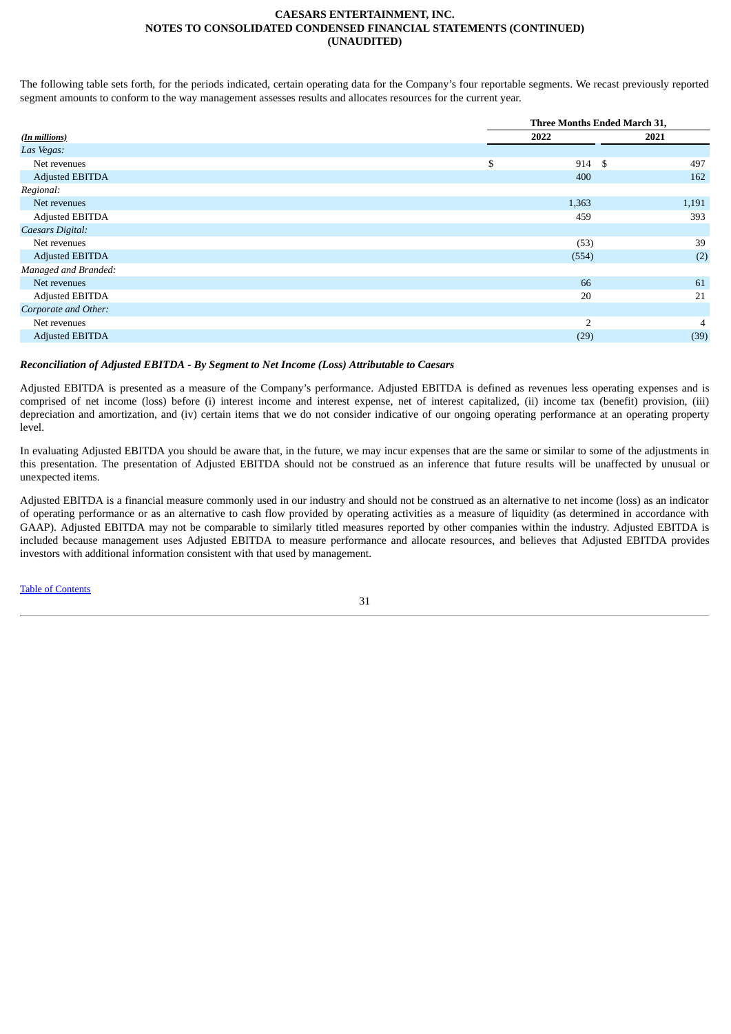The following table sets forth, for the periods indicated, certain operating data for the Company's four reportable segments. We recast previously reported segment amounts to conform to the way management assesses results and allocates resources for the current year.

| *(In millions)* | Three Months Ended March 31, | |
|---|---|---|
| | 2022 | 2021 |
| *Las Vegas:* | | |
| Net revenues | $ 914 | $ 497 |
| Adjusted EBITDA | 400 | 162 |
| *Regional:* | | |
| Net revenues | 1,363 | 1,191 |
| Adjusted EBITDA | 459 | 393 |
| *Caesars Digital:* | | |
| Net revenues | (53) | 39 |
| Adjusted EBITDA | (554) | (2) |
| *Managed and Branded:* | | |
| Net revenues | 66 | 61 |
| Adjusted EBITDA | 20 | 21 |
| *Corporate and Other:* | | |
| Net revenues | 2 | 4 |
| Adjusted EBITDA | (29) | (39) |

***Reconciliation of Adjusted EBITDA - By Segment to Net Income (Loss) Attributable to Caesars***

Adjusted EBITDA is presented as a measure of the Company's performance. Adjusted EBITDA is defined as revenues less operating expenses and is comprised of net income (loss) before (i) interest income and interest expense, net of interest capitalized, (ii) income tax (benefit) provision, (iii) depreciation and amortization, and (iv) certain items that we do not consider indicative of our ongoing operating performance at an operating property level.

In evaluating Adjusted EBITDA you should be aware that, in the future, we may incur expenses that are the same or similar to some of the adjustments in this presentation. The presentation of Adjusted EBITDA should not be construed as an inference that future results will be unaffected by unusual or unexpected items.

Adjusted EBITDA is a financial measure commonly used in our industry and should not be construed as an alternative to net income (loss) as an indicator of operating performance or as an alternative to cash flow provided by operating activities as a measure of liquidity (as determined in accordance with GAAP). Adjusted EBITDA may not be comparable to similarly titled measures reported by other companies within the industry. Adjusted EBITDA is included because management uses Adjusted EBITDA to measure performance and allocate resources, and believes that Adjusted EBITDA provides investors with additional information consistent with that used by management.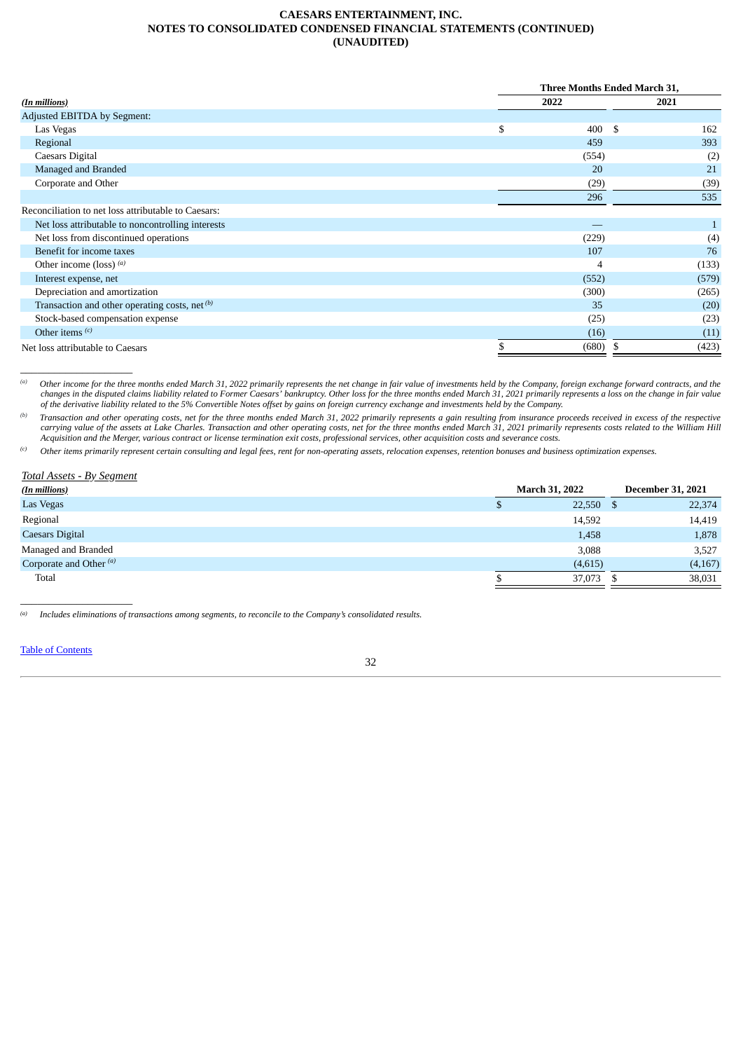**CAESARS ENTERTAINMENT, INC.**
**NOTES TO CONSOLIDATED CONDENSED FINANCIAL STATEMENTS (CONTINUED)**
**(UNAUDITED)**

| *(In millions)* | Three Months Ended March 31, 2022 | Three Months Ended March 31, 2021 |
|---|---|---|
| Adjusted EBITDA by Segment: | | |
| Las Vegas | $ 400 | $ 162 |
| Regional | 459 | 393 |
| Caesars Digital | (554) | (2) |
| Managed and Branded | 20 | 21 |
| Corporate and Other | (29) | (39) |
| | 296 | 535 |
| Reconciliation to net loss attributable to Caesars: | | |
| Net loss attributable to noncontrolling interests | — | 1 |
| Net loss from discontinued operations | (229) | (4) |
| Benefit for income taxes | 107 | 76 |
| Other income (loss) [(a)] | 4 | (133) |
| Interest expense, net | (552) | (579) |
| Depreciation and amortization | (300) | (265) |
| Transaction and other operating costs, net [(b)] | 35 | (20) |
| Stock-based compensation expense | (25) | (23) |
| Other items [(c)] | (16) | (11) |
| Net loss attributable to Caesars | $ (680) | $ (423) |

*(a) Other income for the three months ended March 31, 2022 primarily represents the net change in fair value of investments held by the Company, foreign exchange forward contracts, and the changes in the disputed claims liability related to Former Caesars' bankruptcy. Other loss for the three months ended March 31, 2021 primarily represents a loss on the change in fair value of the derivative liability related to the 5% Convertible Notes offset by gains on foreign currency exchange and investments held by the Company.*

*(b) Transaction and other operating costs, net for the three months ended March 31, 2022 primarily represents a gain resulting from insurance proceeds received in excess of the respective carrying value of the assets at Lake Charles. Transaction and other operating costs, net for the three months ended March 31, 2021 primarily represents costs related to the William Hill Acquisition and the Merger, various contract or license termination exit costs, professional services, other acquisition costs and severance costs.*

*(c) Other items primarily represent certain consulting and legal fees, rent for non-operating assets, relocation expenses, retention bonuses and business optimization expenses.*

*Total Assets - By Segment*

| *(In millions)* | March 31, 2022 | December 31, 2021 |
|---|---|---|
| Las Vegas | $ 22,550 | $ 22,374 |
| Regional | 14,592 | 14,419 |
| Caesars Digital | 1,458 | 1,878 |
| Managed and Branded | 3,088 | 3,527 |
| Corporate and Other [(a)] | (4,615) | (4,167) |
| Total | $ 37,073 | $ 38,031 |

*(a) Includes eliminations of transactions among segments, to reconcile to the Company's consolidated results.*

Table of Contents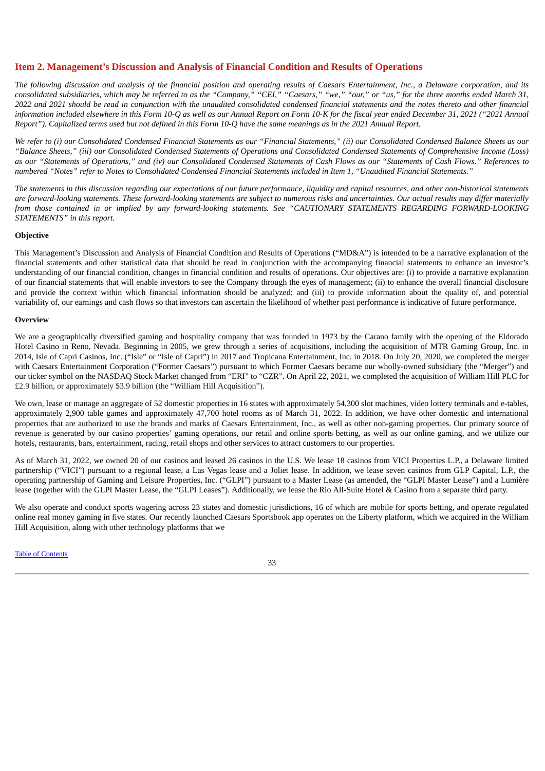## Item 2. Management's Discussion and Analysis of Financial Condition and Results of Operations

*The following discussion and analysis of the financial position and operating results of Caesars Entertainment, Inc., a Delaware corporation, and its consolidated subsidiaries, which may be referred to as the "Company," "CEI," "Caesars," "we," "our," or "us," for the three months ended March 31, 2022 and 2021 should be read in conjunction with the unaudited consolidated condensed financial statements and the notes thereto and other financial information included elsewhere in this Form 10-Q as well as our Annual Report on Form 10-K for the fiscal year ended December 31, 2021 ("2021 Annual Report"). Capitalized terms used but not defined in this Form 10-Q have the same meanings as in the 2021 Annual Report.*

*We refer to (i) our Consolidated Condensed Financial Statements as our "Financial Statements," (ii) our Consolidated Condensed Balance Sheets as our "Balance Sheets," (iii) our Consolidated Condensed Statements of Operations and Consolidated Condensed Statements of Comprehensive Income (Loss) as our "Statements of Operations," and (iv) our Consolidated Condensed Statements of Cash Flows as our "Statements of Cash Flows." References to numbered "Notes" refer to Notes to Consolidated Condensed Financial Statements included in Item 1, "Unaudited Financial Statements."*

*The statements in this discussion regarding our expectations of our future performance, liquidity and capital resources, and other non-historical statements are forward-looking statements. These forward-looking statements are subject to numerous risks and uncertainties. Our actual results may differ materially from those contained in or implied by any forward-looking statements. See "CAUTIONARY STATEMENTS REGARDING FORWARD-LOOKING STATEMENTS" in this report.*

**Objective**

This Management's Discussion and Analysis of Financial Condition and Results of Operations ("MD&A") is intended to be a narrative explanation of the financial statements and other statistical data that should be read in conjunction with the accompanying financial statements to enhance an investor's understanding of our financial condition, changes in financial condition and results of operations. Our objectives are: (i) to provide a narrative explanation of our financial statements that will enable investors to see the Company through the eyes of management; (ii) to enhance the overall financial disclosure and provide the context within which financial information should be analyzed; and (iii) to provide information about the quality of, and potential variability of, our earnings and cash flows so that investors can ascertain the likelihood of whether past performance is indicative of future performance.

**Overview**

We are a geographically diversified gaming and hospitality company that was founded in 1973 by the Carano family with the opening of the Eldorado Hotel Casino in Reno, Nevada. Beginning in 2005, we grew through a series of acquisitions, including the acquisition of MTR Gaming Group, Inc. in 2014, Isle of Capri Casinos, Inc. ("Isle" or "Isle of Capri") in 2017 and Tropicana Entertainment, Inc. in 2018. On July 20, 2020, we completed the merger with Caesars Entertainment Corporation ("Former Caesars") pursuant to which Former Caesars became our wholly-owned subsidiary (the "Merger") and our ticker symbol on the NASDAQ Stock Market changed from "ERI" to "CZR". On April 22, 2021, we completed the acquisition of William Hill PLC for £2.9 billion, or approximately $3.9 billion (the "William Hill Acquisition").

We own, lease or manage an aggregate of 52 domestic properties in 16 states with approximately 54,300 slot machines, video lottery terminals and e-tables, approximately 2,900 table games and approximately 47,700 hotel rooms as of March 31, 2022. In addition, we have other domestic and international properties that are authorized to use the brands and marks of Caesars Entertainment, Inc., as well as other non-gaming properties. Our primary source of revenue is generated by our casino properties' gaming operations, our retail and online sports betting, as well as our online gaming, and we utilize our hotels, restaurants, bars, entertainment, racing, retail shops and other services to attract customers to our properties.

As of March 31, 2022, we owned 20 of our casinos and leased 26 casinos in the U.S. We lease 18 casinos from VICI Properties L.P., a Delaware limited partnership ("VICI") pursuant to a regional lease, a Las Vegas lease and a Joliet lease. In addition, we lease seven casinos from GLP Capital, L.P., the operating partnership of Gaming and Leisure Properties, Inc. ("GLPI") pursuant to a Master Lease (as amended, the "GLPI Master Lease") and a Lumière lease (together with the GLPI Master Lease, the "GLPI Leases"). Additionally, we lease the Rio All-Suite Hotel & Casino from a separate third party.

We also operate and conduct sports wagering across 23 states and domestic jurisdictions, 16 of which are mobile for sports betting, and operate regulated online real money gaming in five states. Our recently launched Caesars Sportsbook app operates on the Liberty platform, which we acquired in the William Hill Acquisition, along with other technology platforms that we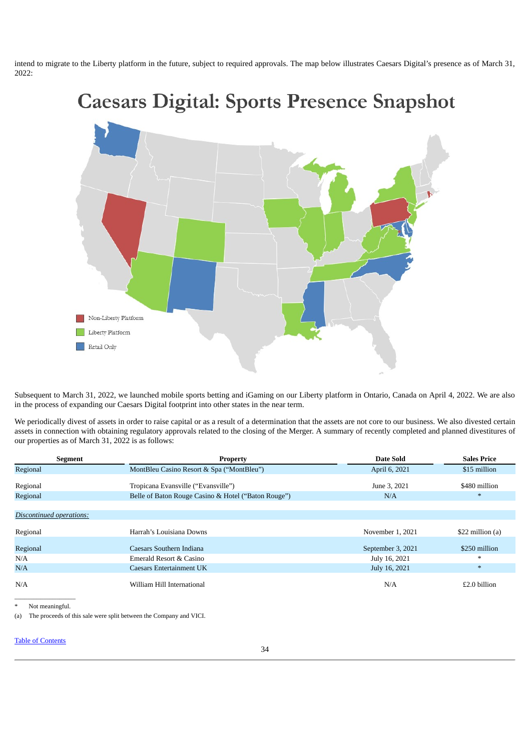intend to migrate to the Liberty platform in the future, subject to required approvals. The map below illustrates Caesars Digital's presence as of March 31, 2022:

Subsequent to March 31, 2022, we launched mobile sports betting and iGaming on our Liberty platform in Ontario, Canada on April 4, 2022. We are also in the process of expanding our Caesars Digital footprint into other states in the near term.

We periodically divest of assets in order to raise capital or as a result of a determination that the assets are not core to our business. We also divested certain assets in connection with obtaining regulatory approvals related to the closing of the Merger. A summary of recently completed and planned divestitures of our properties as of March 31, 2022 is as follows:

| Segment | Property | Date Sold | Sales Price |
|---|---|---|---|
| Regional | MontBleu Casino Resort & Spa ("MontBleu") | April 6, 2021 | $15 million |
| Regional | Tropicana Evansville ("Evansville") | June 3, 2021 | $480 million |
| Regional | Belle of Baton Rouge Casino & Hotel ("Baton Rouge") | N/A | * |
| *Discontinued operations:* | | | |
| Regional | Harrah's Louisiana Downs | November 1, 2021 | $22 million (a) |
| Regional | Caesars Southern Indiana | September 3, 2021 | $250 million |
| N/A | Emerald Resort & Casino | July 16, 2021 | * |
| N/A | Caesars Entertainment UK | July 16, 2021 | * |
| N/A | William Hill International | N/A | £2.0 billion |

\* Not meaningful.

(a) The proceeds of this sale were split between the Company and VICI.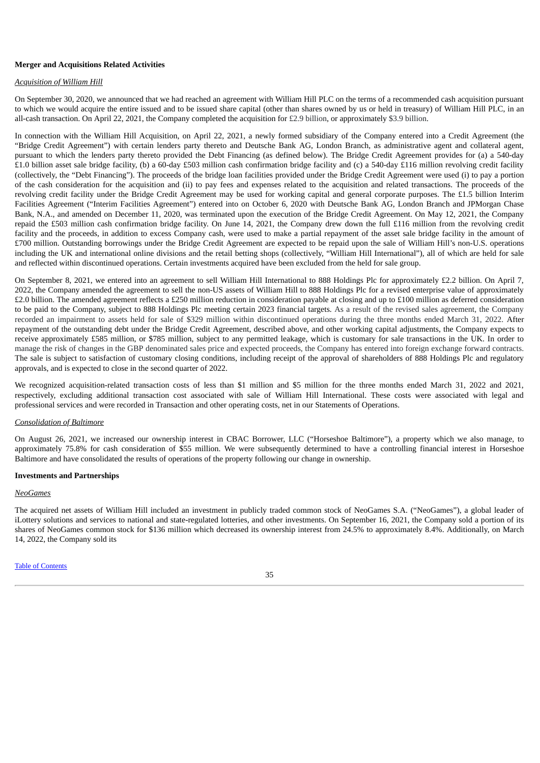**Merger and Acquisitions Related Activities**

*Acquisition of William Hill*

On September 30, 2020, we announced that we had reached an agreement with William Hill PLC on the terms of a recommended cash acquisition pursuant to which we would acquire the entire issued and to be issued share capital (other than shares owned by us or held in treasury) of William Hill PLC, in an all-cash transaction. On April 22, 2021, the Company completed the acquisition for £2.9 billion, or approximately $3.9 billion.

In connection with the William Hill Acquisition, on April 22, 2021, a newly formed subsidiary of the Company entered into a Credit Agreement (the "Bridge Credit Agreement") with certain lenders party thereto and Deutsche Bank AG, London Branch, as administrative agent and collateral agent, pursuant to which the lenders party thereto provided the Debt Financing (as defined below). The Bridge Credit Agreement provides for (a) a 540-day £1.0 billion asset sale bridge facility, (b) a 60-day £503 million cash confirmation bridge facility and (c) a 540-day £116 million revolving credit facility (collectively, the "Debt Financing"). The proceeds of the bridge loan facilities provided under the Bridge Credit Agreement were used (i) to pay a portion of the cash consideration for the acquisition and (ii) to pay fees and expenses related to the acquisition and related transactions. The proceeds of the revolving credit facility under the Bridge Credit Agreement may be used for working capital and general corporate purposes. The £1.5 billion Interim Facilities Agreement ("Interim Facilities Agreement") entered into on October 6, 2020 with Deutsche Bank AG, London Branch and JPMorgan Chase Bank, N.A., and amended on December 11, 2020, was terminated upon the execution of the Bridge Credit Agreement. On May 12, 2021, the Company repaid the £503 million cash confirmation bridge facility. On June 14, 2021, the Company drew down the full £116 million from the revolving credit facility and the proceeds, in addition to excess Company cash, were used to make a partial repayment of the asset sale bridge facility in the amount of £700 million. Outstanding borrowings under the Bridge Credit Agreement are expected to be repaid upon the sale of William Hill's non-U.S. operations including the UK and international online divisions and the retail betting shops (collectively, "William Hill International"), all of which are held for sale and reflected within discontinued operations. Certain investments acquired have been excluded from the held for sale group.

On September 8, 2021, we entered into an agreement to sell William Hill International to 888 Holdings Plc for approximately £2.2 billion. On April 7, 2022, the Company amended the agreement to sell the non-US assets of William Hill to 888 Holdings Plc for a revised enterprise value of approximately £2.0 billion. The amended agreement reflects a £250 million reduction in consideration payable at closing and up to £100 million as deferred consideration to be paid to the Company, subject to 888 Holdings Plc meeting certain 2023 financial targets. As a result of the revised sales agreement, the Company recorded an impairment to assets held for sale of $329 million within discontinued operations during the three months ended March 31, 2022. After repayment of the outstanding debt under the Bridge Credit Agreement, described above, and other working capital adjustments, the Company expects to receive approximately £585 million, or $785 million, subject to any permitted leakage, which is customary for sale transactions in the UK. In order to manage the risk of changes in the GBP denominated sales price and expected proceeds, the Company has entered into foreign exchange forward contracts. The sale is subject to satisfaction of customary closing conditions, including receipt of the approval of shareholders of 888 Holdings Plc and regulatory approvals, and is expected to close in the second quarter of 2022.

We recognized acquisition-related transaction costs of less than $1 million and $5 million for the three months ended March 31, 2022 and 2021, respectively, excluding additional transaction cost associated with sale of William Hill International. These costs were associated with legal and professional services and were recorded in Transaction and other operating costs, net in our Statements of Operations.

*Consolidation of Baltimore*

On August 26, 2021, we increased our ownership interest in CBAC Borrower, LLC ("Horseshoe Baltimore"), a property which we also manage, to approximately 75.8% for cash consideration of $55 million. We were subsequently determined to have a controlling financial interest in Horseshoe Baltimore and have consolidated the results of operations of the property following our change in ownership.

**Investments and Partnerships**

*NeoGames*

The acquired net assets of William Hill included an investment in publicly traded common stock of NeoGames S.A. ("NeoGames"), a global leader of iLottery solutions and services to national and state-regulated lotteries, and other investments. On September 16, 2021, the Company sold a portion of its shares of NeoGames common stock for $136 million which decreased its ownership interest from 24.5% to approximately 8.4%. Additionally, on March 14, 2022, the Company sold its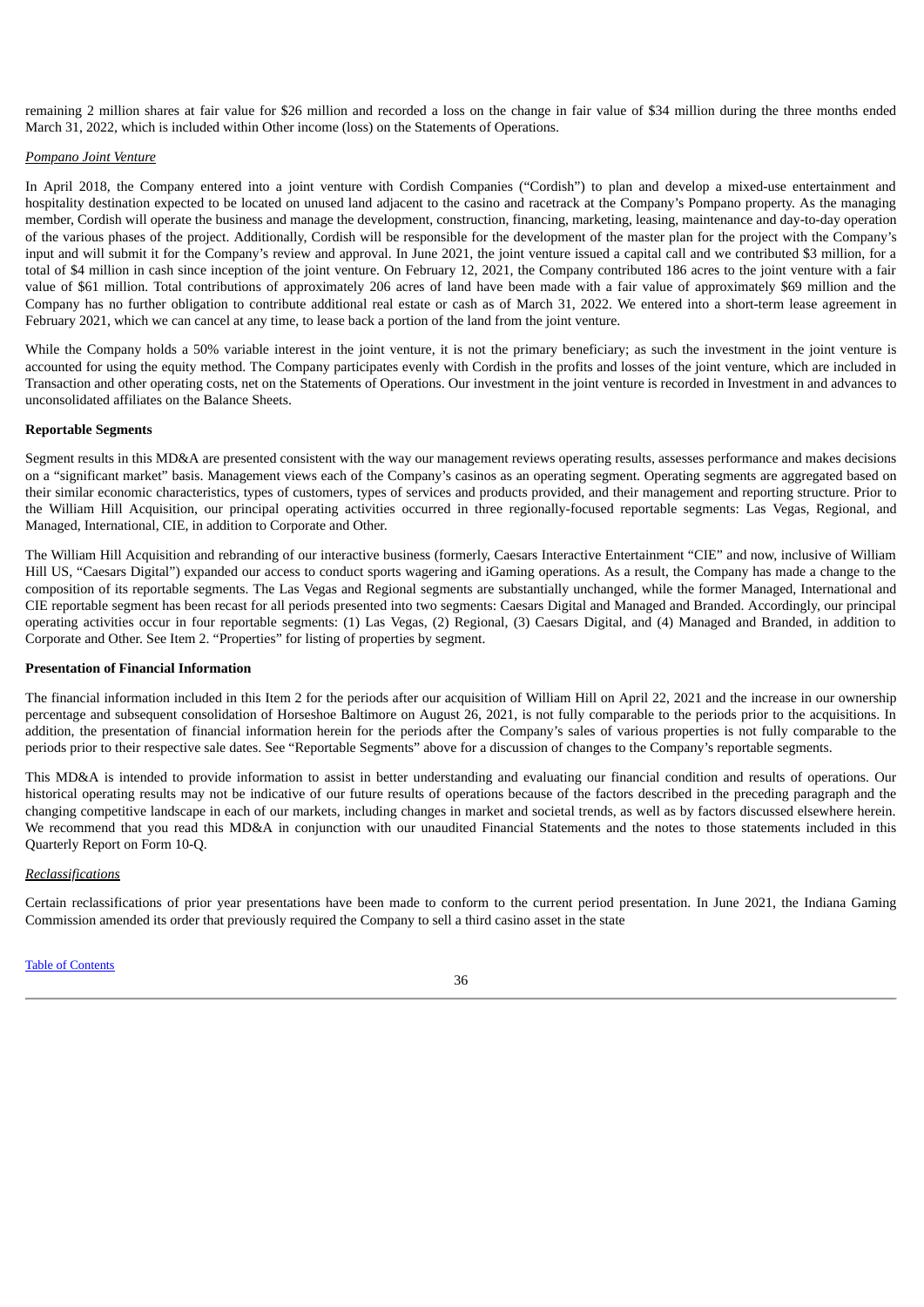remaining 2 million shares at fair value for $26 million and recorded a loss on the change in fair value of $34 million during the three months ended March 31, 2022, which is included within Other income (loss) on the Statements of Operations.

*Pompano Joint Venture*

In April 2018, the Company entered into a joint venture with Cordish Companies ("Cordish") to plan and develop a mixed-use entertainment and hospitality destination expected to be located on unused land adjacent to the casino and racetrack at the Company's Pompano property. As the managing member, Cordish will operate the business and manage the development, construction, financing, marketing, leasing, maintenance and day-to-day operation of the various phases of the project. Additionally, Cordish will be responsible for the development of the master plan for the project with the Company's input and will submit it for the Company's review and approval. In June 2021, the joint venture issued a capital call and we contributed $3 million, for a total of $4 million in cash since inception of the joint venture. On February 12, 2021, the Company contributed 186 acres to the joint venture with a fair value of $61 million. Total contributions of approximately 206 acres of land have been made with a fair value of approximately $69 million and the Company has no further obligation to contribute additional real estate or cash as of March 31, 2022. We entered into a short-term lease agreement in February 2021, which we can cancel at any time, to lease back a portion of the land from the joint venture.

While the Company holds a 50% variable interest in the joint venture, it is not the primary beneficiary; as such the investment in the joint venture is accounted for using the equity method. The Company participates evenly with Cordish in the profits and losses of the joint venture, which are included in Transaction and other operating costs, net on the Statements of Operations. Our investment in the joint venture is recorded in Investment in and advances to unconsolidated affiliates on the Balance Sheets.

**Reportable Segments**

Segment results in this MD&A are presented consistent with the way our management reviews operating results, assesses performance and makes decisions on a "significant market" basis. Management views each of the Company's casinos as an operating segment. Operating segments are aggregated based on their similar economic characteristics, types of customers, types of services and products provided, and their management and reporting structure. Prior to the William Hill Acquisition, our principal operating activities occurred in three regionally-focused reportable segments: Las Vegas, Regional, and Managed, International, CIE, in addition to Corporate and Other.

The William Hill Acquisition and rebranding of our interactive business (formerly, Caesars Interactive Entertainment "CIE" and now, inclusive of William Hill US, "Caesars Digital") expanded our access to conduct sports wagering and iGaming operations. As a result, the Company has made a change to the composition of its reportable segments. The Las Vegas and Regional segments are substantially unchanged, while the former Managed, International and CIE reportable segment has been recast for all periods presented into two segments: Caesars Digital and Managed and Branded. Accordingly, our principal operating activities occur in four reportable segments: (1) Las Vegas, (2) Regional, (3) Caesars Digital, and (4) Managed and Branded, in addition to Corporate and Other. See Item 2. "Properties" for listing of properties by segment.

**Presentation of Financial Information**

The financial information included in this Item 2 for the periods after our acquisition of William Hill on April 22, 2021 and the increase in our ownership percentage and subsequent consolidation of Horseshoe Baltimore on August 26, 2021, is not fully comparable to the periods prior to the acquisitions. In addition, the presentation of financial information herein for the periods after the Company's sales of various properties is not fully comparable to the periods prior to their respective sale dates. See "Reportable Segments" above for a discussion of changes to the Company's reportable segments.

This MD&A is intended to provide information to assist in better understanding and evaluating our financial condition and results of operations. Our historical operating results may not be indicative of our future results of operations because of the factors described in the preceding paragraph and the changing competitive landscape in each of our markets, including changes in market and societal trends, as well as by factors discussed elsewhere herein. We recommend that you read this MD&A in conjunction with our unaudited Financial Statements and the notes to those statements included in this Quarterly Report on Form 10-Q.

*Reclassifications*

Certain reclassifications of prior year presentations have been made to conform to the current period presentation. In June 2021, the Indiana Gaming Commission amended its order that previously required the Company to sell a third casino asset in the state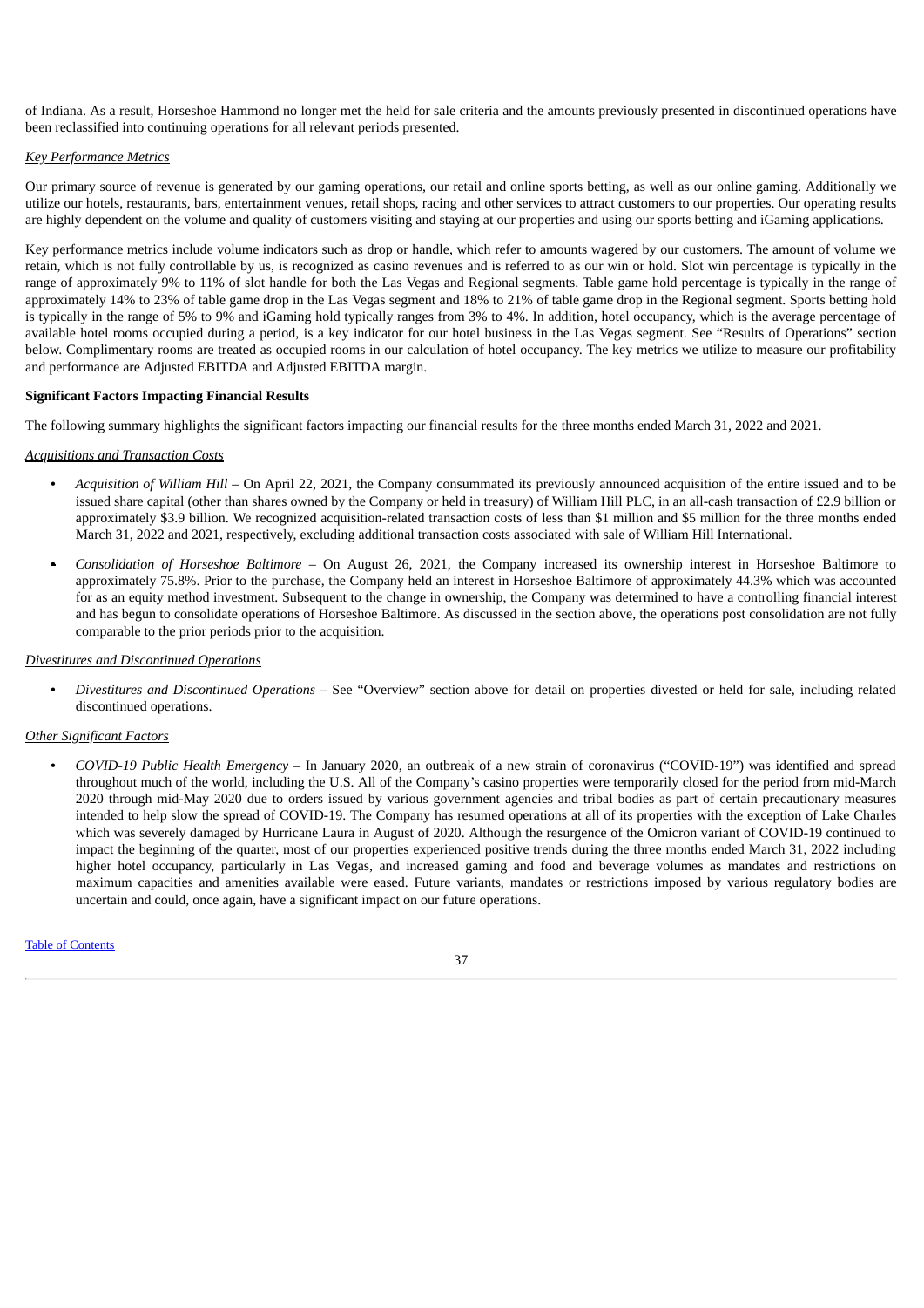of Indiana. As a result, Horseshoe Hammond no longer met the held for sale criteria and the amounts previously presented in discontinued operations have been reclassified into continuing operations for all relevant periods presented.

*Key Performance Metrics*

Our primary source of revenue is generated by our gaming operations, our retail and online sports betting, as well as our online gaming. Additionally we utilize our hotels, restaurants, bars, entertainment venues, retail shops, racing and other services to attract customers to our properties. Our operating results are highly dependent on the volume and quality of customers visiting and staying at our properties and using our sports betting and iGaming applications.

Key performance metrics include volume indicators such as drop or handle, which refer to amounts wagered by our customers. The amount of volume we retain, which is not fully controllable by us, is recognized as casino revenues and is referred to as our win or hold. Slot win percentage is typically in the range of approximately 9% to 11% of slot handle for both the Las Vegas and Regional segments. Table game hold percentage is typically in the range of approximately 14% to 23% of table game drop in the Las Vegas segment and 18% to 21% of table game drop in the Regional segment. Sports betting hold is typically in the range of 5% to 9% and iGaming hold typically ranges from 3% to 4%. In addition, hotel occupancy, which is the average percentage of available hotel rooms occupied during a period, is a key indicator for our hotel business in the Las Vegas segment. See "Results of Operations" section below. Complimentary rooms are treated as occupied rooms in our calculation of hotel occupancy. The key metrics we utilize to measure our profitability and performance are Adjusted EBITDA and Adjusted EBITDA margin.

**Significant Factors Impacting Financial Results**

The following summary highlights the significant factors impacting our financial results for the three months ended March 31, 2022 and 2021.

*Acquisitions and Transaction Costs*

- *Acquisition of William Hill* – On April 22, 2021, the Company consummated its previously announced acquisition of the entire issued and to be issued share capital (other than shares owned by the Company or held in treasury) of William Hill PLC, in an all-cash transaction of £2.9 billion or approximately $3.9 billion. We recognized acquisition-related transaction costs of less than $1 million and $5 million for the three months ended March 31, 2022 and 2021, respectively, excluding additional transaction costs associated with sale of William Hill International.
- *Consolidation of Horseshoe Baltimore* – On August 26, 2021, the Company increased its ownership interest in Horseshoe Baltimore to approximately 75.8%. Prior to the purchase, the Company held an interest in Horseshoe Baltimore of approximately 44.3% which was accounted for as an equity method investment. Subsequent to the change in ownership, the Company was determined to have a controlling financial interest and has begun to consolidate operations of Horseshoe Baltimore. As discussed in the section above, the operations post consolidation are not fully comparable to the prior periods prior to the acquisition.

*Divestitures and Discontinued Operations*

- *Divestitures and Discontinued Operations* – See "Overview" section above for detail on properties divested or held for sale, including related discontinued operations.

*Other Significant Factors*

- *COVID-19 Public Health Emergency* – In January 2020, an outbreak of a new strain of coronavirus ("COVID-19") was identified and spread throughout much of the world, including the U.S. All of the Company's casino properties were temporarily closed for the period from mid-March 2020 through mid-May 2020 due to orders issued by various government agencies and tribal bodies as part of certain precautionary measures intended to help slow the spread of COVID-19. The Company has resumed operations at all of its properties with the exception of Lake Charles which was severely damaged by Hurricane Laura in August of 2020. Although the resurgence of the Omicron variant of COVID-19 continued to impact the beginning of the quarter, most of our properties experienced positive trends during the three months ended March 31, 2022 including higher hotel occupancy, particularly in Las Vegas, and increased gaming and food and beverage volumes as mandates and restrictions on maximum capacities and amenities available were eased. Future variants, mandates or restrictions imposed by various regulatory bodies are uncertain and could, once again, have a significant impact on our future operations.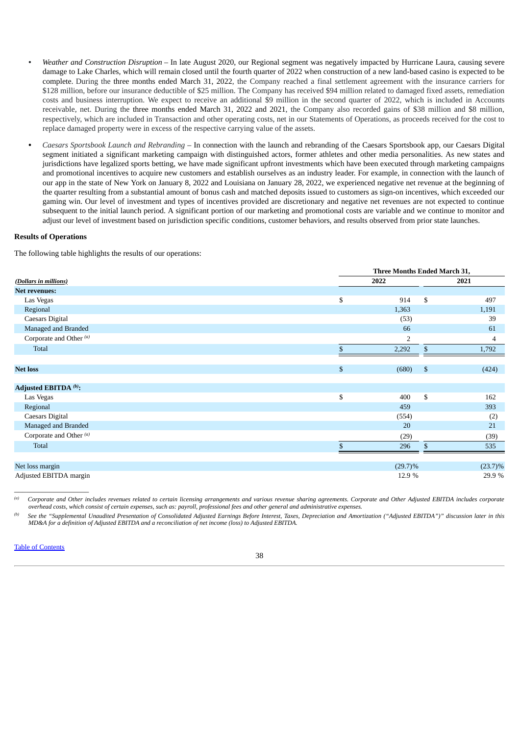- *Weather and Construction Disruption* – In late August 2020, our Regional segment was negatively impacted by Hurricane Laura, causing severe damage to Lake Charles, which will remain closed until the fourth quarter of 2022 when construction of a new land-based casino is expected to be complete. During the three months ended March 31, 2022, the Company reached a final settlement agreement with the insurance carriers for $128 million, before our insurance deductible of $25 million. The Company has received $94 million related to damaged fixed assets, remediation costs and business interruption. We expect to receive an additional $9 million in the second quarter of 2022, which is included in Accounts receivable, net. During the three months ended March 31, 2022 and 2021, the Company also recorded gains of $38 million and $8 million, respectively, which are included in Transaction and other operating costs, net in our Statements of Operations, as proceeds received for the cost to replace damaged property were in excess of the respective carrying value of the assets.

- *Caesars Sportsbook Launch and Rebranding* – In connection with the launch and rebranding of the Caesars Sportsbook app, our Caesars Digital segment initiated a significant marketing campaign with distinguished actors, former athletes and other media personalities. As new states and jurisdictions have legalized sports betting, we have made significant upfront investments which have been executed through marketing campaigns and promotional incentives to acquire new customers and establish ourselves as an industry leader. For example, in connection with the launch of our app in the state of New York on January 8, 2022 and Louisiana on January 28, 2022, we experienced negative net revenue at the beginning of the quarter resulting from a substantial amount of bonus cash and matched deposits issued to customers as sign-on incentives, which exceeded our gaming win. Our level of investment and types of incentives provided are discretionary and negative net revenues are not expected to continue subsequent to the initial launch period. A significant portion of our marketing and promotional costs are variable and we continue to monitor and adjust our level of investment based on jurisdiction specific conditions, customer behaviors, and results observed from prior state launches.

**Results of Operations**

The following table highlights the results of our operations:

| | Three Months Ended March 31, | |
|---|---|---|
| *(Dollars in millions)* | 2022 | 2021 |
| **Net revenues:** | | |
| Las Vegas | $ 914 | $ 497 |
| Regional | 1,363 | 1,191 |
| Caesars Digital | (53) | 39 |
| Managed and Branded | 66 | 61 |
| Corporate and Other [(a)] | 2 | 4 |
| Total | $ 2,292 | $ 1,792 |
| | | |
| **Net loss** | $ (680) | $ (424) |
| | | |
| **Adjusted EBITDA [(b)]:** | | |
| Las Vegas | $ 400 | $ 162 |
| Regional | 459 | 393 |
| Caesars Digital | (554) | (2) |
| Managed and Branded | 20 | 21 |
| Corporate and Other [(a)] | (29) | (39) |
| Total | $ 296 | $ 535 |
| | | |
| Net loss margin | (29.7)% | (23.7)% |
| Adjusted EBITDA margin | 12.9 % | 29.9 % |

[(a)] *Corporate and Other includes revenues related to certain licensing arrangements and various revenue sharing agreements. Corporate and Other Adjusted EBITDA includes corporate overhead costs, which consist of certain expenses, such as: payroll, professional fees and other general and administrative expenses.*

[(b)] *See the "Supplemental Unaudited Presentation of Consolidated Adjusted Earnings Before Interest, Taxes, Depreciation and Amortization ("Adjusted EBITDA")" discussion later in this MD&A for a definition of Adjusted EBITDA and a reconciliation of net income (loss) to Adjusted EBITDA.*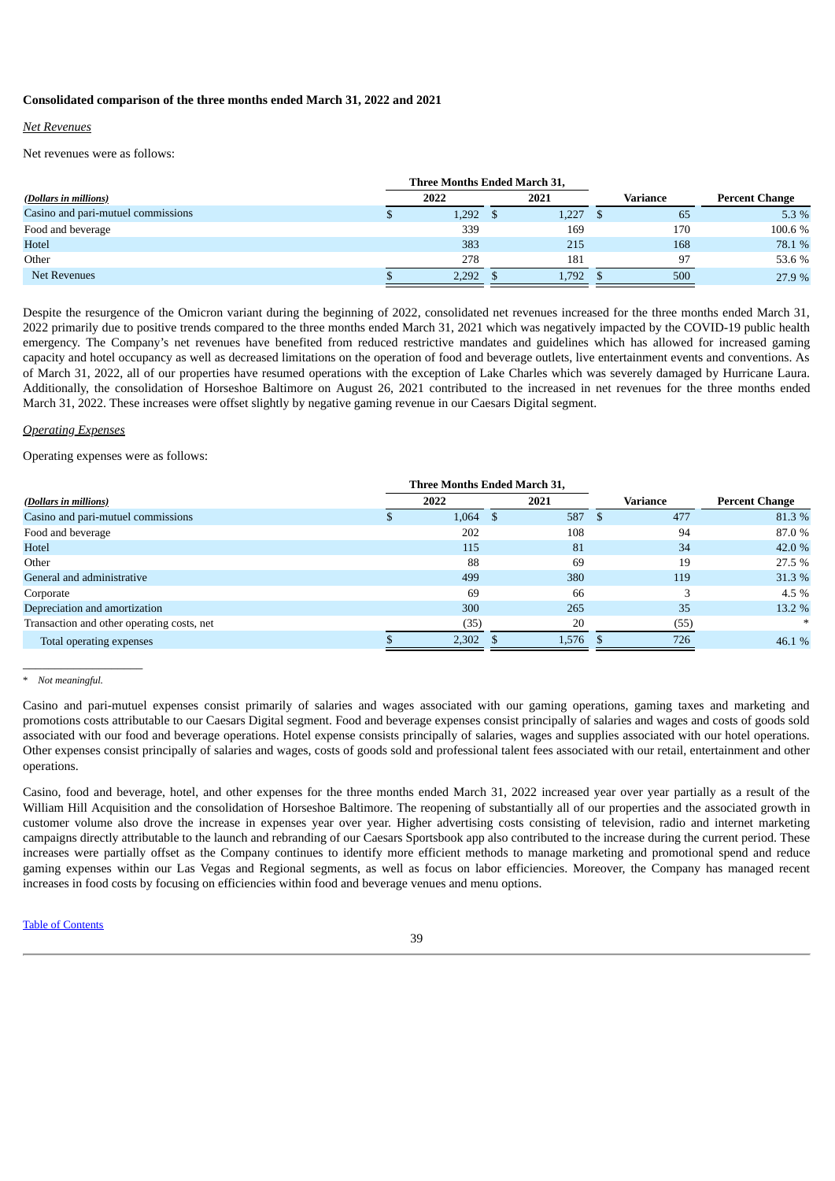**Consolidated comparison of the three months ended March 31, 2022 and 2021**

*Net Revenues*

Net revenues were as follows:

| *(Dollars in millions)* | Three Months Ended March 31, 2022 | Three Months Ended March 31, 2021 | Variance | Percent Change |
|---|---|---|---|---|
| Casino and pari-mutuel commissions | $ 1,292 | $ 1,227 | $ 65 | 5.3 % |
| Food and beverage | 339 | 169 | 170 | 100.6 % |
| Hotel | 383 | 215 | 168 | 78.1 % |
| Other | 278 | 181 | 97 | 53.6 % |
| Net Revenues | $ 2,292 | $ 1,792 | $ 500 | 27.9 % |

Despite the resurgence of the Omicron variant during the beginning of 2022, consolidated net revenues increased for the three months ended March 31, 2022 primarily due to positive trends compared to the three months ended March 31, 2021 which was negatively impacted by the COVID-19 public health emergency. The Company's net revenues have benefited from reduced restrictive mandates and guidelines which has allowed for increased gaming capacity and hotel occupancy as well as decreased limitations on the operation of food and beverage outlets, live entertainment events and conventions. As of March 31, 2022, all of our properties have resumed operations with the exception of Lake Charles which was severely damaged by Hurricane Laura. Additionally, the consolidation of Horseshoe Baltimore on August 26, 2021 contributed to the increased in net revenues for the three months ended March 31, 2022. These increases were offset slightly by negative gaming revenue in our Caesars Digital segment.

*Operating Expenses*

Operating expenses were as follows:

| *(Dollars in millions)* | Three Months Ended March 31, 2022 | Three Months Ended March 31, 2021 | Variance | Percent Change |
|---|---|---|---|---|
| Casino and pari-mutuel commissions | $ 1,064 | $ 587 | $ 477 | 81.3 % |
| Food and beverage | 202 | 108 | 94 | 87.0 % |
| Hotel | 115 | 81 | 34 | 42.0 % |
| Other | 88 | 69 | 19 | 27.5 % |
| General and administrative | 499 | 380 | 119 | 31.3 % |
| Corporate | 69 | 66 | 3 | 4.5 % |
| Depreciation and amortization | 300 | 265 | 35 | 13.2 % |
| Transaction and other operating costs, net | (35) | 20 | (55) | * |
| Total operating expenses | $ 2,302 | $ 1,576 | $ 726 | 46.1 % |

\* *Not meaningful.*

Casino and pari-mutuel expenses consist primarily of salaries and wages associated with our gaming operations, gaming taxes and marketing and promotions costs attributable to our Caesars Digital segment. Food and beverage expenses consist principally of salaries and wages and costs of goods sold associated with our food and beverage operations. Hotel expense consists principally of salaries, wages and supplies associated with our hotel operations. Other expenses consist principally of salaries and wages, costs of goods sold and professional talent fees associated with our retail, entertainment and other operations.

Casino, food and beverage, hotel, and other expenses for the three months ended March 31, 2022 increased year over year partially as a result of the William Hill Acquisition and the consolidation of Horseshoe Baltimore. The reopening of substantially all of our properties and the associated growth in customer volume also drove the increase in expenses year over year. Higher advertising costs consisting of television, radio and internet marketing campaigns directly attributable to the launch and rebranding of our Caesars Sportsbook app also contributed to the increase during the current period. These increases were partially offset as the Company continues to identify more efficient methods to manage marketing and promotional spend and reduce gaming expenses within our Las Vegas and Regional segments, as well as focus on labor efficiencies. Moreover, the Company has managed recent increases in food costs by focusing on efficiencies within food and beverage venues and menu options.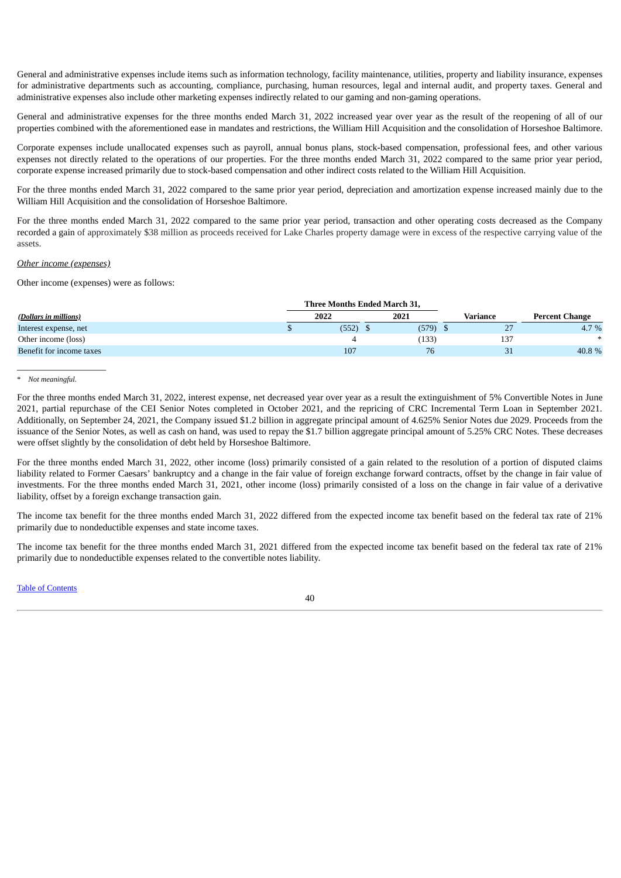General and administrative expenses include items such as information technology, facility maintenance, utilities, property and liability insurance, expenses for administrative departments such as accounting, compliance, purchasing, human resources, legal and internal audit, and property taxes. General and administrative expenses also include other marketing expenses indirectly related to our gaming and non-gaming operations.

General and administrative expenses for the three months ended March 31, 2022 increased year over year as the result of the reopening of all of our properties combined with the aforementioned ease in mandates and restrictions, the William Hill Acquisition and the consolidation of Horseshoe Baltimore.

Corporate expenses include unallocated expenses such as payroll, annual bonus plans, stock-based compensation, professional fees, and other various expenses not directly related to the operations of our properties. For the three months ended March 31, 2022 compared to the same prior year period, corporate expense increased primarily due to stock-based compensation and other indirect costs related to the William Hill Acquisition.

For the three months ended March 31, 2022 compared to the same prior year period, depreciation and amortization expense increased mainly due to the William Hill Acquisition and the consolidation of Horseshoe Baltimore.

For the three months ended March 31, 2022 compared to the same prior year period, transaction and other operating costs decreased as the Company recorded a gain of approximately $38 million as proceeds received for Lake Charles property damage were in excess of the respective carrying value of the assets.

*Other income (expenses)*

Other income (expenses) were as follows:

| | Three Months Ended March 31, | | | |
|---|---|---|---|---|
| *(Dollars in millions)* | 2022 | 2021 | Variance | Percent Change |
| Interest expense, net | $ (552) | $ (579) | $ 27 | 4.7 % |
| Other income (loss) | 4 | (133) | 137 | * |
| Benefit for income taxes | 107 | 76 | 31 | 40.8 % |

\* *Not meaningful.*

For the three months ended March 31, 2022, interest expense, net decreased year over year as a result the extinguishment of 5% Convertible Notes in June 2021, partial repurchase of the CEI Senior Notes completed in October 2021, and the repricing of CRC Incremental Term Loan in September 2021. Additionally, on September 24, 2021, the Company issued $1.2 billion in aggregate principal amount of 4.625% Senior Notes due 2029. Proceeds from the issuance of the Senior Notes, as well as cash on hand, was used to repay the $1.7 billion aggregate principal amount of 5.25% CRC Notes. These decreases were offset slightly by the consolidation of debt held by Horseshoe Baltimore.

For the three months ended March 31, 2022, other income (loss) primarily consisted of a gain related to the resolution of a portion of disputed claims liability related to Former Caesars' bankruptcy and a change in the fair value of foreign exchange forward contracts, offset by the change in fair value of investments. For the three months ended March 31, 2021, other income (loss) primarily consisted of a loss on the change in fair value of a derivative liability, offset by a foreign exchange transaction gain.

The income tax benefit for the three months ended March 31, 2022 differed from the expected income tax benefit based on the federal tax rate of 21% primarily due to nondeductible expenses and state income taxes.

The income tax benefit for the three months ended March 31, 2021 differed from the expected income tax benefit based on the federal tax rate of 21% primarily due to nondeductible expenses related to the convertible notes liability.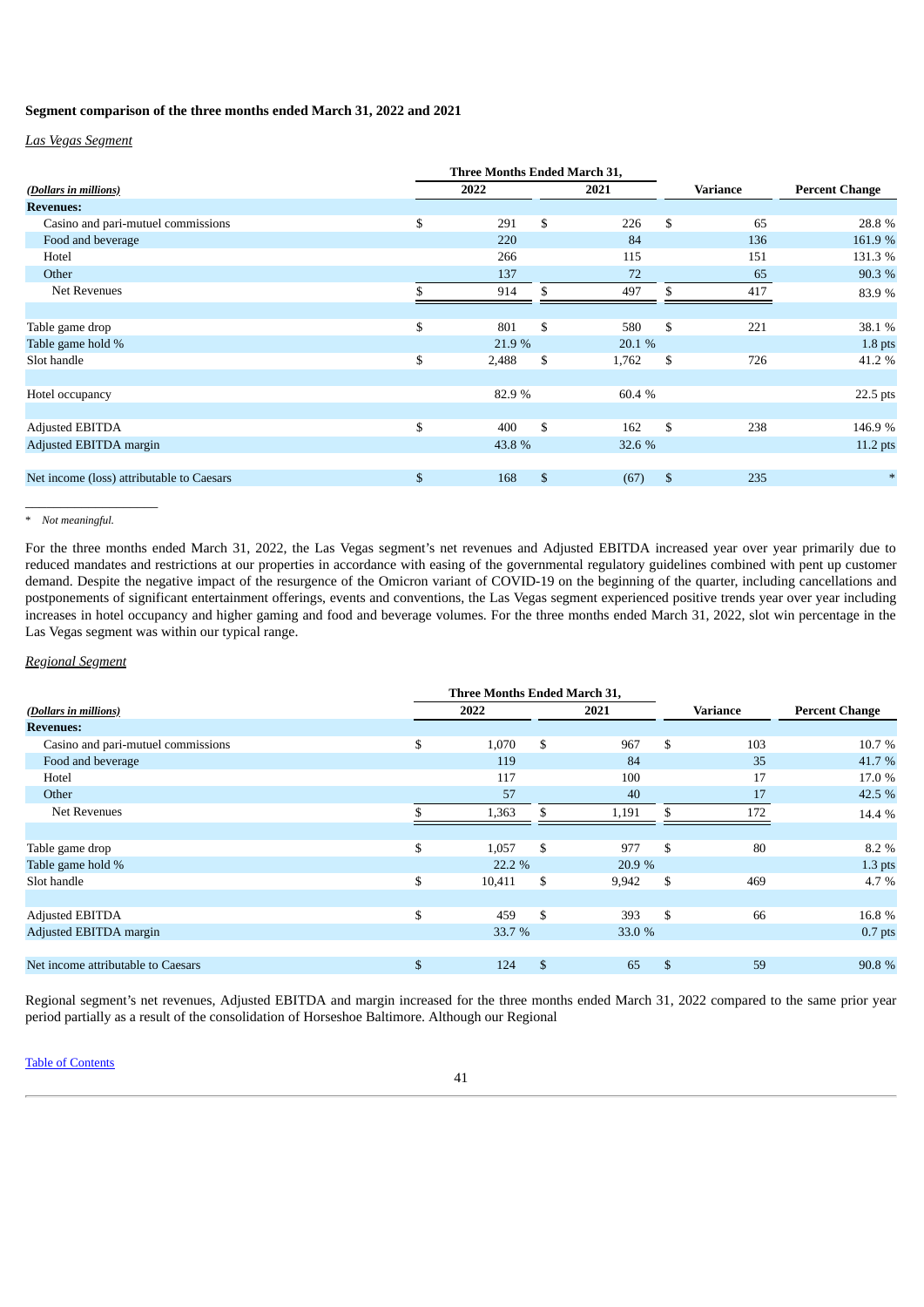**Segment comparison of the three months ended March 31, 2022 and 2021**

*Las Vegas Segment*

| *(Dollars in millions)* | Three Months Ended March 31, 2022 | Three Months Ended March 31, 2021 | Variance | Percent Change |
|---|---|---|---|---|
| **Revenues:** | | | | |
| Casino and pari-mutuel commissions | $ 291 | $ 226 | $ 65 | 28.8 % |
| Food and beverage | 220 | 84 | 136 | 161.9 % |
| Hotel | 266 | 115 | 151 | 131.3 % |
| Other | 137 | 72 | 65 | 90.3 % |
| Net Revenues | $ 914 | $ 497 | $ 417 | 83.9 % |
| | | | | |
| Table game drop | $ 801 | $ 580 | $ 221 | 38.1 % |
| Table game hold % | 21.9 % | 20.1 % | | 1.8 pts |
| Slot handle | $ 2,488 | $ 1,762 | $ 726 | 41.2 % |
| | | | | |
| Hotel occupancy | 82.9 % | 60.4 % | | 22.5 pts |
| | | | | |
| Adjusted EBITDA | $ 400 | $ 162 | $ 238 | 146.9 % |
| Adjusted EBITDA margin | 43.8 % | 32.6 % | | 11.2 pts |
| | | | | |
| Net income (loss) attributable to Caesars | $ 168 | $ (67) | $ 235 | * |

\* *Not meaningful.*

For the three months ended March 31, 2022, the Las Vegas segment's net revenues and Adjusted EBITDA increased year over year primarily due to reduced mandates and restrictions at our properties in accordance with easing of the governmental regulatory guidelines combined with pent up customer demand. Despite the negative impact of the resurgence of the Omicron variant of COVID-19 on the beginning of the quarter, including cancellations and postponements of significant entertainment offerings, events and conventions, the Las Vegas segment experienced positive trends year over year including increases in hotel occupancy and higher gaming and food and beverage volumes. For the three months ended March 31, 2022, slot win percentage in the Las Vegas segment was within our typical range.

*Regional Segment*

| *(Dollars in millions)* | Three Months Ended March 31, 2022 | Three Months Ended March 31, 2021 | Variance | Percent Change |
|---|---|---|---|---|
| **Revenues:** | | | | |
| Casino and pari-mutuel commissions | $ 1,070 | $ 967 | $ 103 | 10.7 % |
| Food and beverage | 119 | 84 | 35 | 41.7 % |
| Hotel | 117 | 100 | 17 | 17.0 % |
| Other | 57 | 40 | 17 | 42.5 % |
| Net Revenues | $ 1,363 | $ 1,191 | $ 172 | 14.4 % |
| | | | | |
| Table game drop | $ 1,057 | $ 977 | $ 80 | 8.2 % |
| Table game hold % | 22.2 % | 20.9 % | | 1.3 pts |
| Slot handle | $ 10,411 | $ 9,942 | $ 469 | 4.7 % |
| | | | | |
| Adjusted EBITDA | $ 459 | $ 393 | $ 66 | 16.8 % |
| Adjusted EBITDA margin | 33.7 % | 33.0 % | | 0.7 pts |
| | | | | |
| Net income attributable to Caesars | $ 124 | $ 65 | $ 59 | 90.8 % |

Regional segment's net revenues, Adjusted EBITDA and margin increased for the three months ended March 31, 2022 compared to the same prior year period partially as a result of the consolidation of Horseshoe Baltimore. Although our Regional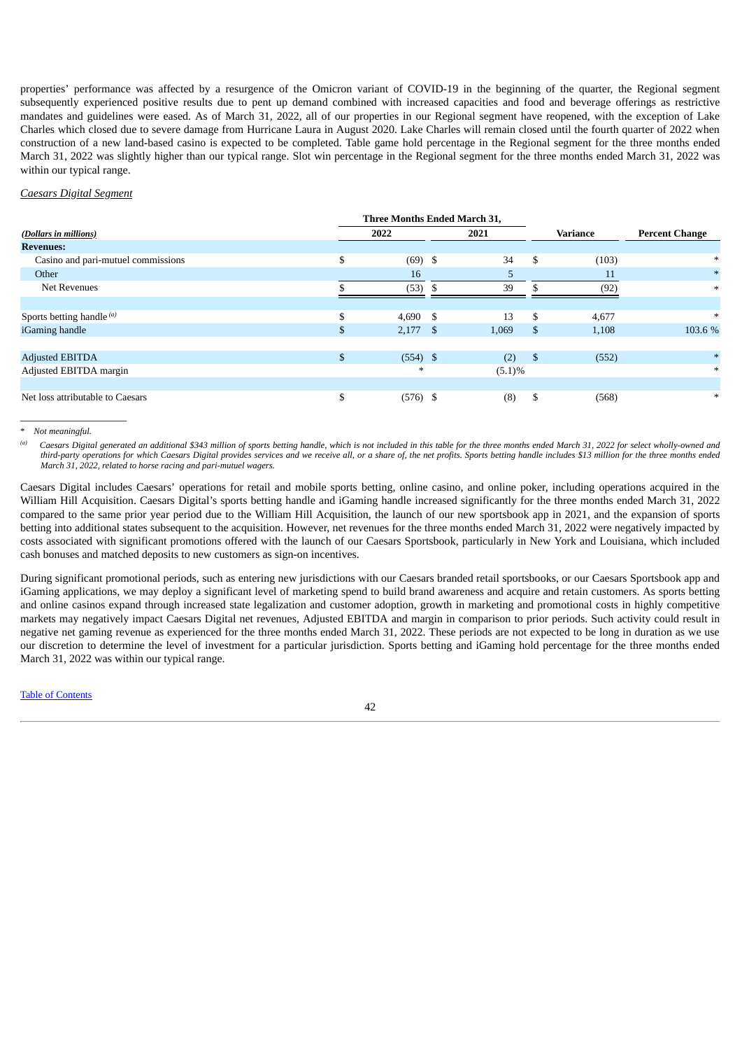properties' performance was affected by a resurgence of the Omicron variant of COVID-19 in the beginning of the quarter, the Regional segment subsequently experienced positive results due to pent up demand combined with increased capacities and food and beverage offerings as restrictive mandates and guidelines were eased. As of March 31, 2022, all of our properties in our Regional segment have reopened, with the exception of Lake Charles which closed due to severe damage from Hurricane Laura in August 2020. Lake Charles will remain closed until the fourth quarter of 2022 when construction of a new land-based casino is expected to be completed. Table game hold percentage in the Regional segment for the three months ended March 31, 2022 was slightly higher than our typical range. Slot win percentage in the Regional segment for the three months ended March 31, 2022 was within our typical range.

*Caesars Digital Segment*

| *(Dollars in millions)* | Three Months Ended March 31, 2022 | Three Months Ended March 31, 2021 | Variance | Percent Change |
|---|---|---|---|---|
| **Revenues:** | | | | |
| Casino and pari-mutuel commissions | $ (69) | $ 34 | $ (103) | * |
| Other | 16 | 5 | 11 | * |
| Net Revenues | $ (53) | $ 39 | $ (92) | * |
| | | | | |
| Sports betting handle [(a)] | $ 4,690 | $ 13 | $ 4,677 | * |
| iGaming handle | $ 2,177 | $ 1,069 | $ 1,108 | 103.6 % |
| | | | | |
| Adjusted EBITDA | $ (554) | $ (2) | $ (552) | * |
| Adjusted EBITDA margin | * | (5.1)% | | * |
| | | | | |
| Net loss attributable to Caesars | $ (576) | $ (8) | $ (568) | * |

\* *Not meaningful.*

[(a)] *Caesars Digital generated an additional $343 million of sports betting handle, which is not included in this table for the three months ended March 31, 2022 for select wholly-owned and third-party operations for which Caesars Digital provides services and we receive all, or a share of, the net profits. Sports betting handle includes $13 million for the three months ended March 31, 2022, related to horse racing and pari-mutuel wagers.*

Caesars Digital includes Caesars' operations for retail and mobile sports betting, online casino, and online poker, including operations acquired in the William Hill Acquisition. Caesars Digital's sports betting handle and iGaming handle increased significantly for the three months ended March 31, 2022 compared to the same prior year period due to the William Hill Acquisition, the launch of our new sportsbook app in 2021, and the expansion of sports betting into additional states subsequent to the acquisition. However, net revenues for the three months ended March 31, 2022 were negatively impacted by costs associated with significant promotions offered with the launch of our Caesars Sportsbook, particularly in New York and Louisiana, which included cash bonuses and matched deposits to new customers as sign-on incentives.

During significant promotional periods, such as entering new jurisdictions with our Caesars branded retail sportsbooks, or our Caesars Sportsbook app and iGaming applications, we may deploy a significant level of marketing spend to build brand awareness and acquire and retain customers. As sports betting and online casinos expand through increased state legalization and customer adoption, growth in marketing and promotional costs in highly competitive markets may negatively impact Caesars Digital net revenues, Adjusted EBITDA and margin in comparison to prior periods. Such activity could result in negative net gaming revenue as experienced for the three months ended March 31, 2022. These periods are not expected to be long in duration as we use our discretion to determine the level of investment for a particular jurisdiction. Sports betting and iGaming hold percentage for the three months ended March 31, 2022 was within our typical range.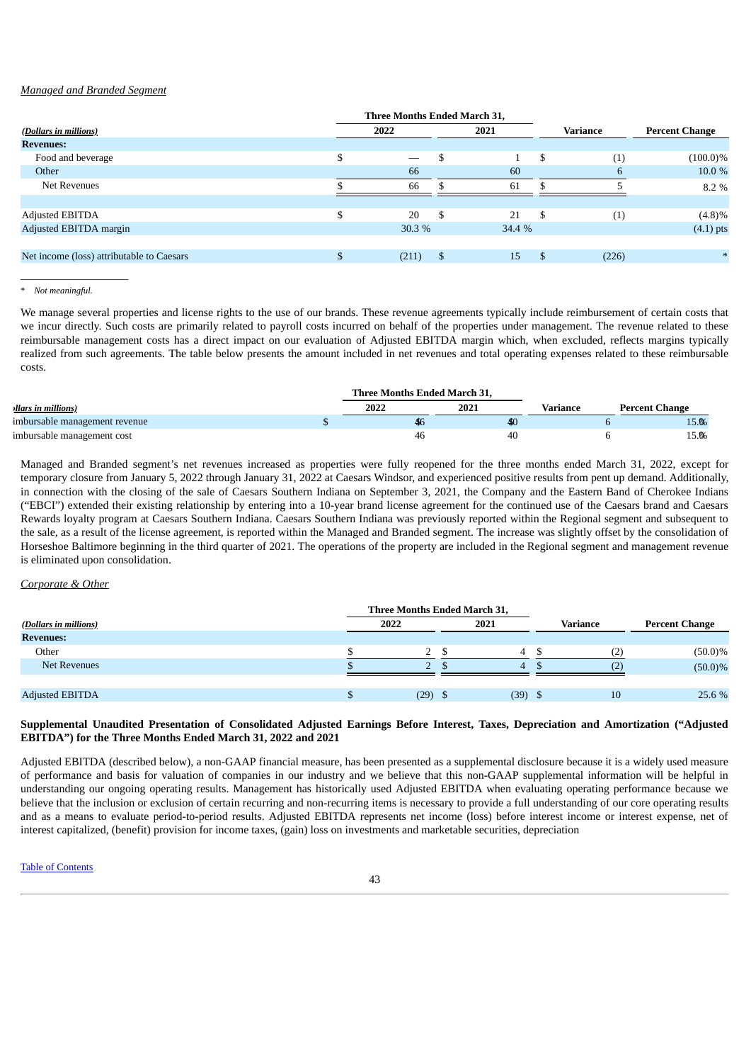*Managed and Branded Segment*

| *(Dollars in millions)* | Three Months Ended March 31, 2022 | 2021 | Variance | Percent Change |
|---|---|---|---|---|
| **Revenues:** | | | | |
| Food and beverage | $ — | $ 1 | $ (1) | (100.0)% |
| Other | 66 | 60 | 6 | 10.0 % |
| Net Revenues | $ 66 | $ 61 | $ 5 | 8.2 % |
| | | | | |
| Adjusted EBITDA | $ 20 | $ 21 | $ (1) | (4.8)% |
| Adjusted EBITDA margin | 30.3 % | 34.4 % | | (4.1) pts |
| | | | | |
| Net income (loss) attributable to Caesars | $ (211) | $ 15 | $ (226) | * |

\* *Not meaningful.*

We manage several properties and license rights to the use of our brands. These revenue agreements typically include reimbursement of certain costs that we incur directly. Such costs are primarily related to payroll costs incurred on behalf of the properties under management. The revenue related to these reimbursable management costs has a direct impact on our evaluation of Adjusted EBITDA margin which, when excluded, reflects margins typically realized from such agreements. The table below presents the amount included in net revenues and total operating expenses related to these reimbursable costs.

| *(Dollars in millions)* | Three Months Ended March 31, 2022 | 2021 | Variance | Percent Change |
|---|---|---|---|---|
| Reimbursable management revenue | $ 46 | $ 40 | $ 6 | 15.0% |
| Reimbursable management cost | 46 | 40 | 6 | 15.0% |

Managed and Branded segment's net revenues increased as properties were fully reopened for the three months ended March 31, 2022, except for temporary closure from January 5, 2022 through January 31, 2022 at Caesars Windsor, and experienced positive results from pent up demand. Additionally, in connection with the closing of the sale of Caesars Southern Indiana on September 3, 2021, the Company and the Eastern Band of Cherokee Indians ("EBCI") extended their existing relationship by entering into a 10-year brand license agreement for the continued use of the Caesars brand and Caesars Rewards loyalty program at Caesars Southern Indiana. Caesars Southern Indiana was previously reported within the Regional segment and subsequent to the sale, as a result of the license agreement, is reported within the Managed and Branded segment. The increase was slightly offset by the consolidation of Horseshoe Baltimore beginning in the third quarter of 2021. The operations of the property are included in the Regional segment and management revenue is eliminated upon consolidation.

*Corporate & Other*

| *(Dollars in millions)* | Three Months Ended March 31, 2022 | 2021 | Variance | Percent Change |
|---|---|---|---|---|
| **Revenues:** | | | | |
| Other | $ 2 | $ 4 | $ (2) | (50.0)% |
| Net Revenues | $ 2 | $ 4 | $ (2) | (50.0)% |
| | | | | |
| Adjusted EBITDA | $ (29) | $ (39) | $ 10 | 25.6 % |

**Supplemental Unaudited Presentation of Consolidated Adjusted Earnings Before Interest, Taxes, Depreciation and Amortization ("Adjusted EBITDA") for the Three Months Ended March 31, 2022 and 2021**

Adjusted EBITDA (described below), a non-GAAP financial measure, has been presented as a supplemental disclosure because it is a widely used measure of performance and basis for valuation of companies in our industry and we believe that this non-GAAP supplemental information will be helpful in understanding our ongoing operating results. Management has historically used Adjusted EBITDA when evaluating operating performance because we believe that the inclusion or exclusion of certain recurring and non-recurring items is necessary to provide a full understanding of our core operating results and as a means to evaluate period-to-period results. Adjusted EBITDA represents net income (loss) before interest income or interest expense, net of interest capitalized, (benefit) provision for income taxes, (gain) loss on investments and marketable securities, depreciation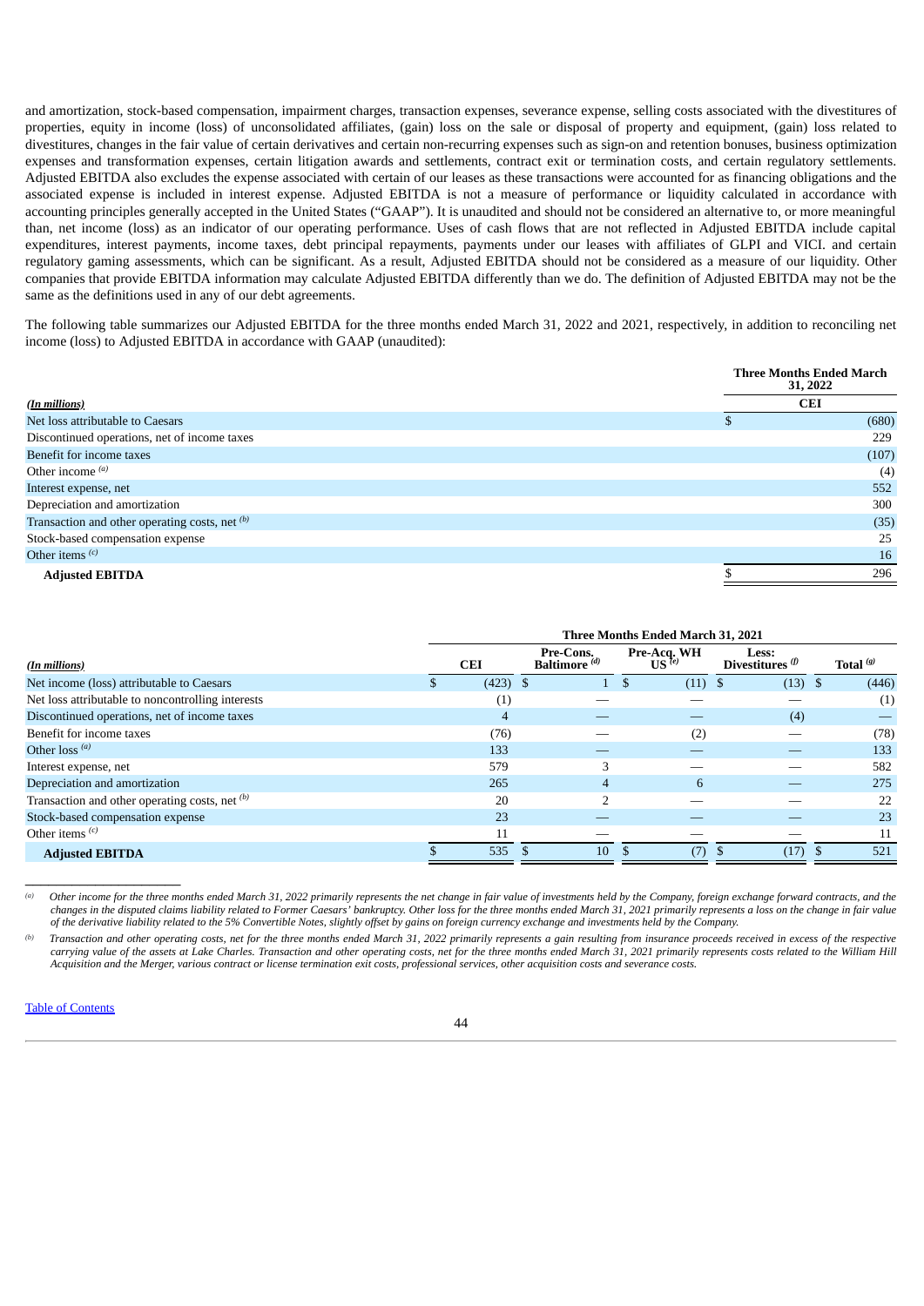and amortization, stock-based compensation, impairment charges, transaction expenses, severance expense, selling costs associated with the divestitures of properties, equity in income (loss) of unconsolidated affiliates, (gain) loss on the sale or disposal of property and equipment, (gain) loss related to divestitures, changes in the fair value of certain derivatives and certain non-recurring expenses such as sign-on and retention bonuses, business optimization expenses and transformation expenses, certain litigation awards and settlements, contract exit or termination costs, and certain regulatory settlements. Adjusted EBITDA also excludes the expense associated with certain of our leases as these transactions were accounted for as financing obligations and the associated expense is included in interest expense. Adjusted EBITDA is not a measure of performance or liquidity calculated in accordance with accounting principles generally accepted in the United States ("GAAP"). It is unaudited and should not be considered an alternative to, or more meaningful than, net income (loss) as an indicator of our operating performance. Uses of cash flows that are not reflected in Adjusted EBITDA include capital expenditures, interest payments, income taxes, debt principal repayments, payments under our leases with affiliates of GLPI and VICI. and certain regulatory gaming assessments, which can be significant. As a result, Adjusted EBITDA should not be considered as a measure of our liquidity. Other companies that provide EBITDA information may calculate Adjusted EBITDA differently than we do. The definition of Adjusted EBITDA may not be the same as the definitions used in any of our debt agreements.

The following table summarizes our Adjusted EBITDA for the three months ended March 31, 2022 and 2021, respectively, in addition to reconciling net income (loss) to Adjusted EBITDA in accordance with GAAP (unaudited):

| | Three Months Ended March 31, 2022 |
|---|---|
| *(In millions)* | **CEI** |
| Net loss attributable to Caesars | $ (680) |
| Discontinued operations, net of income taxes | 229 |
| Benefit for income taxes | (107) |
| Other income [(a)] | (4) |
| Interest expense, net | 552 |
| Depreciation and amortization | 300 |
| Transaction and other operating costs, net [(b)] | (35) |
| Stock-based compensation expense | 25 |
| Other items [(c)] | 16 |
| **Adjusted EBITDA** | $ 296 |

| | Three Months Ended March 31, 2021 | | | | |
|---|---|---|---|---|---|
| *(In millions)* | **CEI** | **Pre-Cons. Baltimore** [(d)] | **Pre-Acq. WH US** [(e)] | **Less: Divestitures** [(f)] | **Total** [(g)] |
| Net income (loss) attributable to Caesars | $ (423) | $ 1 | $ (11) | $ (13) | $ (446) |
| Net loss attributable to noncontrolling interests | (1) | — | — | — | (1) |
| Discontinued operations, net of income taxes | 4 | — | — | (4) | — |
| Benefit for income taxes | (76) | — | (2) | — | (78) |
| Other loss [(a)] | 133 | — | — | — | 133 |
| Interest expense, net | 579 | 3 | — | — | 582 |
| Depreciation and amortization | 265 | 4 | 6 | — | 275 |
| Transaction and other operating costs, net [(b)] | 20 | 2 | — | — | 22 |
| Stock-based compensation expense | 23 | — | — | — | 23 |
| Other items [(c)] | 11 | — | — | — | 11 |
| **Adjusted EBITDA** | $ 535 | $ 10 | $ (7) | $ (17) | $ 521 |

___

[(a)] *Other income for the three months ended March 31, 2022 primarily represents the net change in fair value of investments held by the Company, foreign exchange forward contracts, and the changes in the disputed claims liability related to Former Caesars' bankruptcy. Other loss for the three months ended March 31, 2021 primarily represents a loss on the change in fair value of the derivative liability related to the 5% Convertible Notes, slightly offset by gains on foreign currency exchange and investments held by the Company.*

[(b)] *Transaction and other operating costs, net for the three months ended March 31, 2022 primarily represents a gain resulting from insurance proceeds received in excess of the respective carrying value of the assets at Lake Charles. Transaction and other operating costs, net for the three months ended March 31, 2021 primarily represents costs related to the William Hill Acquisition and the Merger, various contract or license termination exit costs, professional services, other acquisition costs and severance costs.*

Table of Contents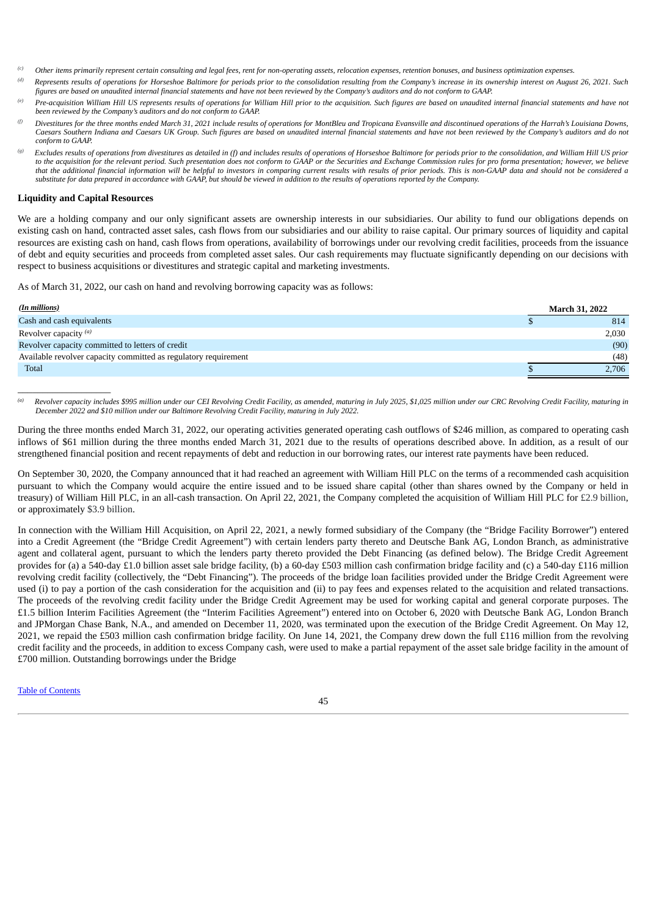[(c)] *Other items primarily represent certain consulting and legal fees, rent for non-operating assets, relocation expenses, retention bonuses, and business optimization expenses.*

[(d)] *Represents results of operations for Horseshoe Baltimore for periods prior to the consolidation resulting from the Company's increase in its ownership interest on August 26, 2021. Such figures are based on unaudited internal financial statements and have not been reviewed by the Company's auditors and do not conform to GAAP.*

[(e)] *Pre-acquisition William Hill US represents results of operations for William Hill prior to the acquisition. Such figures are based on unaudited internal financial statements and have not been reviewed by the Company's auditors and do not conform to GAAP.*

[(f)] *Divestitures for the three months ended March 31, 2021 include results of operations for MontBleu and Tropicana Evansville and discontinued operations of the Harrah's Louisiana Downs, Caesars Southern Indiana and Caesars UK Group. Such figures are based on unaudited internal financial statements and have not been reviewed by the Company's auditors and do not conform to GAAP.*

[(g)] *Excludes results of operations from divestitures as detailed in (f) and includes results of operations of Horseshoe Baltimore for periods prior to the consolidation, and William Hill US prior to the acquisition for the relevant period. Such presentation does not conform to GAAP or the Securities and Exchange Commission rules for pro forma presentation; however, we believe that the additional financial information will be helpful to investors in comparing current results with results of prior periods. This is non-GAAP data and should not be considered a substitute for data prepared in accordance with GAAP, but should be viewed in addition to the results of operations reported by the Company.*

## Liquidity and Capital Resources

We are a holding company and our only significant assets are ownership interests in our subsidiaries. Our ability to fund our obligations depends on existing cash on hand, contracted asset sales, cash flows from our subsidiaries and our ability to raise capital. Our primary sources of liquidity and capital resources are existing cash on hand, cash flows from operations, availability of borrowings under our revolving credit facilities, proceeds from the issuance of debt and equity securities and proceeds from completed asset sales. Our cash requirements may fluctuate significantly depending on our decisions with respect to business acquisitions or divestitures and strategic capital and marketing investments.

As of March 31, 2022, our cash on hand and revolving borrowing capacity was as follows:

| *(In millions)* | March 31, 2022 |
|---|---|
| Cash and cash equivalents | $ 814 |
| Revolver capacity [(a)] | 2,030 |
| Revolver capacity committed to letters of credit | (90) |
| Available revolver capacity committed as regulatory requirement | (48) |
| Total | $ 2,706 |

[(a)] *Revolver capacity includes $995 million under our CEI Revolving Credit Facility, as amended, maturing in July 2025, $1,025 million under our CRC Revolving Credit Facility, maturing in December 2022 and $10 million under our Baltimore Revolving Credit Facility, maturing in July 2022.*

During the three months ended March 31, 2022, our operating activities generated operating cash outflows of $246 million, as compared to operating cash inflows of $61 million during the three months ended March 31, 2021 due to the results of operations described above. In addition, as a result of our strengthened financial position and recent repayments of debt and reduction in our borrowing rates, our interest rate payments have been reduced.

On September 30, 2020, the Company announced that it had reached an agreement with William Hill PLC on the terms of a recommended cash acquisition pursuant to which the Company would acquire the entire issued and to be issued share capital (other than shares owned by the Company or held in treasury) of William Hill PLC, in an all-cash transaction. On April 22, 2021, the Company completed the acquisition of William Hill PLC for £2.9 billion, or approximately $3.9 billion.

In connection with the William Hill Acquisition, on April 22, 2021, a newly formed subsidiary of the Company (the "Bridge Facility Borrower") entered into a Credit Agreement (the "Bridge Credit Agreement") with certain lenders party thereto and Deutsche Bank AG, London Branch, as administrative agent and collateral agent, pursuant to which the lenders party thereto provided the Debt Financing (as defined below). The Bridge Credit Agreement provides for (a) a 540-day £1.0 billion asset sale bridge facility, (b) a 60-day £503 million cash confirmation bridge facility and (c) a 540-day £116 million revolving credit facility (collectively, the "Debt Financing"). The proceeds of the bridge loan facilities provided under the Bridge Credit Agreement were used (i) to pay a portion of the cash consideration for the acquisition and (ii) to pay fees and expenses related to the acquisition and related transactions. The proceeds of the revolving credit facility under the Bridge Credit Agreement may be used for working capital and general corporate purposes. The £1.5 billion Interim Facilities Agreement (the "Interim Facilities Agreement") entered into on October 6, 2020 with Deutsche Bank AG, London Branch and JPMorgan Chase Bank, N.A., and amended on December 11, 2020, was terminated upon the execution of the Bridge Credit Agreement. On May 12, 2021, we repaid the £503 million cash confirmation bridge facility. On June 14, 2021, the Company drew down the full £116 million from the revolving credit facility and the proceeds, in addition to excess Company cash, were used to make a partial repayment of the asset sale bridge facility in the amount of £700 million. Outstanding borrowings under the Bridge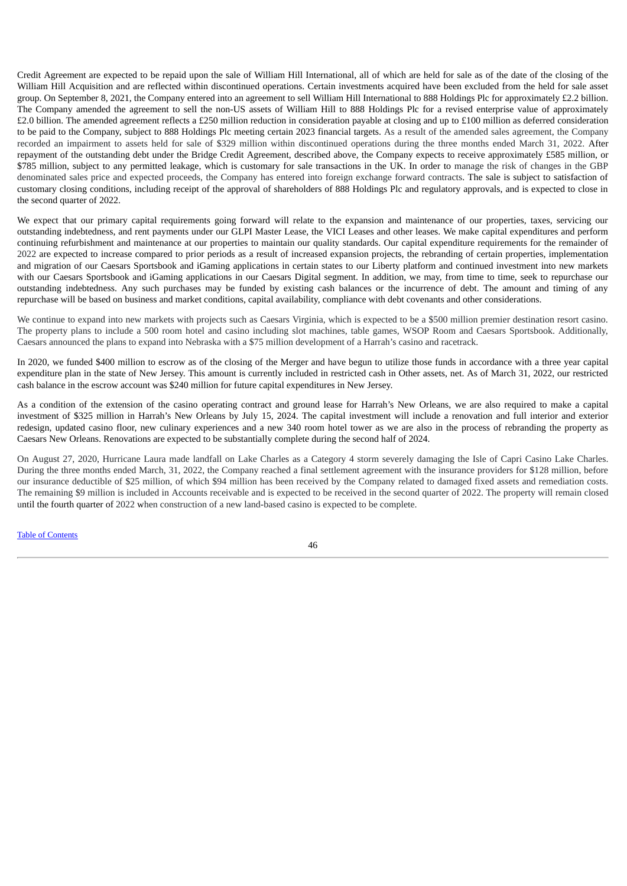Credit Agreement are expected to be repaid upon the sale of William Hill International, all of which are held for sale as of the date of the closing of the William Hill Acquisition and are reflected within discontinued operations. Certain investments acquired have been excluded from the held for sale asset group. On September 8, 2021, the Company entered into an agreement to sell William Hill International to 888 Holdings Plc for approximately £2.2 billion. The Company amended the agreement to sell the non-US assets of William Hill to 888 Holdings Plc for a revised enterprise value of approximately £2.0 billion. The amended agreement reflects a £250 million reduction in consideration payable at closing and up to £100 million as deferred consideration to be paid to the Company, subject to 888 Holdings Plc meeting certain 2023 financial targets. As a result of the amended sales agreement, the Company recorded an impairment to assets held for sale of $329 million within discontinued operations during the three months ended March 31, 2022. After repayment of the outstanding debt under the Bridge Credit Agreement, described above, the Company expects to receive approximately £585 million, or $785 million, subject to any permitted leakage, which is customary for sale transactions in the UK. In order to manage the risk of changes in the GBP denominated sales price and expected proceeds, the Company has entered into foreign exchange forward contracts. The sale is subject to satisfaction of customary closing conditions, including receipt of the approval of shareholders of 888 Holdings Plc and regulatory approvals, and is expected to close in the second quarter of 2022.

We expect that our primary capital requirements going forward will relate to the expansion and maintenance of our properties, taxes, servicing our outstanding indebtedness, and rent payments under our GLPI Master Lease, the VICI Leases and other leases. We make capital expenditures and perform continuing refurbishment and maintenance at our properties to maintain our quality standards. Our capital expenditure requirements for the remainder of 2022 are expected to increase compared to prior periods as a result of increased expansion projects, the rebranding of certain properties, implementation and migration of our Caesars Sportsbook and iGaming applications in certain states to our Liberty platform and continued investment into new markets with our Caesars Sportsbook and iGaming applications in our Caesars Digital segment. In addition, we may, from time to time, seek to repurchase our outstanding indebtedness. Any such purchases may be funded by existing cash balances or the incurrence of debt. The amount and timing of any repurchase will be based on business and market conditions, capital availability, compliance with debt covenants and other considerations.

We continue to expand into new markets with projects such as Caesars Virginia, which is expected to be a $500 million premier destination resort casino. The property plans to include a 500 room hotel and casino including slot machines, table games, WSOP Room and Caesars Sportsbook. Additionally, Caesars announced the plans to expand into Nebraska with a $75 million development of a Harrah's casino and racetrack.

In 2020, we funded $400 million to escrow as of the closing of the Merger and have begun to utilize those funds in accordance with a three year capital expenditure plan in the state of New Jersey. This amount is currently included in restricted cash in Other assets, net. As of March 31, 2022, our restricted cash balance in the escrow account was $240 million for future capital expenditures in New Jersey.

As a condition of the extension of the casino operating contract and ground lease for Harrah's New Orleans, we are also required to make a capital investment of $325 million in Harrah's New Orleans by July 15, 2024. The capital investment will include a renovation and full interior and exterior redesign, updated casino floor, new culinary experiences and a new 340 room hotel tower as we are also in the process of rebranding the property as Caesars New Orleans. Renovations are expected to be substantially complete during the second half of 2024.

On August 27, 2020, Hurricane Laura made landfall on Lake Charles as a Category 4 storm severely damaging the Isle of Capri Casino Lake Charles. During the three months ended March, 31, 2022, the Company reached a final settlement agreement with the insurance providers for $128 million, before our insurance deductible of $25 million, of which $94 million has been received by the Company related to damaged fixed assets and remediation costs. The remaining $9 million is included in Accounts receivable and is expected to be received in the second quarter of 2022. The property will remain closed until the fourth quarter of 2022 when construction of a new land-based casino is expected to be complete.

Table of Contents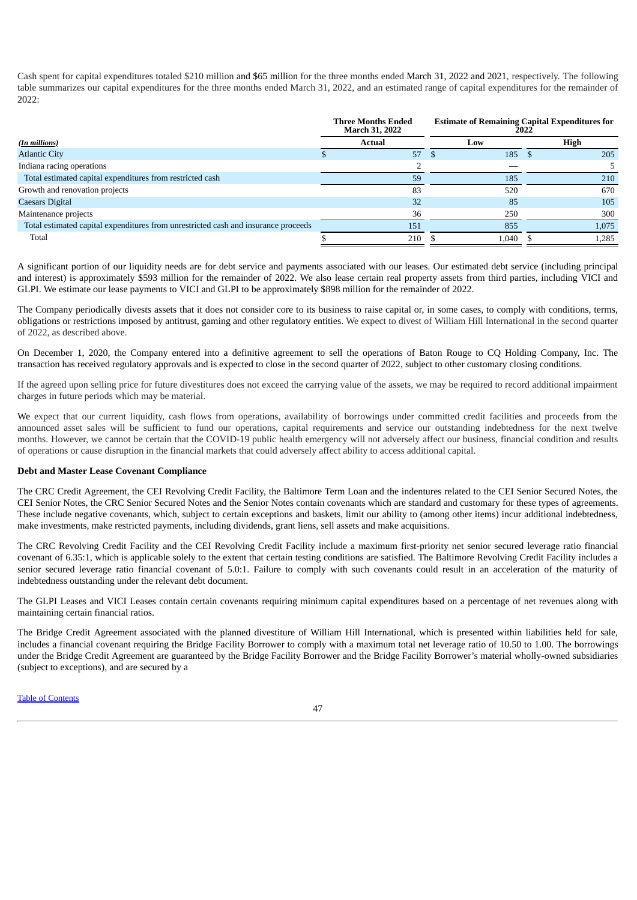Cash spent for capital expenditures totaled $210 million and $65 million for the three months ended March 31, 2022 and 2021, respectively. The following table summarizes our capital expenditures for the three months ended March 31, 2022, and an estimated range of capital expenditures for the remainder of 2022:

| | Three Months Ended March 31, 2022 | Estimate of Remaining Capital Expenditures for 2022 | |
|---|---|---|---|
| *(In millions)* | Actual | Low | High |
| Atlantic City | $ 57 | $ 185 | $ 205 |
| Indiana racing operations | 2 | — | 5 |
| Total estimated capital expenditures from restricted cash | 59 | 185 | 210 |
| Growth and renovation projects | 83 | 520 | 670 |
| Caesars Digital | 32 | 85 | 105 |
| Maintenance projects | 36 | 250 | 300 |
| Total estimated capital expenditures from unrestricted cash and insurance proceeds | 151 | 855 | 1,075 |
| Total | $ 210 | $ 1,040 | $ 1,285 |

A significant portion of our liquidity needs are for debt service and payments associated with our leases. Our estimated debt service (including principal and interest) is approximately $593 million for the remainder of 2022. We also lease certain real property assets from third parties, including VICI and GLPI. We estimate our lease payments to VICI and GLPI to be approximately $898 million for the remainder of 2022.

The Company periodically divests assets that it does not consider core to its business to raise capital or, in some cases, to comply with conditions, terms, obligations or restrictions imposed by antitrust, gaming and other regulatory entities. We expect to divest of William Hill International in the second quarter of 2022, as described above.

On December 1, 2020, the Company entered into a definitive agreement to sell the operations of Baton Rouge to CQ Holding Company, Inc. The transaction has received regulatory approvals and is expected to close in the second quarter of 2022, subject to other customary closing conditions.

If the agreed upon selling price for future divestitures does not exceed the carrying value of the assets, we may be required to record additional impairment charges in future periods which may be material.

We expect that our current liquidity, cash flows from operations, availability of borrowings under committed credit facilities and proceeds from the announced asset sales will be sufficient to fund our operations, capital requirements and service our outstanding indebtedness for the next twelve months. However, we cannot be certain that the COVID-19 public health emergency will not adversely affect our business, financial condition and results of operations or cause disruption in the financial markets that could adversely affect ability to access additional capital.

**Debt and Master Lease Covenant Compliance**

The CRC Credit Agreement, the CEI Revolving Credit Facility, the Baltimore Term Loan and the indentures related to the CEI Senior Secured Notes, the CEI Senior Notes, the CRC Senior Secured Notes and the Senior Notes contain covenants which are standard and customary for these types of agreements. These include negative covenants, which, subject to certain exceptions and baskets, limit our ability to (among other items) incur additional indebtedness, make investments, make restricted payments, including dividends, grant liens, sell assets and make acquisitions.

The CRC Revolving Credit Facility and the CEI Revolving Credit Facility include a maximum first-priority net senior secured leverage ratio financial covenant of 6.35:1, which is applicable solely to the extent that certain testing conditions are satisfied. The Baltimore Revolving Credit Facility includes a senior secured leverage ratio financial covenant of 5.0:1. Failure to comply with such covenants could result in an acceleration of the maturity of indebtedness outstanding under the relevant debt document.

The GLPI Leases and VICI Leases contain certain covenants requiring minimum capital expenditures based on a percentage of net revenues along with maintaining certain financial ratios.

The Bridge Credit Agreement associated with the planned divestiture of William Hill International, which is presented within liabilities held for sale, includes a financial covenant requiring the Bridge Facility Borrower to comply with a maximum total net leverage ratio of 10.50 to 1.00. The borrowings under the Bridge Credit Agreement are guaranteed by the Bridge Facility Borrower and the Bridge Facility Borrower's material wholly-owned subsidiaries (subject to exceptions), and are secured by a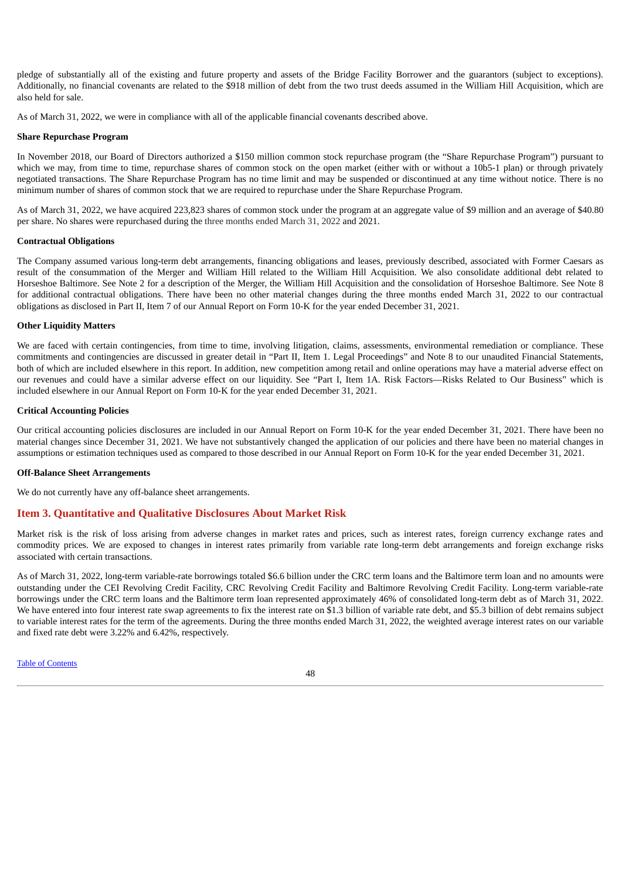pledge of substantially all of the existing and future property and assets of the Bridge Facility Borrower and the guarantors (subject to exceptions). Additionally, no financial covenants are related to the $918 million of debt from the two trust deeds assumed in the William Hill Acquisition, which are also held for sale.

As of March 31, 2022, we were in compliance with all of the applicable financial covenants described above.

**Share Repurchase Program**

In November 2018, our Board of Directors authorized a $150 million common stock repurchase program (the "Share Repurchase Program") pursuant to which we may, from time to time, repurchase shares of common stock on the open market (either with or without a 10b5-1 plan) or through privately negotiated transactions. The Share Repurchase Program has no time limit and may be suspended or discontinued at any time without notice. There is no minimum number of shares of common stock that we are required to repurchase under the Share Repurchase Program.

As of March 31, 2022, we have acquired 223,823 shares of common stock under the program at an aggregate value of $9 million and an average of $40.80 per share. No shares were repurchased during the three months ended March 31, 2022 and 2021.

**Contractual Obligations**

The Company assumed various long-term debt arrangements, financing obligations and leases, previously described, associated with Former Caesars as result of the consummation of the Merger and William Hill related to the William Hill Acquisition. We also consolidate additional debt related to Horseshoe Baltimore. See Note 2 for a description of the Merger, the William Hill Acquisition and the consolidation of Horseshoe Baltimore. See Note 8 for additional contractual obligations. There have been no other material changes during the three months ended March 31, 2022 to our contractual obligations as disclosed in Part II, Item 7 of our Annual Report on Form 10-K for the year ended December 31, 2021.

**Other Liquidity Matters**

We are faced with certain contingencies, from time to time, involving litigation, claims, assessments, environmental remediation or compliance. These commitments and contingencies are discussed in greater detail in "Part II, Item 1. Legal Proceedings" and Note 8 to our unaudited Financial Statements, both of which are included elsewhere in this report. In addition, new competition among retail and online operations may have a material adverse effect on our revenues and could have a similar adverse effect on our liquidity. See "Part I, Item 1A. Risk Factors—Risks Related to Our Business" which is included elsewhere in our Annual Report on Form 10-K for the year ended December 31, 2021.

**Critical Accounting Policies**

Our critical accounting policies disclosures are included in our Annual Report on Form 10-K for the year ended December 31, 2021. There have been no material changes since December 31, 2021. We have not substantively changed the application of our policies and there have been no material changes in assumptions or estimation techniques used as compared to those described in our Annual Report on Form 10-K for the year ended December 31, 2021.

**Off-Balance Sheet Arrangements**

We do not currently have any off-balance sheet arrangements.

## Item 3. Quantitative and Qualitative Disclosures About Market Risk

Market risk is the risk of loss arising from adverse changes in market rates and prices, such as interest rates, foreign currency exchange rates and commodity prices. We are exposed to changes in interest rates primarily from variable rate long-term debt arrangements and foreign exchange risks associated with certain transactions.

As of March 31, 2022, long-term variable-rate borrowings totaled $6.6 billion under the CRC term loans and the Baltimore term loan and no amounts were outstanding under the CEI Revolving Credit Facility, CRC Revolving Credit Facility and Baltimore Revolving Credit Facility. Long-term variable-rate borrowings under the CRC term loans and the Baltimore term loan represented approximately 46% of consolidated long-term debt as of March 31, 2022. We have entered into four interest rate swap agreements to fix the interest rate on $1.3 billion of variable rate debt, and $5.3 billion of debt remains subject to variable interest rates for the term of the agreements. During the three months ended March 31, 2022, the weighted average interest rates on our variable and fixed rate debt were 3.22% and 6.42%, respectively.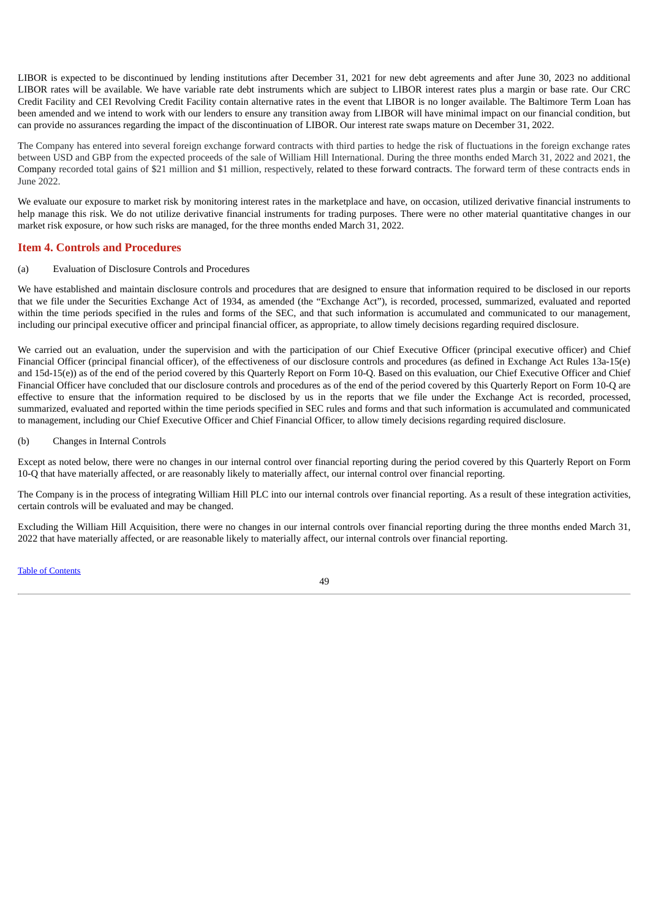LIBOR is expected to be discontinued by lending institutions after December 31, 2021 for new debt agreements and after June 30, 2023 no additional LIBOR rates will be available. We have variable rate debt instruments which are subject to LIBOR interest rates plus a margin or base rate. Our CRC Credit Facility and CEI Revolving Credit Facility contain alternative rates in the event that LIBOR is no longer available. The Baltimore Term Loan has been amended and we intend to work with our lenders to ensure any transition away from LIBOR will have minimal impact on our financial condition, but can provide no assurances regarding the impact of the discontinuation of LIBOR. Our interest rate swaps mature on December 31, 2022.

The Company has entered into several foreign exchange forward contracts with third parties to hedge the risk of fluctuations in the foreign exchange rates between USD and GBP from the expected proceeds of the sale of William Hill International. During the three months ended March 31, 2022 and 2021, the Company recorded total gains of $21 million and $1 million, respectively, related to these forward contracts. The forward term of these contracts ends in June 2022.

We evaluate our exposure to market risk by monitoring interest rates in the marketplace and have, on occasion, utilized derivative financial instruments to help manage this risk. We do not utilize derivative financial instruments for trading purposes. There were no other material quantitative changes in our market risk exposure, or how such risks are managed, for the three months ended March 31, 2022.

## Item 4. Controls and Procedures

(a) Evaluation of Disclosure Controls and Procedures

We have established and maintain disclosure controls and procedures that are designed to ensure that information required to be disclosed in our reports that we file under the Securities Exchange Act of 1934, as amended (the "Exchange Act"), is recorded, processed, summarized, evaluated and reported within the time periods specified in the rules and forms of the SEC, and that such information is accumulated and communicated to our management, including our principal executive officer and principal financial officer, as appropriate, to allow timely decisions regarding required disclosure.

We carried out an evaluation, under the supervision and with the participation of our Chief Executive Officer (principal executive officer) and Chief Financial Officer (principal financial officer), of the effectiveness of our disclosure controls and procedures (as defined in Exchange Act Rules 13a-15(e) and 15d-15(e)) as of the end of the period covered by this Quarterly Report on Form 10-Q. Based on this evaluation, our Chief Executive Officer and Chief Financial Officer have concluded that our disclosure controls and procedures as of the end of the period covered by this Quarterly Report on Form 10-Q are effective to ensure that the information required to be disclosed by us in the reports that we file under the Exchange Act is recorded, processed, summarized, evaluated and reported within the time periods specified in SEC rules and forms and that such information is accumulated and communicated to management, including our Chief Executive Officer and Chief Financial Officer, to allow timely decisions regarding required disclosure.

(b) Changes in Internal Controls

Except as noted below, there were no changes in our internal control over financial reporting during the period covered by this Quarterly Report on Form 10-Q that have materially affected, or are reasonably likely to materially affect, our internal control over financial reporting.

The Company is in the process of integrating William Hill PLC into our internal controls over financial reporting. As a result of these integration activities, certain controls will be evaluated and may be changed.

Excluding the William Hill Acquisition, there were no changes in our internal controls over financial reporting during the three months ended March 31, 2022 that have materially affected, or are reasonable likely to materially affect, our internal controls over financial reporting.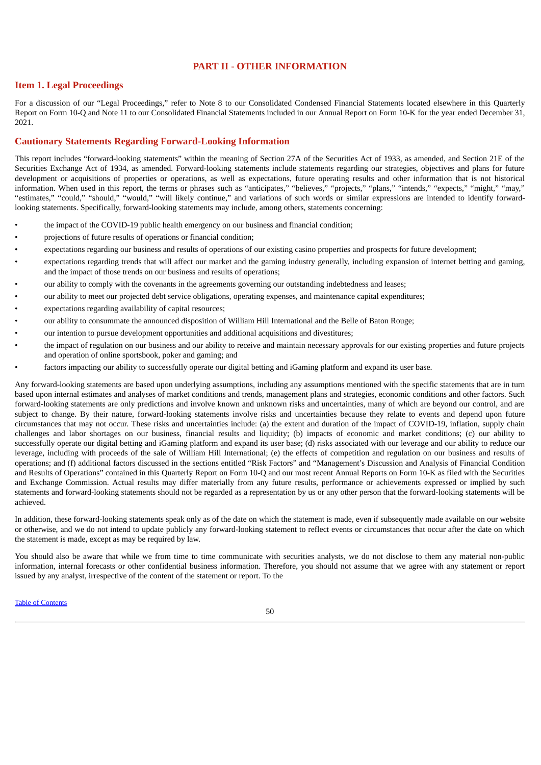# PART II - OTHER INFORMATION

## Item 1. Legal Proceedings

For a discussion of our "Legal Proceedings," refer to Note 8 to our Consolidated Condensed Financial Statements located elsewhere in this Quarterly Report on Form 10-Q and Note 11 to our Consolidated Financial Statements included in our Annual Report on Form 10-K for the year ended December 31, 2021.

## Cautionary Statements Regarding Forward-Looking Information

This report includes "forward-looking statements" within the meaning of Section 27A of the Securities Act of 1933, as amended, and Section 21E of the Securities Exchange Act of 1934, as amended. Forward-looking statements include statements regarding our strategies, objectives and plans for future development or acquisitions of properties or operations, as well as expectations, future operating results and other information that is not historical information. When used in this report, the terms or phrases such as "anticipates," "believes," "projects," "plans," "intends," "expects," "might," "may," "estimates," "could," "should," "would," "will likely continue," and variations of such words or similar expressions are intended to identify forward-looking statements. Specifically, forward-looking statements may include, among others, statements concerning:

- the impact of the COVID-19 public health emergency on our business and financial condition;
- projections of future results of operations or financial condition;
- expectations regarding our business and results of operations of our existing casino properties and prospects for future development;
- expectations regarding trends that will affect our market and the gaming industry generally, including expansion of internet betting and gaming, and the impact of those trends on our business and results of operations;
- our ability to comply with the covenants in the agreements governing our outstanding indebtedness and leases;
- our ability to meet our projected debt service obligations, operating expenses, and maintenance capital expenditures;
- expectations regarding availability of capital resources;
- our ability to consummate the announced disposition of William Hill International and the Belle of Baton Rouge;
- our intention to pursue development opportunities and additional acquisitions and divestitures;
- the impact of regulation on our business and our ability to receive and maintain necessary approvals for our existing properties and future projects and operation of online sportsbook, poker and gaming; and
- factors impacting our ability to successfully operate our digital betting and iGaming platform and expand its user base.

Any forward-looking statements are based upon underlying assumptions, including any assumptions mentioned with the specific statements that are in turn based upon internal estimates and analyses of market conditions and trends, management plans and strategies, economic conditions and other factors. Such forward-looking statements are only predictions and involve known and unknown risks and uncertainties, many of which are beyond our control, and are subject to change. By their nature, forward-looking statements involve risks and uncertainties because they relate to events and depend upon future circumstances that may not occur. These risks and uncertainties include: (a) the extent and duration of the impact of COVID-19, inflation, supply chain challenges and labor shortages on our business, financial results and liquidity; (b) impacts of economic and market conditions; (c) our ability to successfully operate our digital betting and iGaming platform and expand its user base; (d) risks associated with our leverage and our ability to reduce our leverage, including with proceeds of the sale of William Hill International; (e) the effects of competition and regulation on our business and results of operations; and (f) additional factors discussed in the sections entitled "Risk Factors" and "Management's Discussion and Analysis of Financial Condition and Results of Operations" contained in this Quarterly Report on Form 10-Q and our most recent Annual Reports on Form 10-K as filed with the Securities and Exchange Commission. Actual results may differ materially from any future results, performance or achievements expressed or implied by such statements and forward-looking statements should not be regarded as a representation by us or any other person that the forward-looking statements will be achieved.

In addition, these forward-looking statements speak only as of the date on which the statement is made, even if subsequently made available on our website or otherwise, and we do not intend to update publicly any forward-looking statement to reflect events or circumstances that occur after the date on which the statement is made, except as may be required by law.

You should also be aware that while we from time to time communicate with securities analysts, we do not disclose to them any material non-public information, internal forecasts or other confidential business information. Therefore, you should not assume that we agree with any statement or report issued by any analyst, irrespective of the content of the statement or report. To the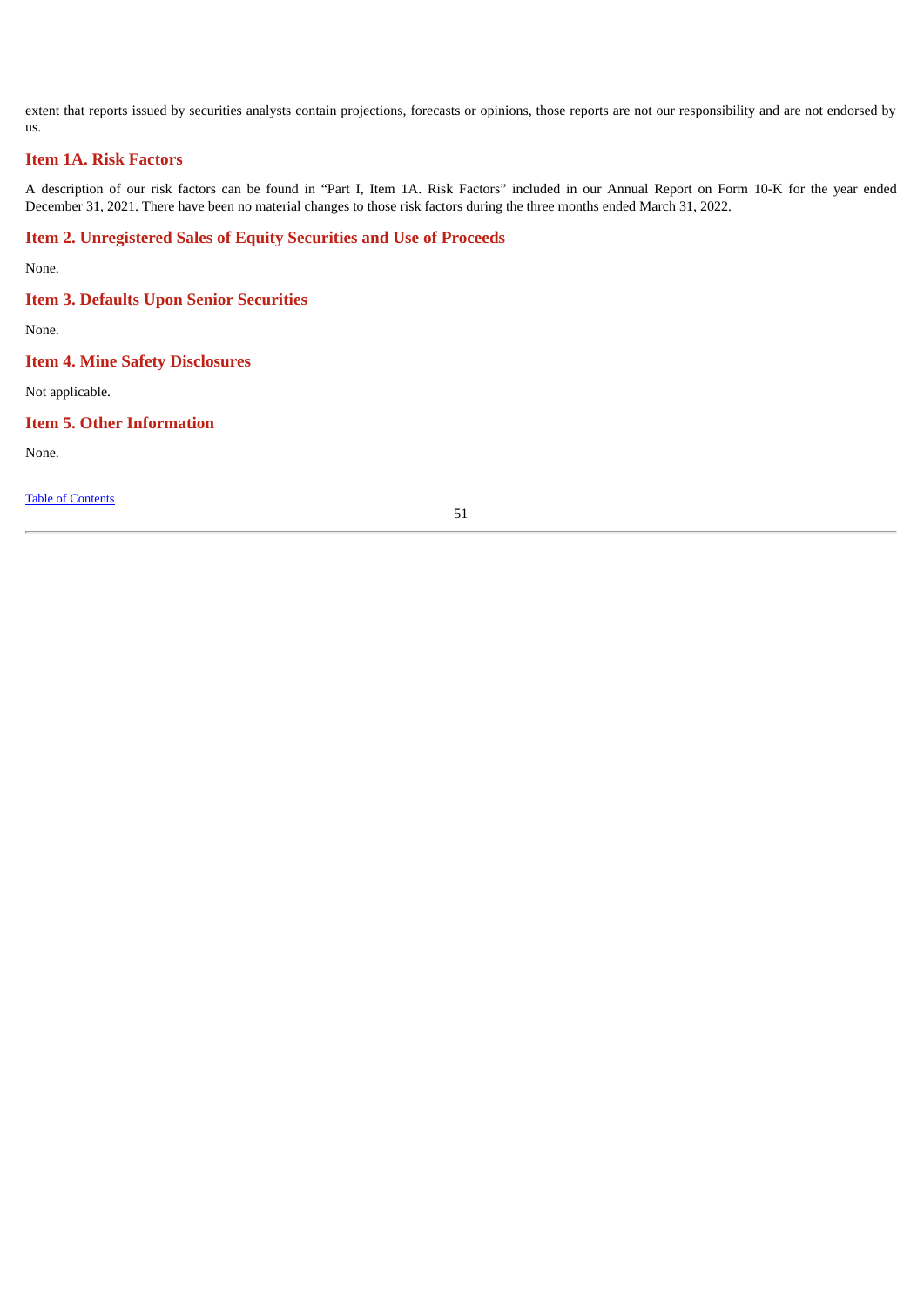extent that reports issued by securities analysts contain projections, forecasts or opinions, those reports are not our responsibility and are not endorsed by us.

## Item 1A. Risk Factors

A description of our risk factors can be found in "Part I, Item 1A. Risk Factors" included in our Annual Report on Form 10-K for the year ended December 31, 2021. There have been no material changes to those risk factors during the three months ended March 31, 2022.

## Item 2. Unregistered Sales of Equity Securities and Use of Proceeds

None.

## Item 3. Defaults Upon Senior Securities

None.

## Item 4. Mine Safety Disclosures

Not applicable.

## Item 5. Other Information

None.

Table of Contents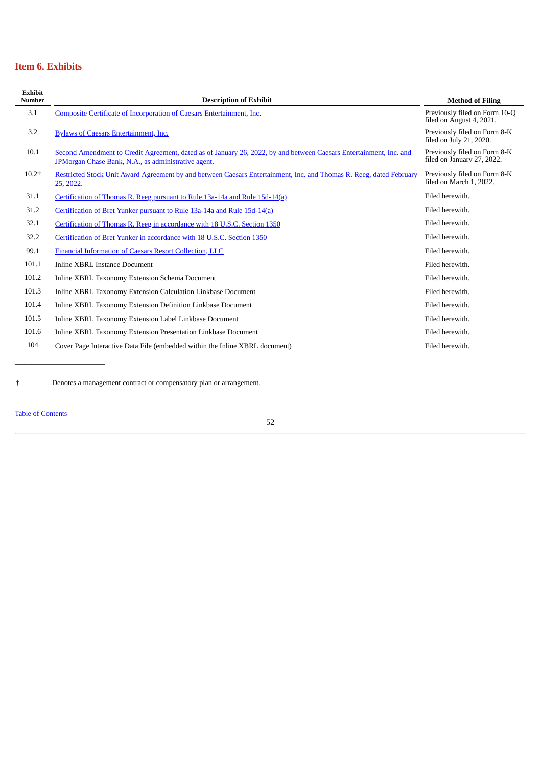## Item 6. Exhibits

| Exhibit Number | Description of Exhibit | Method of Filing |
|---|---|---|
| 3.1 | Composite Certificate of Incorporation of Caesars Entertainment, Inc. | Previously filed on Form 10-Q filed on August 4, 2021. |
| 3.2 | Bylaws of Caesars Entertainment, Inc. | Previously filed on Form 8-K filed on July 21, 2020. |
| 10.1 | Second Amendment to Credit Agreement, dated as of January 26, 2022, by and between Caesars Entertainment, Inc. and JPMorgan Chase Bank, N.A., as administrative agent. | Previously filed on Form 8-K filed on January 27, 2022. |
| 10.2† | Restricted Stock Unit Award Agreement by and between Caesars Entertainment, Inc. and Thomas R. Reeg, dated February 25, 2022. | Previously filed on Form 8-K filed on March 1, 2022. |
| 31.1 | Certification of Thomas R. Reeg pursuant to Rule 13a-14a and Rule 15d-14(a) | Filed herewith. |
| 31.2 | Certification of Bret Yunker pursuant to Rule 13a-14a and Rule 15d-14(a) | Filed herewith. |
| 32.1 | Certification of Thomas R. Reeg in accordance with 18 U.S.C. Section 1350 | Filed herewith. |
| 32.2 | Certification of Bret Yunker in accordance with 18 U.S.C. Section 1350 | Filed herewith. |
| 99.1 | Financial Information of Caesars Resort Collection, LLC | Filed herewith. |
| 101.1 | Inline XBRL Instance Document | Filed herewith. |
| 101.2 | Inline XBRL Taxonomy Extension Schema Document | Filed herewith. |
| 101.3 | Inline XBRL Taxonomy Extension Calculation Linkbase Document | Filed herewith. |
| 101.4 | Inline XBRL Taxonomy Extension Definition Linkbase Document | Filed herewith. |
| 101.5 | Inline XBRL Taxonomy Extension Label Linkbase Document | Filed herewith. |
| 101.6 | Inline XBRL Taxonomy Extension Presentation Linkbase Document | Filed herewith. |
| 104 | Cover Page Interactive Data File (embedded within the Inline XBRL document) | Filed herewith. |

† Denotes a management contract or compensatory plan or arrangement.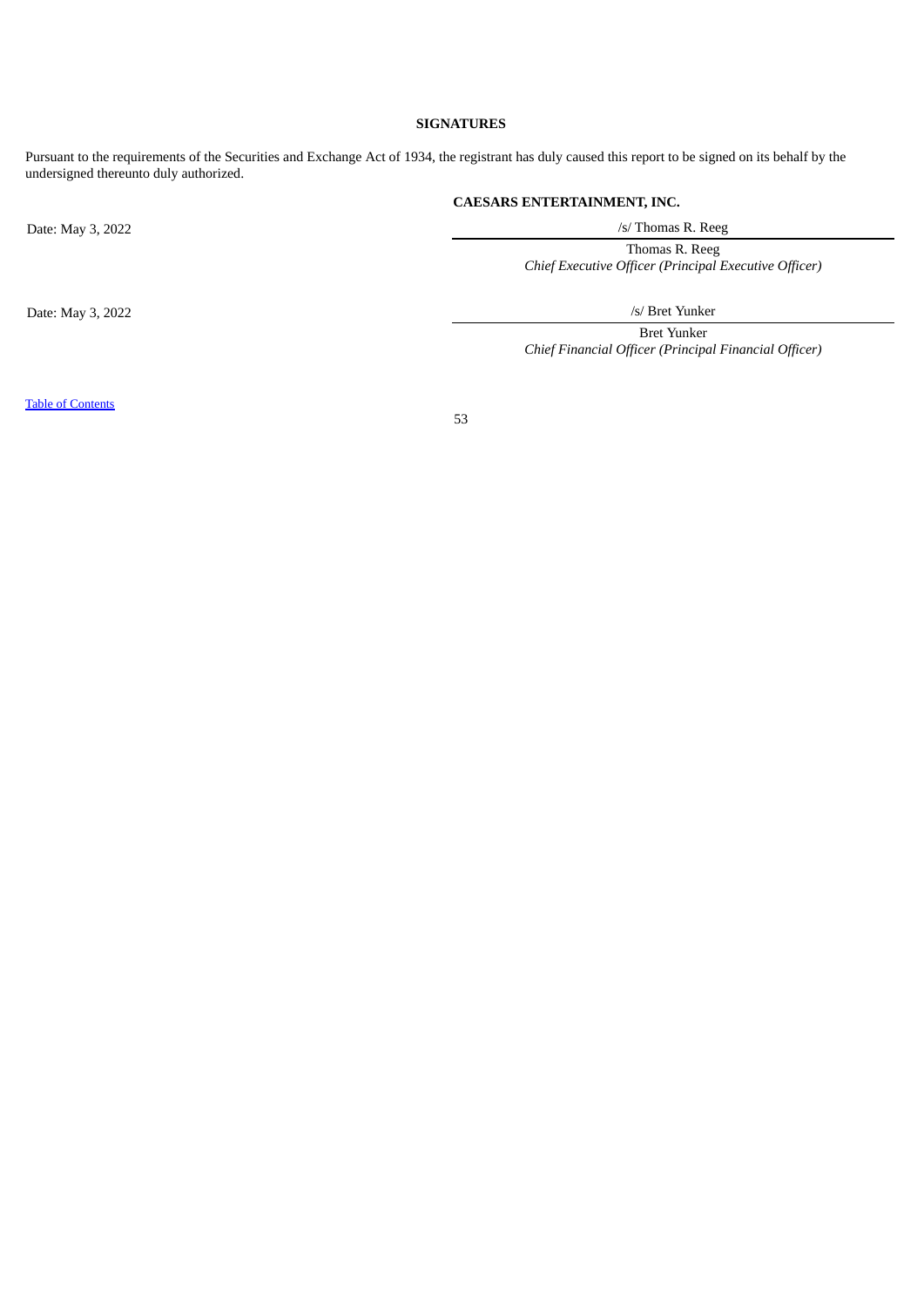## SIGNATURES

Pursuant to the requirements of the Securities and Exchange Act of 1934, the registrant has duly caused this report to be signed on its behalf by the undersigned thereunto duly authorized.

**CAESARS ENTERTAINMENT, INC.**

| | |
|---|---|
| Date: May 3, 2022 | /s/ Thomas R. Reeg |
| | Thomas R. Reeg |
| | *Chief Executive Officer (Principal Executive Officer)* |
| Date: May 3, 2022 | /s/ Bret Yunker |
| | Bret Yunker |
| | *Chief Financial Officer (Principal Financial Officer)* |

Table of Contents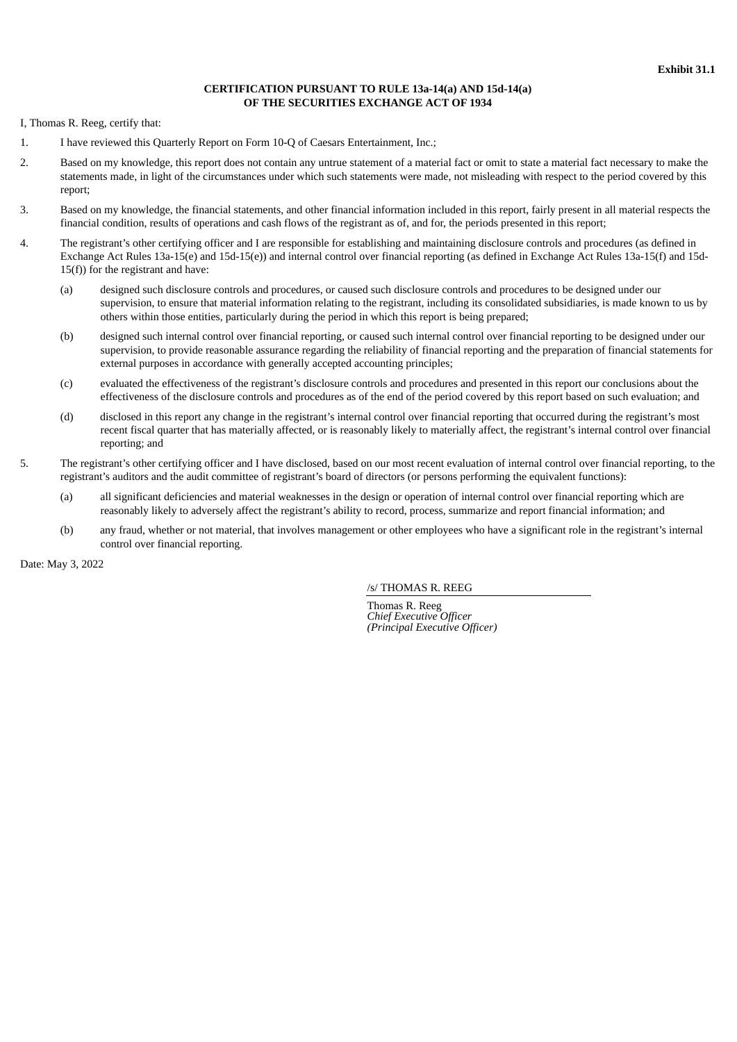**Exhibit 31.1**

**CERTIFICATION PURSUANT TO RULE 13a-14(a) AND 15d-14(a)**
**OF THE SECURITIES EXCHANGE ACT OF 1934**

I, Thomas R. Reeg, certify that:

1. I have reviewed this Quarterly Report on Form 10-Q of Caesars Entertainment, Inc.;

2. Based on my knowledge, this report does not contain any untrue statement of a material fact or omit to state a material fact necessary to make the statements made, in light of the circumstances under which such statements were made, not misleading with respect to the period covered by this report;

3. Based on my knowledge, the financial statements, and other financial information included in this report, fairly present in all material respects the financial condition, results of operations and cash flows of the registrant as of, and for, the periods presented in this report;

4. The registrant's other certifying officer and I are responsible for establishing and maintaining disclosure controls and procedures (as defined in Exchange Act Rules 13a-15(e) and 15d-15(e)) and internal control over financial reporting (as defined in Exchange Act Rules 13a-15(f) and 15d-15(f)) for the registrant and have:

   (a) designed such disclosure controls and procedures, or caused such disclosure controls and procedures to be designed under our supervision, to ensure that material information relating to the registrant, including its consolidated subsidiaries, is made known to us by others within those entities, particularly during the period in which this report is being prepared;

   (b) designed such internal control over financial reporting, or caused such internal control over financial reporting to be designed under our supervision, to provide reasonable assurance regarding the reliability of financial reporting and the preparation of financial statements for external purposes in accordance with generally accepted accounting principles;

   (c) evaluated the effectiveness of the registrant's disclosure controls and procedures and presented in this report our conclusions about the effectiveness of the disclosure controls and procedures as of the end of the period covered by this report based on such evaluation; and

   (d) disclosed in this report any change in the registrant's internal control over financial reporting that occurred during the registrant's most recent fiscal quarter that has materially affected, or is reasonably likely to materially affect, the registrant's internal control over financial reporting; and

5. The registrant's other certifying officer and I have disclosed, based on our most recent evaluation of internal control over financial reporting, to the registrant's auditors and the audit committee of registrant's board of directors (or persons performing the equivalent functions):

   (a) all significant deficiencies and material weaknesses in the design or operation of internal control over financial reporting which are reasonably likely to adversely affect the registrant's ability to record, process, summarize and report financial information; and

   (b) any fraud, whether or not material, that involves management or other employees who have a significant role in the registrant's internal control over financial reporting.

Date: May 3, 2022

/s/ THOMAS R. REEG

Thomas R. Reeg
*Chief Executive Officer*
*(Principal Executive Officer)*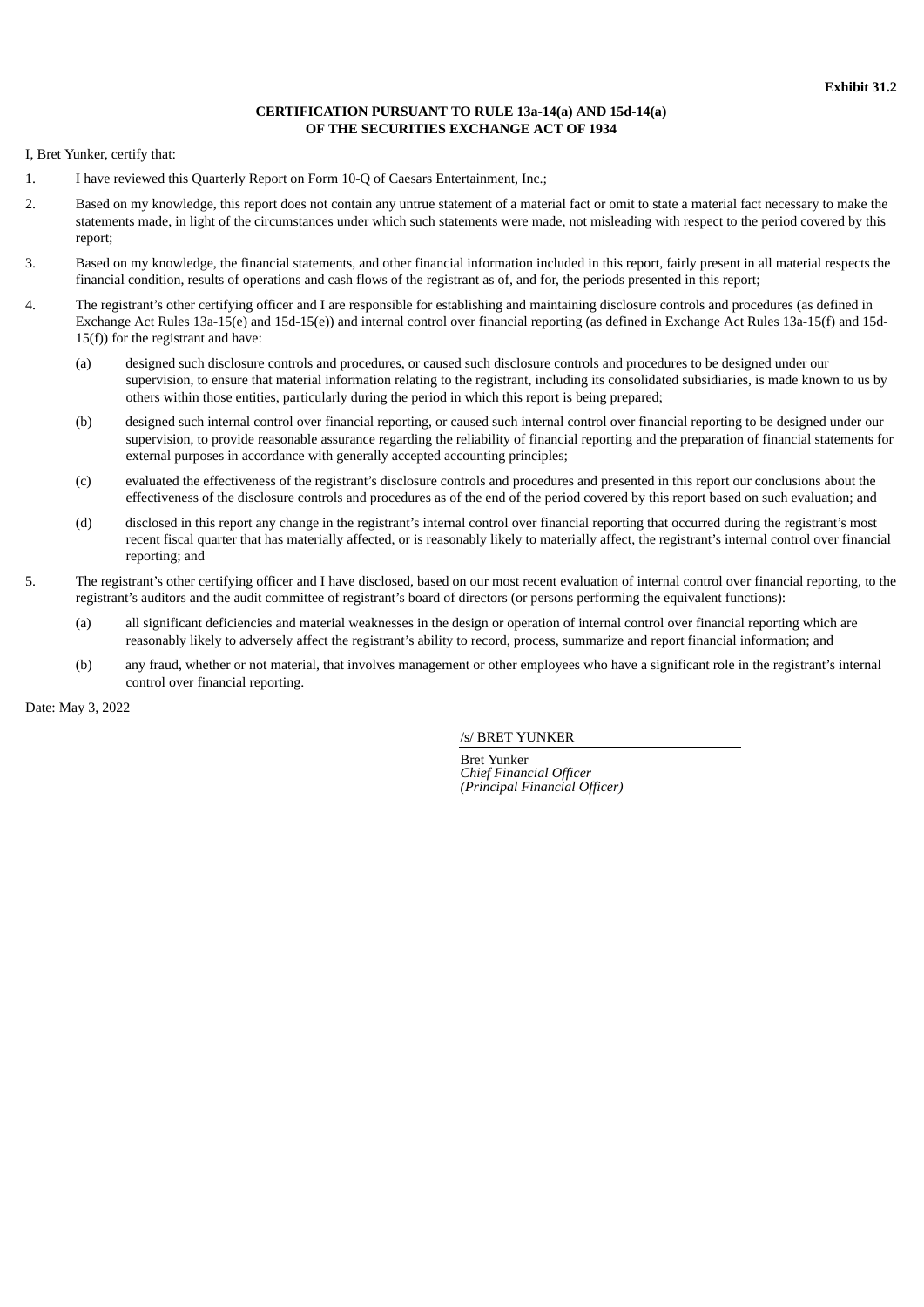**Exhibit 31.2**

**CERTIFICATION PURSUANT TO RULE 13a-14(a) AND 15d-14(a)**
**OF THE SECURITIES EXCHANGE ACT OF 1934**

I, Bret Yunker, certify that:

1. I have reviewed this Quarterly Report on Form 10-Q of Caesars Entertainment, Inc.;

2. Based on my knowledge, this report does not contain any untrue statement of a material fact or omit to state a material fact necessary to make the statements made, in light of the circumstances under which such statements were made, not misleading with respect to the period covered by this report;

3. Based on my knowledge, the financial statements, and other financial information included in this report, fairly present in all material respects the financial condition, results of operations and cash flows of the registrant as of, and for, the periods presented in this report;

4. The registrant's other certifying officer and I are responsible for establishing and maintaining disclosure controls and procedures (as defined in Exchange Act Rules 13a-15(e) and 15d-15(e)) and internal control over financial reporting (as defined in Exchange Act Rules 13a-15(f) and 15d-15(f)) for the registrant and have:

   (a) designed such disclosure controls and procedures, or caused such disclosure controls and procedures to be designed under our supervision, to ensure that material information relating to the registrant, including its consolidated subsidiaries, is made known to us by others within those entities, particularly during the period in which this report is being prepared;

   (b) designed such internal control over financial reporting, or caused such internal control over financial reporting to be designed under our supervision, to provide reasonable assurance regarding the reliability of financial reporting and the preparation of financial statements for external purposes in accordance with generally accepted accounting principles;

   (c) evaluated the effectiveness of the registrant's disclosure controls and procedures and presented in this report our conclusions about the effectiveness of the disclosure controls and procedures as of the end of the period covered by this report based on such evaluation; and

   (d) disclosed in this report any change in the registrant's internal control over financial reporting that occurred during the registrant's most recent fiscal quarter that has materially affected, or is reasonably likely to materially affect, the registrant's internal control over financial reporting; and

5. The registrant's other certifying officer and I have disclosed, based on our most recent evaluation of internal control over financial reporting, to the registrant's auditors and the audit committee of registrant's board of directors (or persons performing the equivalent functions):

   (a) all significant deficiencies and material weaknesses in the design or operation of internal control over financial reporting which are reasonably likely to adversely affect the registrant's ability to record, process, summarize and report financial information; and

   (b) any fraud, whether or not material, that involves management or other employees who have a significant role in the registrant's internal control over financial reporting.

Date: May 3, 2022

/s/ BRET YUNKER

Bret Yunker
*Chief Financial Officer*
*(Principal Financial Officer)*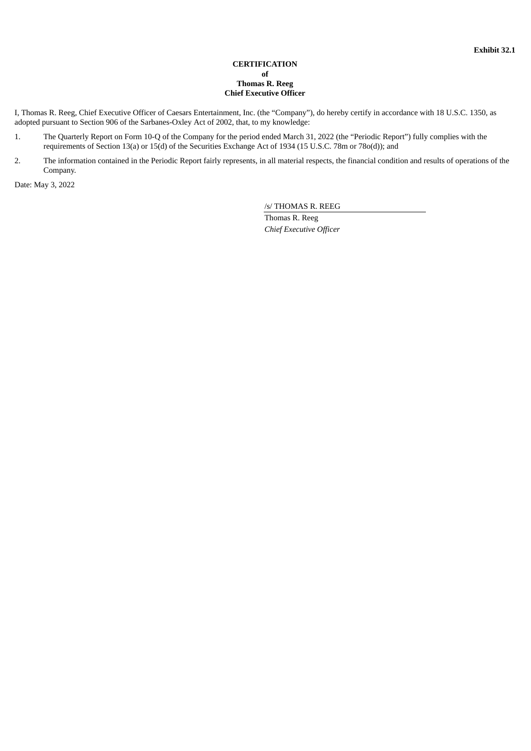**Exhibit 32.1**

**CERTIFICATION**
**of**
**Thomas R. Reeg**
**Chief Executive Officer**

I, Thomas R. Reeg, Chief Executive Officer of Caesars Entertainment, Inc. (the "Company"), do hereby certify in accordance with 18 U.S.C. 1350, as adopted pursuant to Section 906 of the Sarbanes-Oxley Act of 2002, that, to my knowledge:

1. The Quarterly Report on Form 10-Q of the Company for the period ended March 31, 2022 (the "Periodic Report") fully complies with the requirements of Section 13(a) or 15(d) of the Securities Exchange Act of 1934 (15 U.S.C. 78m or 78o(d)); and

2. The information contained in the Periodic Report fairly represents, in all material respects, the financial condition and results of operations of the Company.

Date: May 3, 2022

/s/ THOMAS R. REEG

Thomas R. Reeg
*Chief Executive Officer*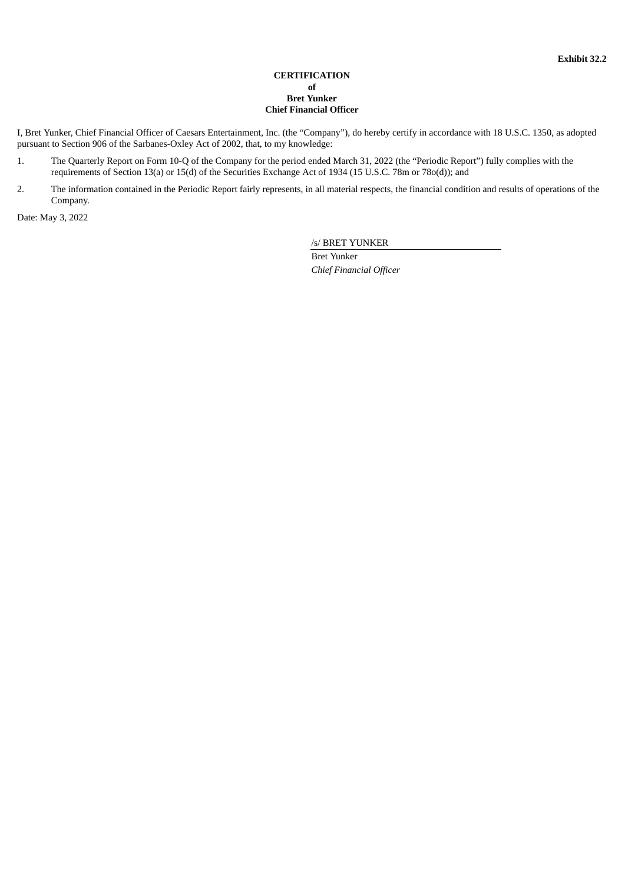**Exhibit 32.2**

**CERTIFICATION**
**of**
**Bret Yunker**
**Chief Financial Officer**

I, Bret Yunker, Chief Financial Officer of Caesars Entertainment, Inc. (the "Company"), do hereby certify in accordance with 18 U.S.C. 1350, as adopted pursuant to Section 906 of the Sarbanes-Oxley Act of 2002, that, to my knowledge:

1. The Quarterly Report on Form 10-Q of the Company for the period ended March 31, 2022 (the "Periodic Report") fully complies with the requirements of Section 13(a) or 15(d) of the Securities Exchange Act of 1934 (15 U.S.C. 78m or 78o(d)); and
2. The information contained in the Periodic Report fairly represents, in all material respects, the financial condition and results of operations of the Company.

Date: May 3, 2022

/s/ BRET YUNKER
Bret Yunker
*Chief Financial Officer*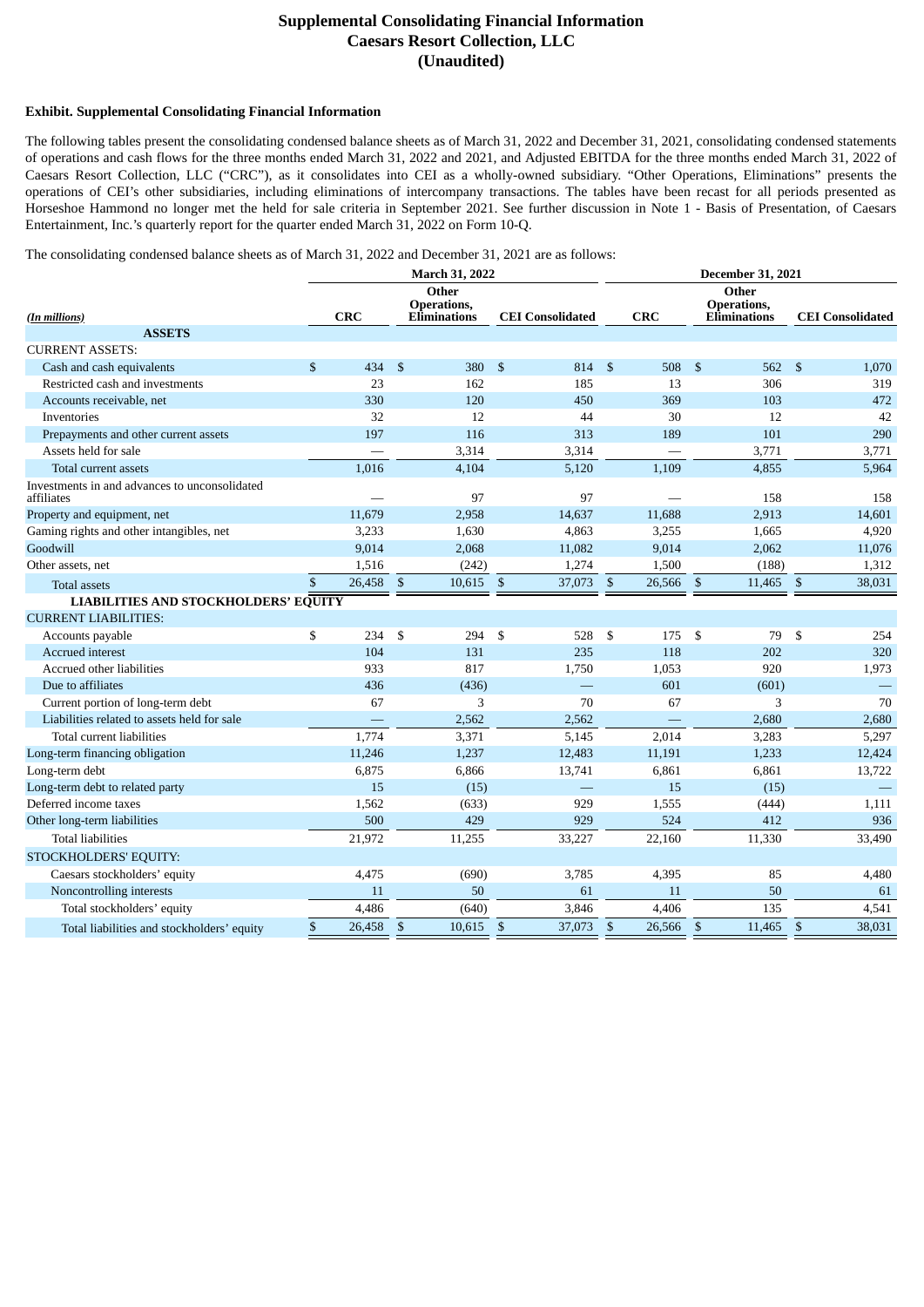# Supplemental Consolidating Financial Information
# Caesars Resort Collection, LLC
# (Unaudited)

**Exhibit. Supplemental Consolidating Financial Information**

The following tables present the consolidating condensed balance sheets as of March 31, 2022 and December 31, 2021, consolidating condensed statements of operations and cash flows for the three months ended March 31, 2022 and 2021, and Adjusted EBITDA for the three months ended March 31, 2022 of Caesars Resort Collection, LLC ("CRC"), as it consolidates into CEI as a wholly-owned subsidiary. "Other Operations, Eliminations" presents the operations of CEI's other subsidiaries, including eliminations of intercompany transactions. The tables have been recast for all periods presented as Horseshoe Hammond no longer met the held for sale criteria in September 2021. See further discussion in Note 1 - Basis of Presentation, of Caesars Entertainment, Inc.'s quarterly report for the quarter ended March 31, 2022 on Form 10-Q.

The consolidating condensed balance sheets as of March 31, 2022 and December 31, 2021 are as follows:

| | March 31, 2022 | | | December 31, 2021 | | |
|---|---|---|---|---|---|---|
| *(In millions)* | CRC | Other Operations, Eliminations | CEI Consolidated | CRC | Other Operations, Eliminations | CEI Consolidated |
| **ASSETS** | | | | | | |
| CURRENT ASSETS: | | | | | | |
| Cash and cash equivalents | $ 434 | $ 380 | $ 814 | $ 508 | $ 562 | $ 1,070 |
| Restricted cash and investments | 23 | 162 | 185 | 13 | 306 | 319 |
| Accounts receivable, net | 330 | 120 | 450 | 369 | 103 | 472 |
| Inventories | 32 | 12 | 44 | 30 | 12 | 42 |
| Prepayments and other current assets | 197 | 116 | 313 | 189 | 101 | 290 |
| Assets held for sale | — | 3,314 | 3,314 | — | 3,771 | 3,771 |
| Total current assets | 1,016 | 4,104 | 5,120 | 1,109 | 4,855 | 5,964 |
| Investments in and advances to unconsolidated affiliates | — | 97 | 97 | — | 158 | 158 |
| Property and equipment, net | 11,679 | 2,958 | 14,637 | 11,688 | 2,913 | 14,601 |
| Gaming rights and other intangibles, net | 3,233 | 1,630 | 4,863 | 3,255 | 1,665 | 4,920 |
| Goodwill | 9,014 | 2,068 | 11,082 | 9,014 | 2,062 | 11,076 |
| Other assets, net | 1,516 | (242) | 1,274 | 1,500 | (188) | 1,312 |
| Total assets | $ 26,458 | $ 10,615 | $ 37,073 | $ 26,566 | $ 11,465 | $ 38,031 |
| **LIABILITIES AND STOCKHOLDERS' EQUITY** | | | | | | |
| CURRENT LIABILITIES: | | | | | | |
| Accounts payable | $ 234 | $ 294 | $ 528 | $ 175 | $ 79 | $ 254 |
| Accrued interest | 104 | 131 | 235 | 118 | 202 | 320 |
| Accrued other liabilities | 933 | 817 | 1,750 | 1,053 | 920 | 1,973 |
| Due to affiliates | 436 | (436) | — | 601 | (601) | — |
| Current portion of long-term debt | 67 | 3 | 70 | 67 | 3 | 70 |
| Liabilities related to assets held for sale | — | 2,562 | 2,562 | — | 2,680 | 2,680 |
| Total current liabilities | 1,774 | 3,371 | 5,145 | 2,014 | 3,283 | 5,297 |
| Long-term financing obligation | 11,246 | 1,237 | 12,483 | 11,191 | 1,233 | 12,424 |
| Long-term debt | 6,875 | 6,866 | 13,741 | 6,861 | 6,861 | 13,722 |
| Long-term debt to related party | 15 | (15) | — | 15 | (15) | — |
| Deferred income taxes | 1,562 | (633) | 929 | 1,555 | (444) | 1,111 |
| Other long-term liabilities | 500 | 429 | 929 | 524 | 412 | 936 |
| Total liabilities | 21,972 | 11,255 | 33,227 | 22,160 | 11,330 | 33,490 |
| STOCKHOLDERS' EQUITY: | | | | | | |
| Caesars stockholders' equity | 4,475 | (690) | 3,785 | 4,395 | 85 | 4,480 |
| Noncontrolling interests | 11 | 50 | 61 | 11 | 50 | 61 |
| Total stockholders' equity | 4,486 | (640) | 3,846 | 4,406 | 135 | 4,541 |
| Total liabilities and stockholders' equity | $ 26,458 | $ 10,615 | $ 37,073 | $ 26,566 | $ 11,465 | $ 38,031 |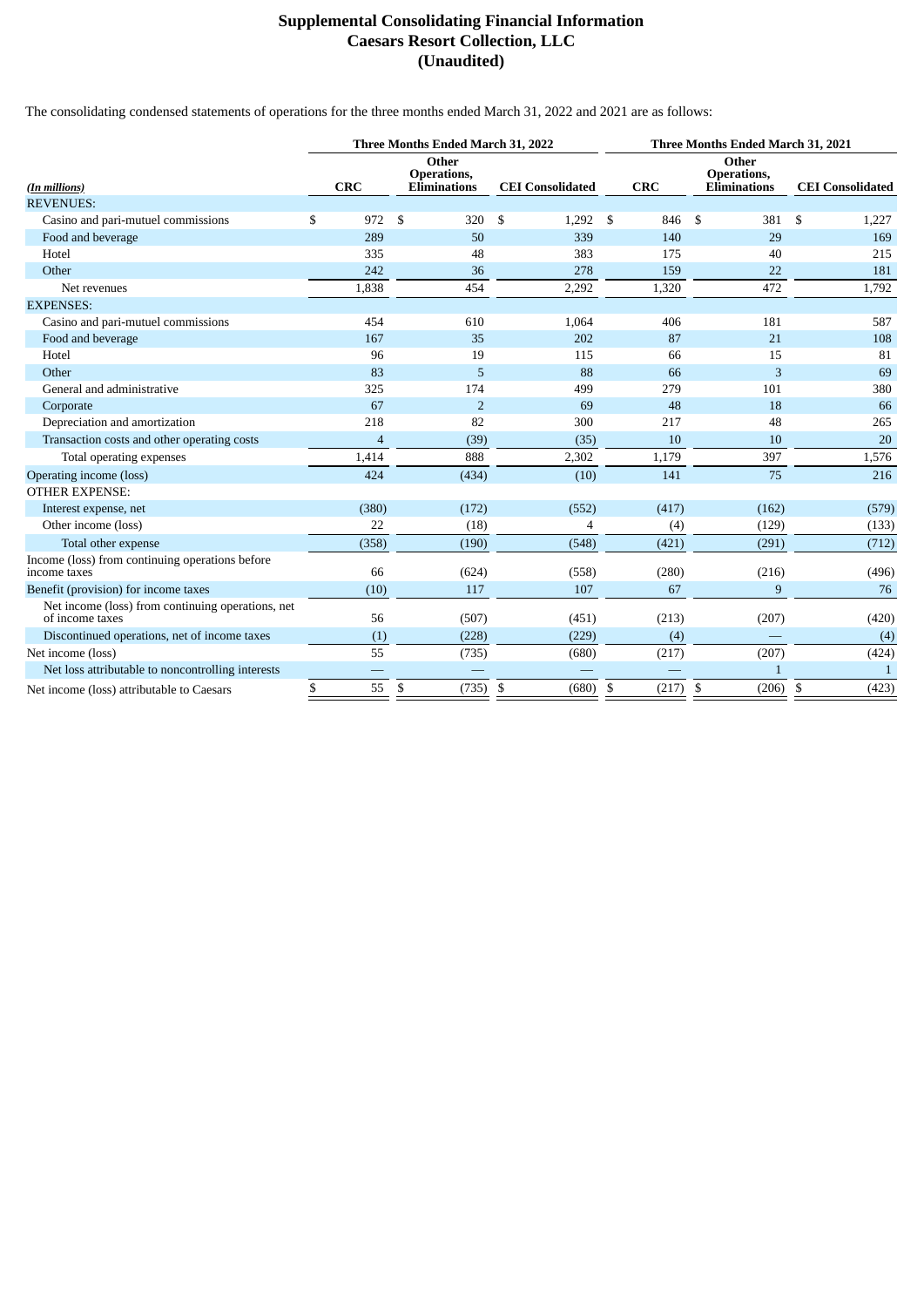# Supplemental Consolidating Financial Information
# Caesars Resort Collection, LLC
# (Unaudited)

The consolidating condensed statements of operations for the three months ended March 31, 2022 and 2021 are as follows:

| | Three Months Ended March 31, 2022 | | | Three Months Ended March 31, 2021 | | |
|---|---|---|---|---|---|---|
| *(In millions)* | CRC | Other Operations, Eliminations | CEI Consolidated | CRC | Other Operations, Eliminations | CEI Consolidated |
| REVENUES: | | | | | | |
| Casino and pari-mutuel commissions | $ 972 | $ 320 | $ 1,292 | $ 846 | $ 381 | $ 1,227 |
| Food and beverage | 289 | 50 | 339 | 140 | 29 | 169 |
| Hotel | 335 | 48 | 383 | 175 | 40 | 215 |
| Other | 242 | 36 | 278 | 159 | 22 | 181 |
| Net revenues | 1,838 | 454 | 2,292 | 1,320 | 472 | 1,792 |
| EXPENSES: | | | | | | |
| Casino and pari-mutuel commissions | 454 | 610 | 1,064 | 406 | 181 | 587 |
| Food and beverage | 167 | 35 | 202 | 87 | 21 | 108 |
| Hotel | 96 | 19 | 115 | 66 | 15 | 81 |
| Other | 83 | 5 | 88 | 66 | 3 | 69 |
| General and administrative | 325 | 174 | 499 | 279 | 101 | 380 |
| Corporate | 67 | 2 | 69 | 48 | 18 | 66 |
| Depreciation and amortization | 218 | 82 | 300 | 217 | 48 | 265 |
| Transaction costs and other operating costs | 4 | (39) | (35) | 10 | 10 | 20 |
| Total operating expenses | 1,414 | 888 | 2,302 | 1,179 | 397 | 1,576 |
| Operating income (loss) | 424 | (434) | (10) | 141 | 75 | 216 |
| OTHER EXPENSE: | | | | | | |
| Interest expense, net | (380) | (172) | (552) | (417) | (162) | (579) |
| Other income (loss) | 22 | (18) | 4 | (4) | (129) | (133) |
| Total other expense | (358) | (190) | (548) | (421) | (291) | (712) |
| Income (loss) from continuing operations before income taxes | 66 | (624) | (558) | (280) | (216) | (496) |
| Benefit (provision) for income taxes | (10) | 117 | 107 | 67 | 9 | 76 |
| Net income (loss) from continuing operations, net of income taxes | 56 | (507) | (451) | (213) | (207) | (420) |
| Discontinued operations, net of income taxes | (1) | (228) | (229) | (4) | — | (4) |
| Net income (loss) | 55 | (735) | (680) | (217) | (207) | (424) |
| Net loss attributable to noncontrolling interests | — | — | — | — | 1 | 1 |
| Net income (loss) attributable to Caesars | $ 55 | $ (735) | $ (680) | $ (217) | $ (206) | $ (423) |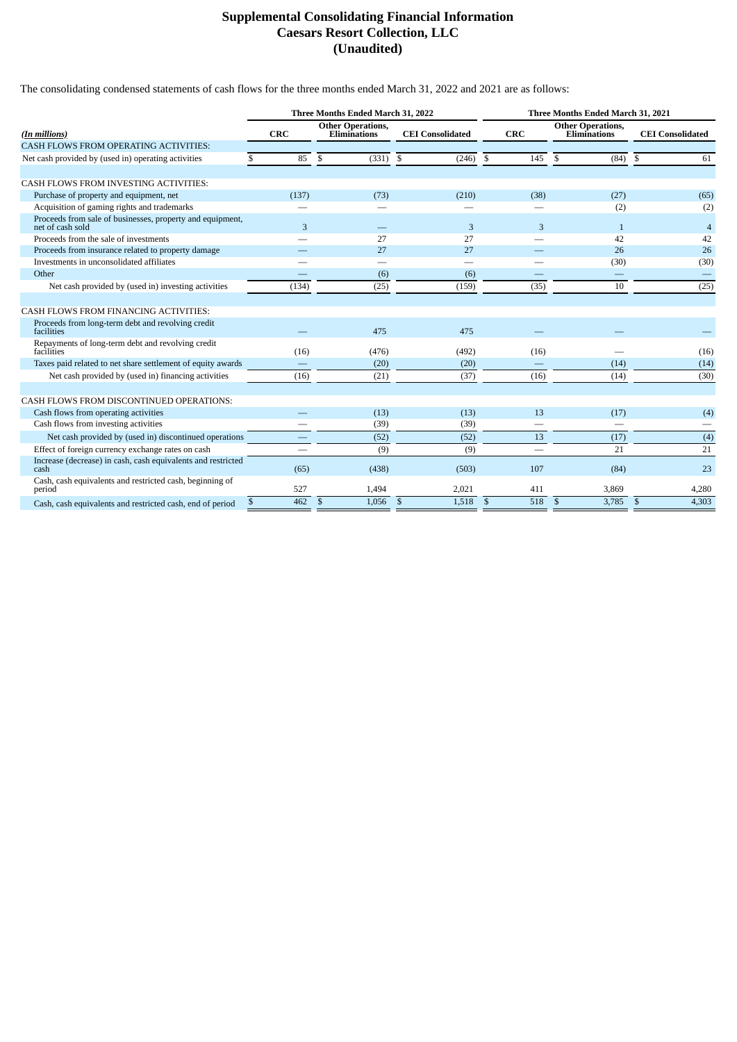# Supplemental Consolidating Financial Information
# Caesars Resort Collection, LLC
# (Unaudited)

The consolidating condensed statements of cash flows for the three months ended March 31, 2022 and 2021 are as follows:

| *(In millions)* | Three Months Ended March 31, 2022 | | | Three Months Ended March 31, 2021 | | |
|---|---|---|---|---|---|---|
| | CRC | Other Operations, Eliminations | CEI Consolidated | CRC | Other Operations, Eliminations | CEI Consolidated |
| CASH FLOWS FROM OPERATING ACTIVITIES: | | | | | | |
| Net cash provided by (used in) operating activities | $ 85 | $ (331) | $ (246) | $ 145 | $ (84) | $ 61 |
| | | | | | | |
| CASH FLOWS FROM INVESTING ACTIVITIES: | | | | | | |
| Purchase of property and equipment, net | (137) | (73) | (210) | (38) | (27) | (65) |
| Acquisition of gaming rights and trademarks | — | — | — | — | (2) | (2) |
| Proceeds from sale of businesses, property and equipment, net of cash sold | 3 | — | 3 | 3 | 1 | 4 |
| Proceeds from the sale of investments | — | 27 | 27 | — | 42 | 42 |
| Proceeds from insurance related to property damage | — | 27 | 27 | — | 26 | 26 |
| Investments in unconsolidated affiliates | — | — | — | — | (30) | (30) |
| Other | — | (6) | (6) | — | — | — |
| Net cash provided by (used in) investing activities | (134) | (25) | (159) | (35) | 10 | (25) |
| | | | | | | |
| CASH FLOWS FROM FINANCING ACTIVITIES: | | | | | | |
| Proceeds from long-term debt and revolving credit facilities | — | 475 | 475 | — | — | — |
| Repayments of long-term debt and revolving credit facilities | (16) | (476) | (492) | (16) | — | (16) |
| Taxes paid related to net share settlement of equity awards | — | (20) | (20) | — | (14) | (14) |
| Net cash provided by (used in) financing activities | (16) | (21) | (37) | (16) | (14) | (30) |
| | | | | | | |
| CASH FLOWS FROM DISCONTINUED OPERATIONS: | | | | | | |
| Cash flows from operating activities | — | (13) | (13) | 13 | (17) | (4) |
| Cash flows from investing activities | — | (39) | (39) | — | — | — |
| Net cash provided by (used in) discontinued operations | — | (52) | (52) | 13 | (17) | (4) |
| Effect of foreign currency exchange rates on cash | — | (9) | (9) | — | 21 | 21 |
| Increase (decrease) in cash, cash equivalents and restricted cash | (65) | (438) | (503) | 107 | (84) | 23 |
| Cash, cash equivalents and restricted cash, beginning of period | 527 | 1,494 | 2,021 | 411 | 3,869 | 4,280 |
| Cash, cash equivalents and restricted cash, end of period | $ 462 | $ 1,056 | $ 1,518 | $ 518 | $ 3,785 | $ 4,303 |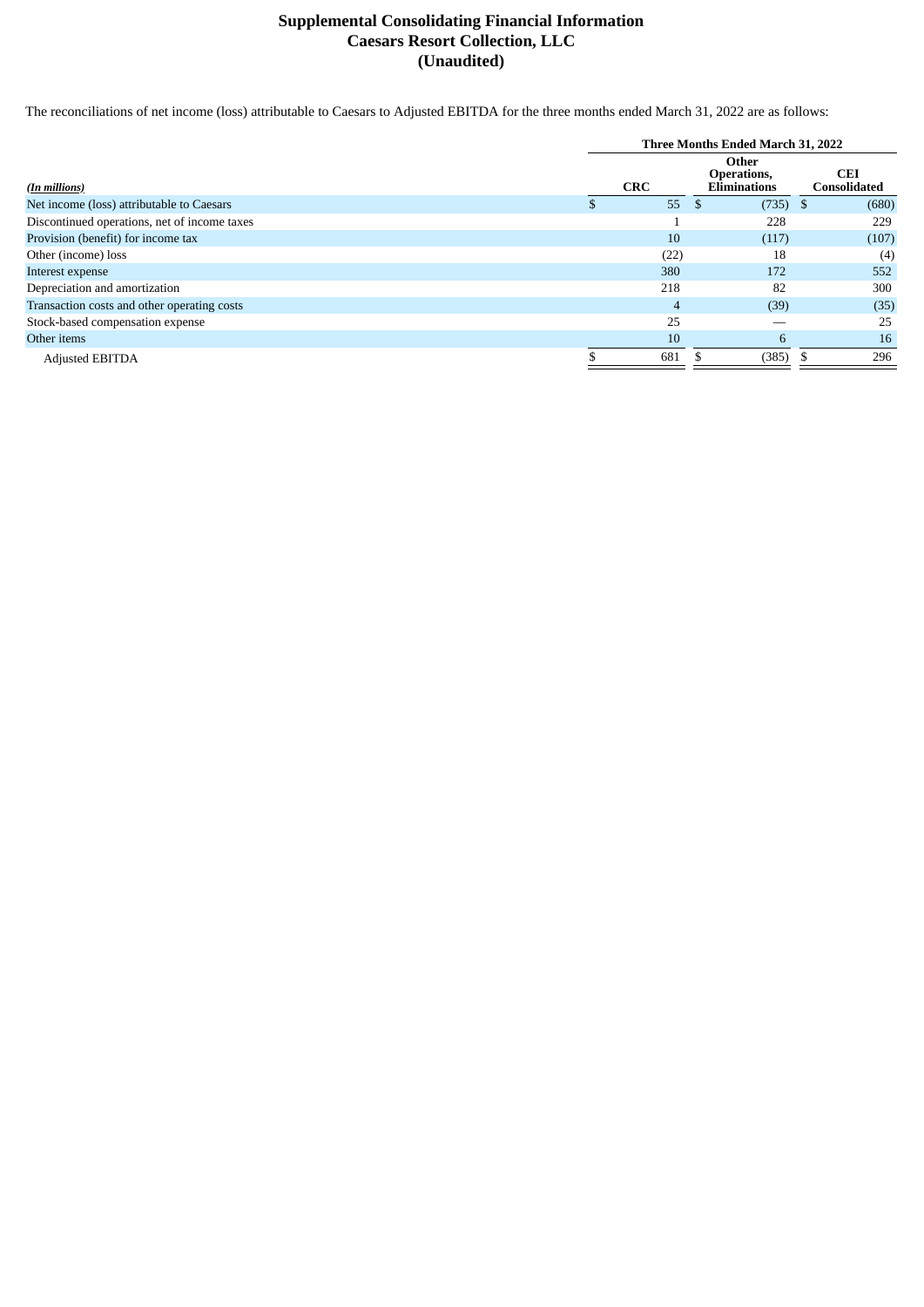# Supplemental Consolidating Financial Information
# Caesars Resort Collection, LLC
# (Unaudited)

The reconciliations of net income (loss) attributable to Caesars to Adjusted EBITDA for the three months ended March 31, 2022 are as follows:

| | Three Months Ended March 31, 2022 | | |
|---|---|---|---|
| ***(In millions)*** | **CRC** | **Other Operations, Eliminations** | **CEI Consolidated** |
| Net income (loss) attributable to Caesars | $ 55 | $ (735) | $ (680) |
| Discontinued operations, net of income taxes | 1 | 228 | 229 |
| Provision (benefit) for income tax | 10 | (117) | (107) |
| Other (income) loss | (22) | 18 | (4) |
| Interest expense | 380 | 172 | 552 |
| Depreciation and amortization | 218 | 82 | 300 |
| Transaction costs and other operating costs | 4 | (39) | (35) |
| Stock-based compensation expense | 25 | — | 25 |
| Other items | 10 | 6 | 16 |
| Adjusted EBITDA | $ 681 | $ (385) | $ 296 |